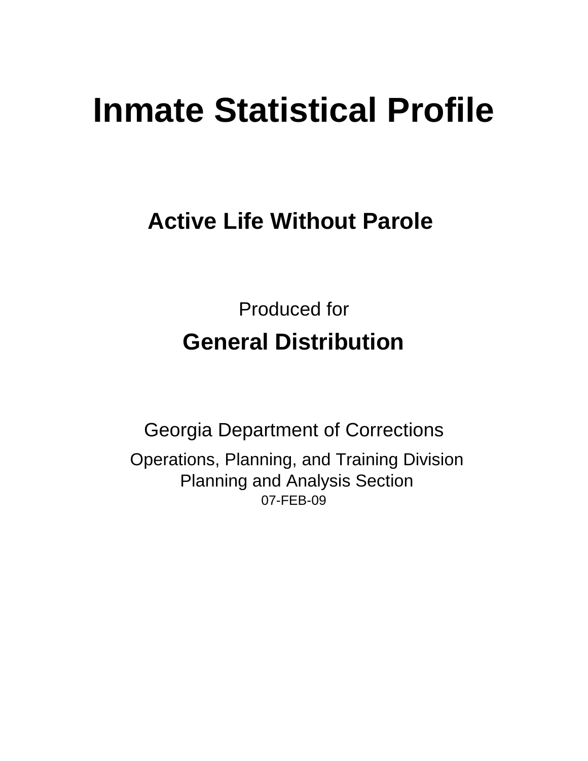# Inmate Statistical Profile

## Active Life Without Parole

Produced for

## General Distribution

Georgia Department of Corrections

Operations, Planning, and Training Division
Planning and Analysis Section
07-FEB-09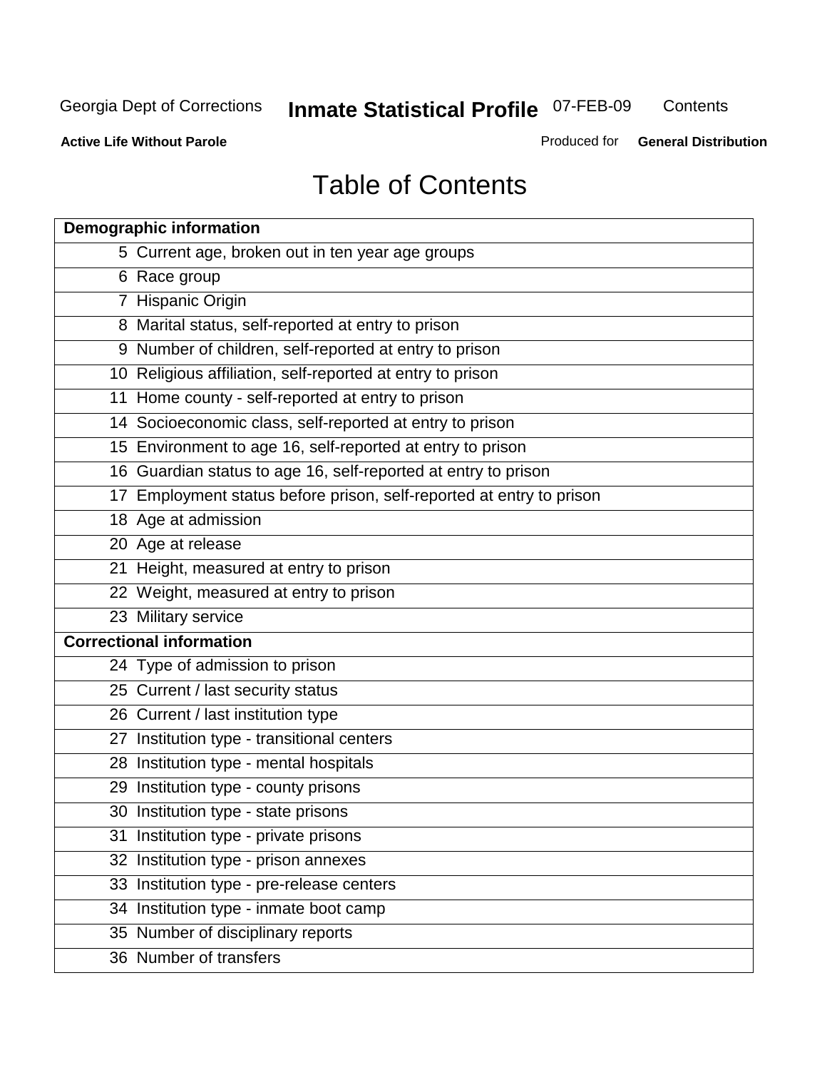# Table of Contents

| Demographic information | |
|---|---|
| 5 | Current age, broken out in ten year age groups |
| 6 | Race group |
| 7 | Hispanic Origin |
| 8 | Marital status, self-reported at entry to prison |
| 9 | Number of children, self-reported at entry to prison |
| 10 | Religious affiliation, self-reported at entry to prison |
| 11 | Home county - self-reported at entry to prison |
| 14 | Socioeconomic class, self-reported at entry to prison |
| 15 | Environment to age 16, self-reported at entry to prison |
| 16 | Guardian status to age 16, self-reported at entry to prison |
| 17 | Employment status before prison, self-reported at entry to prison |
| 18 | Age at admission |
| 20 | Age at release |
| 21 | Height, measured at entry to prison |
| 22 | Weight, measured at entry to prison |
| 23 | Military service |
| **Correctional information** | |
| 24 | Type of admission to prison |
| 25 | Current / last security status |
| 26 | Current / last institution type |
| 27 | Institution type - transitional centers |
| 28 | Institution type - mental hospitals |
| 29 | Institution type - county prisons |
| 30 | Institution type - state prisons |
| 31 | Institution type - private prisons |
| 32 | Institution type - prison annexes |
| 33 | Institution type - pre-release centers |
| 34 | Institution type - inmate boot camp |
| 35 | Number of disciplinary reports |
| 36 | Number of transfers |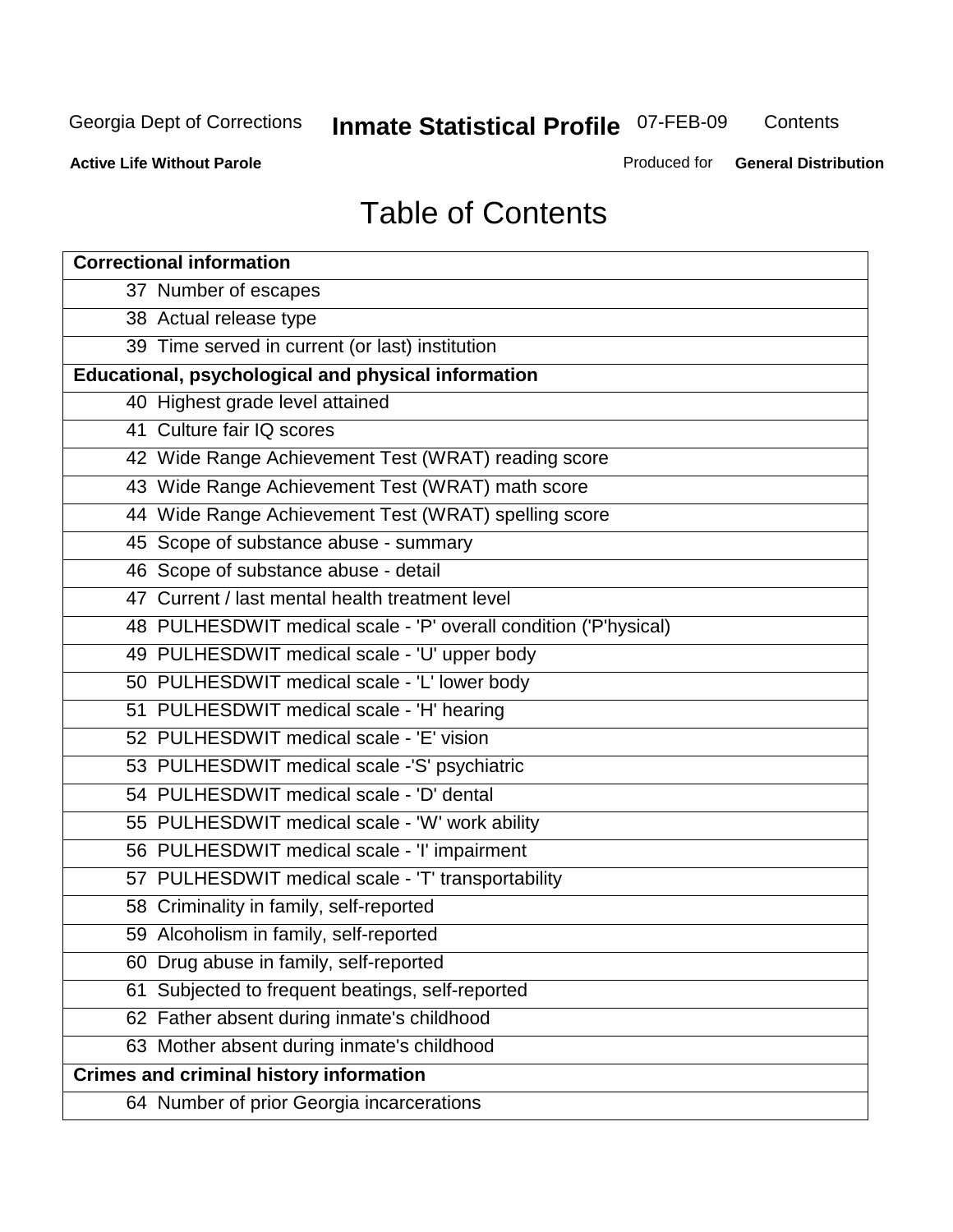# Table of Contents

| Correctional information | |
|---|---|
| 37 | Number of escapes |
| 38 | Actual release type |
| 39 | Time served in current (or last) institution |
| **Educational, psychological and physical information** | |
| 40 | Highest grade level attained |
| 41 | Culture fair IQ scores |
| 42 | Wide Range Achievement Test (WRAT) reading score |
| 43 | Wide Range Achievement Test (WRAT) math score |
| 44 | Wide Range Achievement Test (WRAT) spelling score |
| 45 | Scope of substance abuse - summary |
| 46 | Scope of substance abuse - detail |
| 47 | Current / last mental health treatment level |
| 48 | PULHESDWIT medical scale - 'P' overall condition ('P'hysical) |
| 49 | PULHESDWIT medical scale - 'U' upper body |
| 50 | PULHESDWIT medical scale - 'L' lower body |
| 51 | PULHESDWIT medical scale - 'H' hearing |
| 52 | PULHESDWIT medical scale - 'E' vision |
| 53 | PULHESDWIT medical scale -'S' psychiatric |
| 54 | PULHESDWIT medical scale - 'D' dental |
| 55 | PULHESDWIT medical scale - 'W' work ability |
| 56 | PULHESDWIT medical scale - 'I' impairment |
| 57 | PULHESDWIT medical scale - 'T' transportability |
| 58 | Criminality in family, self-reported |
| 59 | Alcoholism in family, self-reported |
| 60 | Drug abuse in family, self-reported |
| 61 | Subjected to frequent beatings, self-reported |
| 62 | Father absent during inmate's childhood |
| 63 | Mother absent during inmate's childhood |
| **Crimes and criminal history information** | |
| 64 | Number of prior Georgia incarcerations |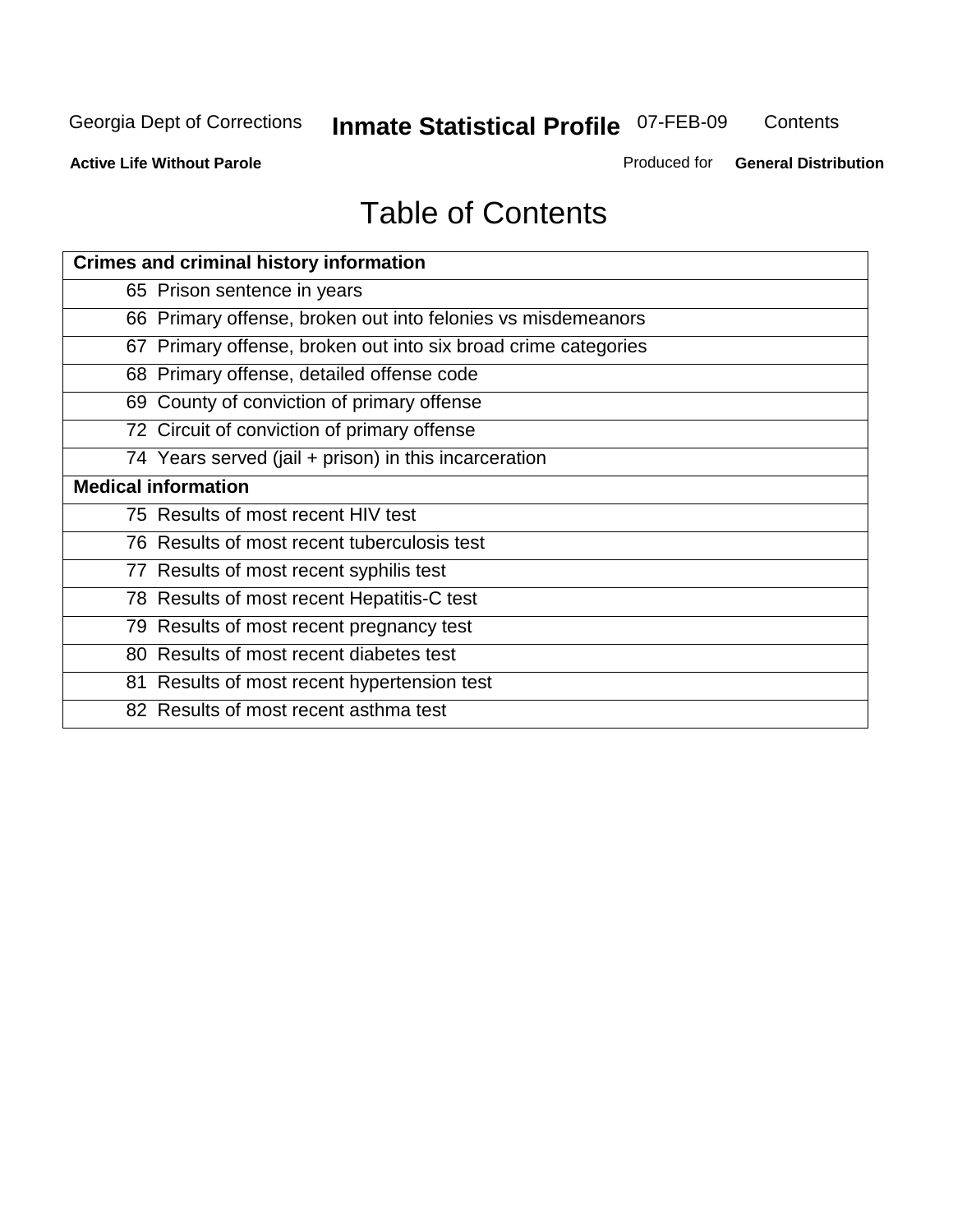# Table of Contents

| Crimes and criminal history information | |
|---|---|
| 65 | Prison sentence in years |
| 66 | Primary offense, broken out into felonies vs misdemeanors |
| 67 | Primary offense, broken out into six broad crime categories |
| 68 | Primary offense, detailed offense code |
| 69 | County of conviction of primary offense |
| 72 | Circuit of conviction of primary offense |
| 74 | Years served (jail + prison) in this incarceration |
| **Medical information** | |
| 75 | Results of most recent HIV test |
| 76 | Results of most recent tuberculosis test |
| 77 | Results of most recent syphilis test |
| 78 | Results of most recent Hepatitis-C test |
| 79 | Results of most recent pregnancy test |
| 80 | Results of most recent diabetes test |
| 81 | Results of most recent hypertension test |
| 82 | Results of most recent asthma test |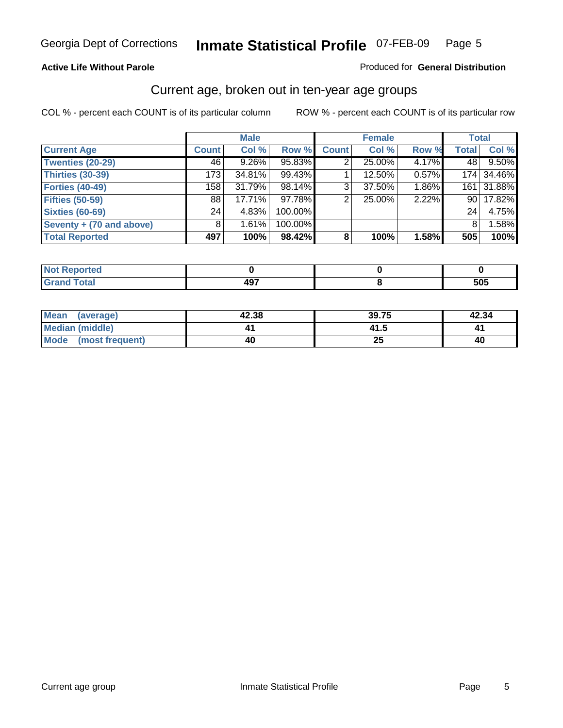Georgia Dept of Corrections **Inmate Statistical Profile** 07-FEB-09

**Active Life Without Parole**

Produced for **General Distribution**

## Current age, broken out in ten-year age groups

COL % - percent each COUNT is of its particular column    ROW % - percent each COUNT is of its particular row

| | Male | | | Female | | | Total | |
|---|---|---|---|---|---|---|---|---|
| **Current Age** | **Count** | **Col %** | **Row %** | **Count** | **Col %** | **Row %** | **Total** | **Col %** |
| **Twenties (20-29)** | 46 | 9.26% | 95.83% | 2 | 25.00% | 4.17% | 48 | 9.50% |
| **Thirties (30-39)** | 173 | 34.81% | 99.43% | 1 | 12.50% | 0.57% | 174 | 34.46% |
| **Forties (40-49)** | 158 | 31.79% | 98.14% | 3 | 37.50% | 1.86% | 161 | 31.88% |
| **Fifties (50-59)** | 88 | 17.71% | 97.78% | 2 | 25.00% | 2.22% | 90 | 17.82% |
| **Sixties (60-69)** | 24 | 4.83% | 100.00% | | | | 24 | 4.75% |
| **Seventy + (70 and above)** | 8 | 1.61% | 100.00% | | | | 8 | 1.58% |
| **Total Reported** | **497** | **100%** | **98.42%** | **8** | **100%** | **1.58%** | **505** | **100%** |

| | Male | Female | Total |
|---|---|---|---|
| **Not Reported** | **0** | **0** | **0** |
| **Grand Total** | **497** | **8** | **505** |

| | Male | Female | Total |
|---|---|---|---|
| **Mean (average)** | **42.38** | **39.75** | **42.34** |
| **Median (middle)** | **41** | **41.5** | **41** |
| **Mode (most frequent)** | **40** | **25** | **40** |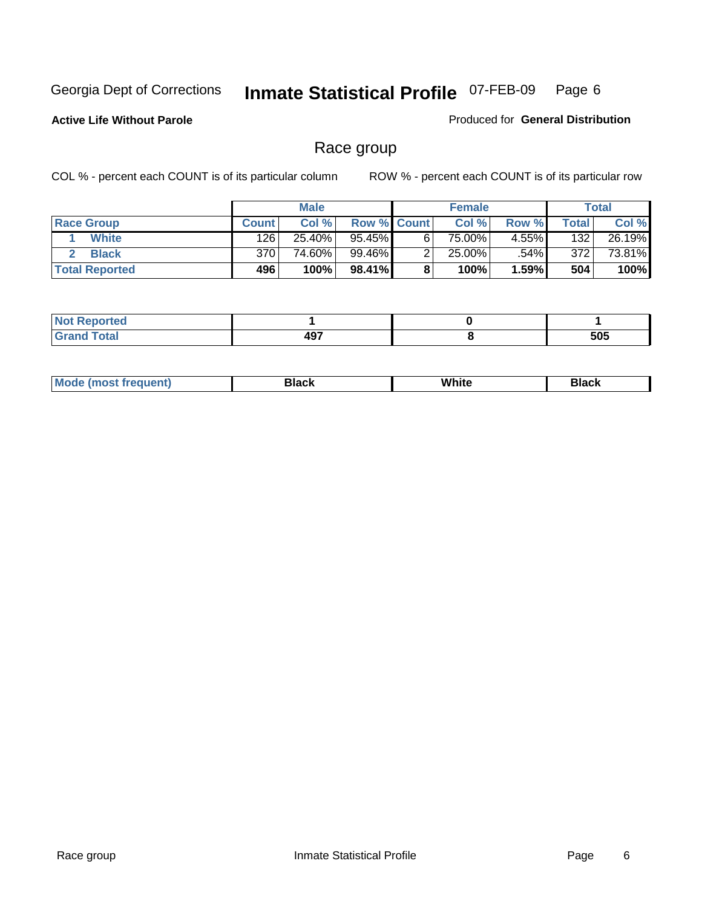Georgia Dept of Corrections **Inmate Statistical Profile** 07-FEB-09

**Active Life Without Parole**

Produced for **General Distribution**

## Race group

COL % - percent each COUNT is of its particular column ROW % - percent each COUNT is of its particular row

| | Male | | | Female | | | Total | |
|---|---|---|---|---|---|---|---|---|
| **Race Group** | **Count** | **Col %** | **Row %** | **Count** | **Col %** | **Row %** | **Total** | **Col %** |
| 1 **White** | 126 | 25.40% | 95.45% | 6 | 75.00% | 4.55% | 132 | 26.19% |
| 2 **Black** | 370 | 74.60% | 99.46% | 2 | 25.00% | .54% | 372 | 73.81% |
| **Total Reported** | **496** | **100%** | **98.41%** | **8** | **100%** | **1.59%** | **504** | **100%** |

| | Male | Female | Total |
|---|---|---|---|
| **Not Reported** | **1** | **0** | **1** |
| **Grand Total** | **497** | **8** | **505** |

| | Male | Female | Total |
|---|---|---|---|
| **Mode (most frequent)** | **Black** | **White** | **Black** |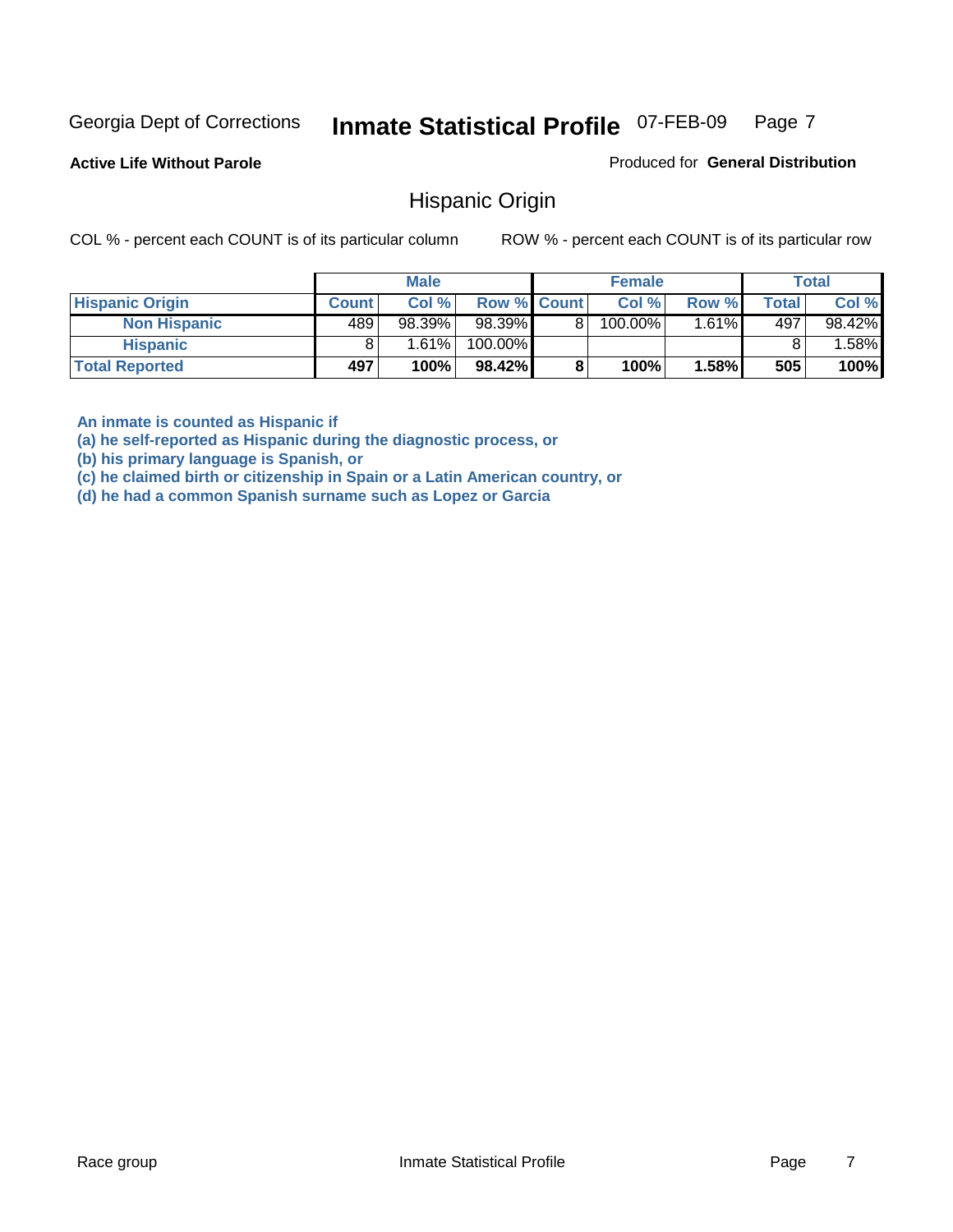Georgia Dept of Corrections **Inmate Statistical Profile** 07-FEB-09

**Active Life Without Parole**

Produced for **General Distribution**

## Hispanic Origin

COL % - percent each COUNT is of its particular column  ROW % - percent each COUNT is of its particular row

| | Male | | | Female | | | Total | |
|---|---|---|---|---|---|---|---|---|
| **Hispanic Origin** | **Count** | **Col %** | **Row %** | **Count** | **Col %** | **Row %** | **Total** | **Col %** |
| **Non Hispanic** | 489 | 98.39% | 98.39% | 8 | 100.00% | 1.61% | 497 | 98.42% |
| **Hispanic** | 8 | 1.61% | 100.00% | | | | 8 | 1.58% |
| **Total Reported** | **497** | **100%** | **98.42%** | **8** | **100%** | **1.58%** | **505** | **100%** |

**An inmate is counted as Hispanic if**
**(a) he self-reported as Hispanic during the diagnostic process, or**
**(b) his primary language is Spanish, or**
**(c) he claimed birth or citizenship in Spain or a Latin American country, or**
**(d) he had a common Spanish surname such as Lopez or Garcia**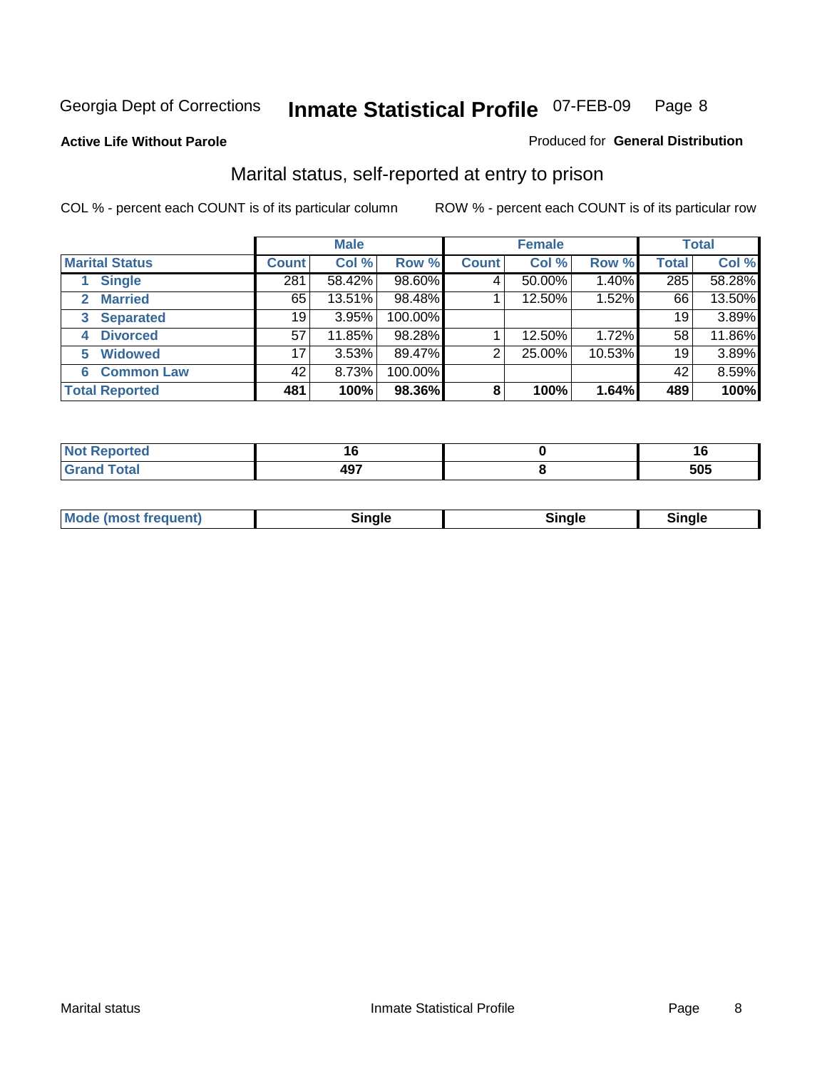Georgia Dept of Corrections **Inmate Statistical Profile** 07-FEB-09 Page 8

**Active Life Without Parole**

Produced for **General Distribution**

## Marital status, self-reported at entry to prison

COL % - percent each COUNT is of its particular column

ROW % - percent each COUNT is of its particular row

| | Male | | | Female | | | Total | |
|---|---|---|---|---|---|---|---|---|
| **Marital Status** | **Count** | **Col %** | **Row %** | **Count** | **Col %** | **Row %** | **Total** | **Col %** |
| 1 Single | 281 | 58.42% | 98.60% | 4 | 50.00% | 1.40% | 285 | 58.28% |
| 2 Married | 65 | 13.51% | 98.48% | 1 | 12.50% | 1.52% | 66 | 13.50% |
| 3 Separated | 19 | 3.95% | 100.00% | | | | 19 | 3.89% |
| 4 Divorced | 57 | 11.85% | 98.28% | 1 | 12.50% | 1.72% | 58 | 11.86% |
| 5 Widowed | 17 | 3.53% | 89.47% | 2 | 25.00% | 10.53% | 19 | 3.89% |
| 6 Common Law | 42 | 8.73% | 100.00% | | | | 42 | 8.59% |
| **Total Reported** | **481** | **100%** | **98.36%** | **8** | **100%** | **1.64%** | **489** | **100%** |

| | Male | Female | Total |
|---|---|---|---|
| **Not Reported** | **16** | **0** | **16** |
| **Grand Total** | **497** | **8** | **505** |

| | Male | Female | Total |
|---|---|---|---|
| **Mode (most frequent)** | **Single** | **Single** | **Single** |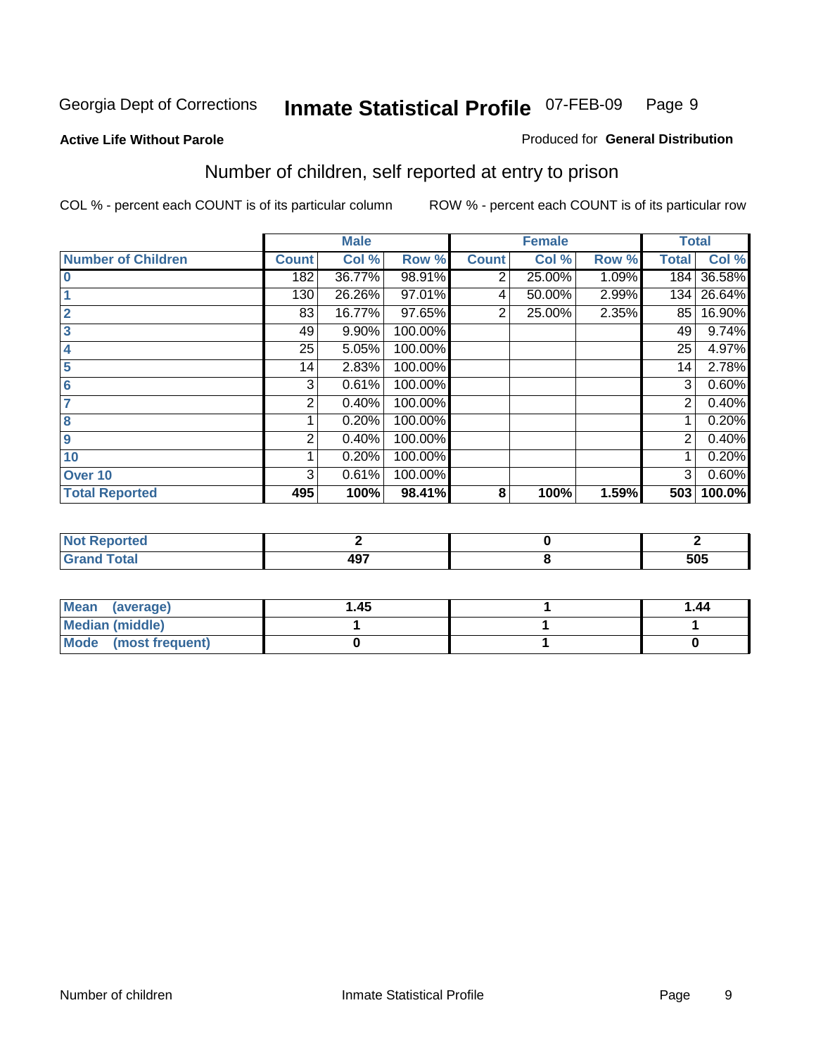Georgia Dept of Corrections **Inmate Statistical Profile** 07-FEB-09

**Active Life Without Parole**

Produced for **General Distribution**

## Number of children, self reported at entry to prison

COL % - percent each COUNT is of its particular column

ROW % - percent each COUNT is of its particular row

| | Male | | | Female | | | Total | |
|---|---|---|---|---|---|---|---|---|
| **Number of Children** | **Count** | **Col %** | **Row %** | **Count** | **Col %** | **Row %** | **Total** | **Col %** |
| **0** | 182 | 36.77% | 98.91% | 2 | 25.00% | 1.09% | 184 | 36.58% |
| **1** | 130 | 26.26% | 97.01% | 4 | 50.00% | 2.99% | 134 | 26.64% |
| **2** | 83 | 16.77% | 97.65% | 2 | 25.00% | 2.35% | 85 | 16.90% |
| **3** | 49 | 9.90% | 100.00% | | | | 49 | 9.74% |
| **4** | 25 | 5.05% | 100.00% | | | | 25 | 4.97% |
| **5** | 14 | 2.83% | 100.00% | | | | 14 | 2.78% |
| **6** | 3 | 0.61% | 100.00% | | | | 3 | 0.60% |
| **7** | 2 | 0.40% | 100.00% | | | | 2 | 0.40% |
| **8** | 1 | 0.20% | 100.00% | | | | 1 | 0.20% |
| **9** | 2 | 0.40% | 100.00% | | | | 2 | 0.40% |
| **10** | 1 | 0.20% | 100.00% | | | | 1 | 0.20% |
| **Over 10** | 3 | 0.61% | 100.00% | | | | 3 | 0.60% |
| **Total Reported** | **495** | **100%** | **98.41%** | **8** | **100%** | **1.59%** | **503** | **100.0%** |

| | Male | Female | Total |
|---|---|---|---|
| **Not Reported** | **2** | **0** | **2** |
| **Grand Total** | **497** | **8** | **505** |

| | Male | Female | Total |
|---|---|---|---|
| **Mean (average)** | **1.45** | **1** | **1.44** |
| **Median (middle)** | **1** | **1** | **1** |
| **Mode (most frequent)** | **0** | **1** | **0** |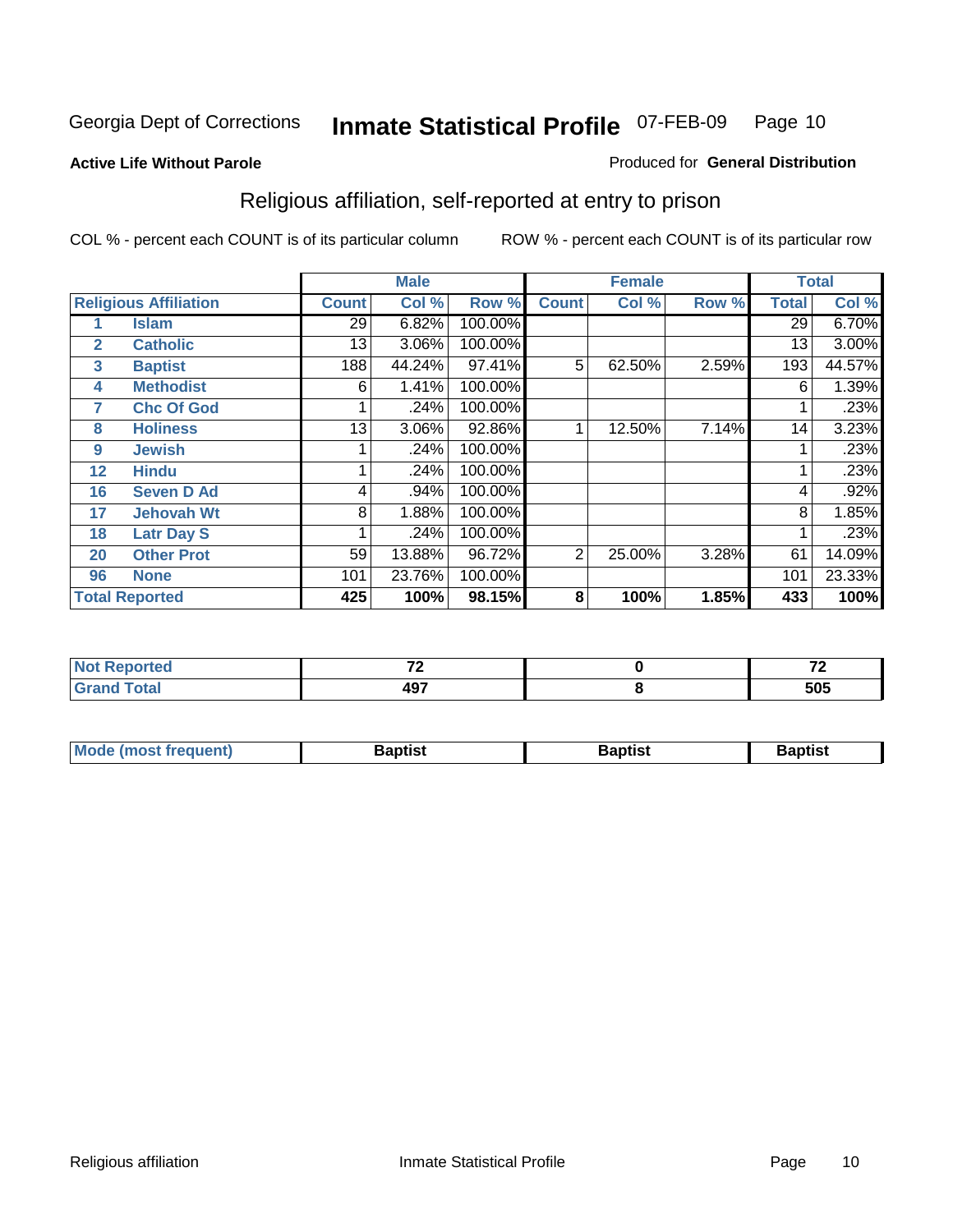Georgia Dept of Corrections **Inmate Statistical Profile** 07-FEB-09

**Active Life Without Parole**

Produced for **General Distribution**

## Religious affiliation, self-reported at entry to prison

COL % - percent each COUNT is of its particular column

ROW % - percent each COUNT is of its particular row

| Religious Affiliation | | Male | | | Female | | | Total | |
|---|---|---|---|---|---|---|---|---|---|
| | | Count | Col % | Row % | Count | Col % | Row % | Total | Col % |
| 1 | Islam | 29 | 6.82% | 100.00% | | | | 29 | 6.70% |
| 2 | Catholic | 13 | 3.06% | 100.00% | | | | 13 | 3.00% |
| 3 | Baptist | 188 | 44.24% | 97.41% | 5 | 62.50% | 2.59% | 193 | 44.57% |
| 4 | Methodist | 6 | 1.41% | 100.00% | | | | 6 | 1.39% |
| 7 | Chc Of God | 1 | .24% | 100.00% | | | | 1 | .23% |
| 8 | Holiness | 13 | 3.06% | 92.86% | 1 | 12.50% | 7.14% | 14 | 3.23% |
| 9 | Jewish | 1 | .24% | 100.00% | | | | 1 | .23% |
| 12 | Hindu | 1 | .24% | 100.00% | | | | 1 | .23% |
| 16 | Seven D Ad | 4 | .94% | 100.00% | | | | 4 | .92% |
| 17 | Jehovah Wt | 8 | 1.88% | 100.00% | | | | 8 | 1.85% |
| 18 | Latr Day S | 1 | .24% | 100.00% | | | | 1 | .23% |
| 20 | Other Prot | 59 | 13.88% | 96.72% | 2 | 25.00% | 3.28% | 61 | 14.09% |
| 96 | None | 101 | 23.76% | 100.00% | | | | 101 | 23.33% |
| **Total Reported** | | **425** | **100%** | **98.15%** | **8** | **100%** | **1.85%** | **433** | **100%** |

| | Male | Female | Total |
|---|---|---|---|
| Not Reported | 72 | 0 | 72 |
| Grand Total | 497 | 8 | 505 |

| | Male | Female | Total |
|---|---|---|---|
| Mode (most frequent) | Baptist | Baptist | Baptist |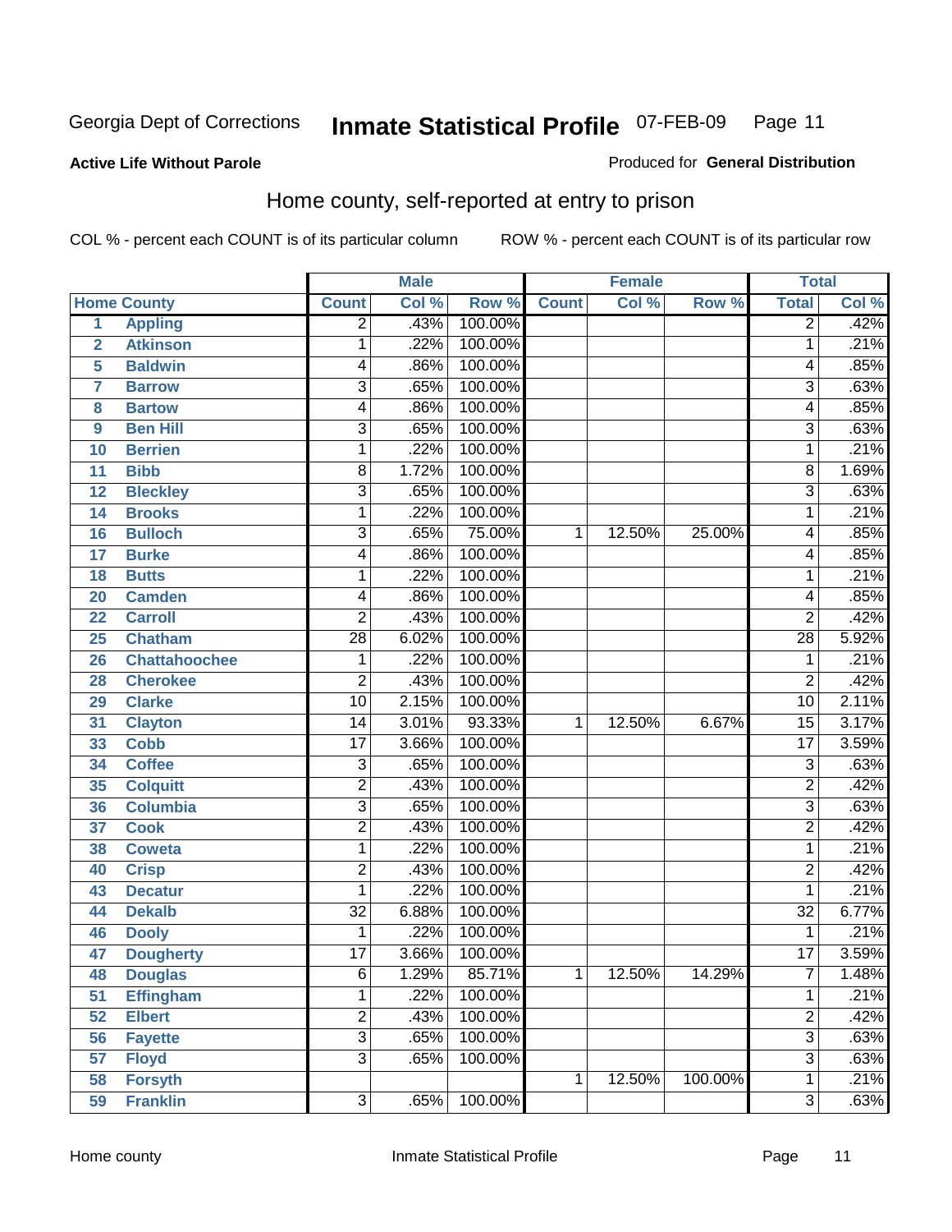Georgia Dept of Corrections **Inmate Statistical Profile** 07-FEB-09

**Active Life Without Parole**

Produced for **General Distribution**

## Home county, self-reported at entry to prison

COL % - percent each COUNT is of its particular column  ROW % - percent each COUNT is of its particular row

| Home County | | Male | | | Female | | | Total | |
|---|---|---|---|---|---|---|---|---|---|
| | | Count | Col % | Row % | Count | Col % | Row % | Total | Col % |
| 1 | Appling | 2 | .43% | 100.00% | | | | 2 | .42% |
| 2 | Atkinson | 1 | .22% | 100.00% | | | | 1 | .21% |
| 5 | Baldwin | 4 | .86% | 100.00% | | | | 4 | .85% |
| 7 | Barrow | 3 | .65% | 100.00% | | | | 3 | .63% |
| 8 | Bartow | 4 | .86% | 100.00% | | | | 4 | .85% |
| 9 | Ben Hill | 3 | .65% | 100.00% | | | | 3 | .63% |
| 10 | Berrien | 1 | .22% | 100.00% | | | | 1 | .21% |
| 11 | Bibb | 8 | 1.72% | 100.00% | | | | 8 | 1.69% |
| 12 | Bleckley | 3 | .65% | 100.00% | | | | 3 | .63% |
| 14 | Brooks | 1 | .22% | 100.00% | | | | 1 | .21% |
| 16 | Bulloch | 3 | .65% | 75.00% | 1 | 12.50% | 25.00% | 4 | .85% |
| 17 | Burke | 4 | .86% | 100.00% | | | | 4 | .85% |
| 18 | Butts | 1 | .22% | 100.00% | | | | 1 | .21% |
| 20 | Camden | 4 | .86% | 100.00% | | | | 4 | .85% |
| 22 | Carroll | 2 | .43% | 100.00% | | | | 2 | .42% |
| 25 | Chatham | 28 | 6.02% | 100.00% | | | | 28 | 5.92% |
| 26 | Chattahoochee | 1 | .22% | 100.00% | | | | 1 | .21% |
| 28 | Cherokee | 2 | .43% | 100.00% | | | | 2 | .42% |
| 29 | Clarke | 10 | 2.15% | 100.00% | | | | 10 | 2.11% |
| 31 | Clayton | 14 | 3.01% | 93.33% | 1 | 12.50% | 6.67% | 15 | 3.17% |
| 33 | Cobb | 17 | 3.66% | 100.00% | | | | 17 | 3.59% |
| 34 | Coffee | 3 | .65% | 100.00% | | | | 3 | .63% |
| 35 | Colquitt | 2 | .43% | 100.00% | | | | 2 | .42% |
| 36 | Columbia | 3 | .65% | 100.00% | | | | 3 | .63% |
| 37 | Cook | 2 | .43% | 100.00% | | | | 2 | .42% |
| 38 | Coweta | 1 | .22% | 100.00% | | | | 1 | .21% |
| 40 | Crisp | 2 | .43% | 100.00% | | | | 2 | .42% |
| 43 | Decatur | 1 | .22% | 100.00% | | | | 1 | .21% |
| 44 | Dekalb | 32 | 6.88% | 100.00% | | | | 32 | 6.77% |
| 46 | Dooly | 1 | .22% | 100.00% | | | | 1 | .21% |
| 47 | Dougherty | 17 | 3.66% | 100.00% | | | | 17 | 3.59% |
| 48 | Douglas | 6 | 1.29% | 85.71% | 1 | 12.50% | 14.29% | 7 | 1.48% |
| 51 | Effingham | 1 | .22% | 100.00% | | | | 1 | .21% |
| 52 | Elbert | 2 | .43% | 100.00% | | | | 2 | .42% |
| 56 | Fayette | 3 | .65% | 100.00% | | | | 3 | .63% |
| 57 | Floyd | 3 | .65% | 100.00% | | | | 3 | .63% |
| 58 | Forsyth | | | | 1 | 12.50% | 100.00% | 1 | .21% |
| 59 | Franklin | 3 | .65% | 100.00% | | | | 3 | .63% |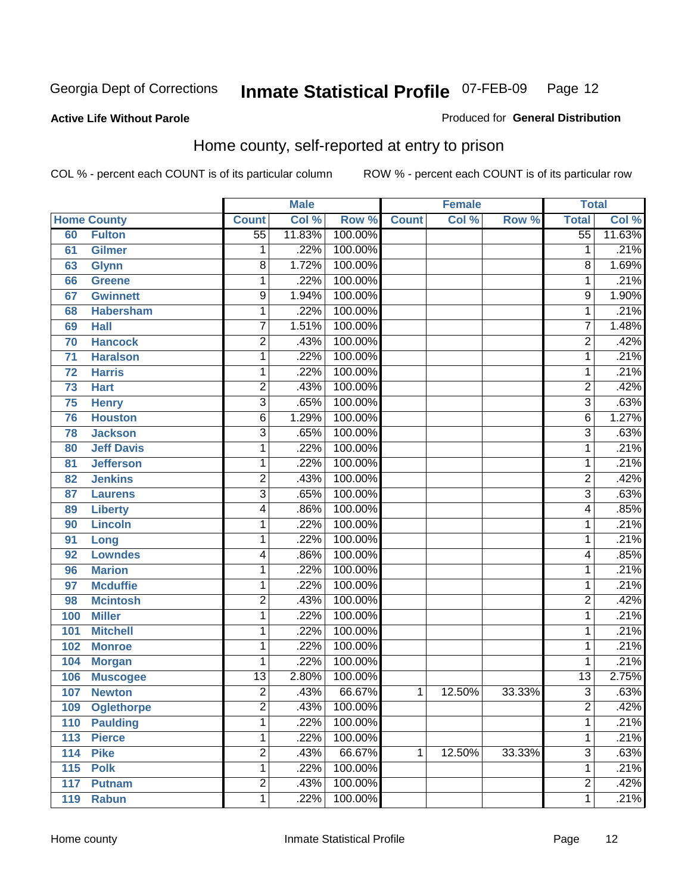Georgia Dept of Corrections **Inmate Statistical Profile** 07-FEB-09

**Active Life Without Parole**

Produced for **General Distribution**

## Home county, self-reported at entry to prison

COL % - percent each COUNT is of its particular column ROW % - percent each COUNT is of its particular row

| Home County | | Male | | | Female | | | Total | |
|---|---|---|---|---|---|---|---|---|---|
| | | Count | Col % | Row % | Count | Col % | Row % | Total | Col % |
| 60 | Fulton | 55 | 11.83% | 100.00% | | | | 55 | 11.63% |
| 61 | Gilmer | 1 | .22% | 100.00% | | | | 1 | .21% |
| 63 | Glynn | 8 | 1.72% | 100.00% | | | | 8 | 1.69% |
| 66 | Greene | 1 | .22% | 100.00% | | | | 1 | .21% |
| 67 | Gwinnett | 9 | 1.94% | 100.00% | | | | 9 | 1.90% |
| 68 | Habersham | 1 | .22% | 100.00% | | | | 1 | .21% |
| 69 | Hall | 7 | 1.51% | 100.00% | | | | 7 | 1.48% |
| 70 | Hancock | 2 | .43% | 100.00% | | | | 2 | .42% |
| 71 | Haralson | 1 | .22% | 100.00% | | | | 1 | .21% |
| 72 | Harris | 1 | .22% | 100.00% | | | | 1 | .21% |
| 73 | Hart | 2 | .43% | 100.00% | | | | 2 | .42% |
| 75 | Henry | 3 | .65% | 100.00% | | | | 3 | .63% |
| 76 | Houston | 6 | 1.29% | 100.00% | | | | 6 | 1.27% |
| 78 | Jackson | 3 | .65% | 100.00% | | | | 3 | .63% |
| 80 | Jeff Davis | 1 | .22% | 100.00% | | | | 1 | .21% |
| 81 | Jefferson | 1 | .22% | 100.00% | | | | 1 | .21% |
| 82 | Jenkins | 2 | .43% | 100.00% | | | | 2 | .42% |
| 87 | Laurens | 3 | .65% | 100.00% | | | | 3 | .63% |
| 89 | Liberty | 4 | .86% | 100.00% | | | | 4 | .85% |
| 90 | Lincoln | 1 | .22% | 100.00% | | | | 1 | .21% |
| 91 | Long | 1 | .22% | 100.00% | | | | 1 | .21% |
| 92 | Lowndes | 4 | .86% | 100.00% | | | | 4 | .85% |
| 96 | Marion | 1 | .22% | 100.00% | | | | 1 | .21% |
| 97 | Mcduffie | 1 | .22% | 100.00% | | | | 1 | .21% |
| 98 | Mcintosh | 2 | .43% | 100.00% | | | | 2 | .42% |
| 100 | Miller | 1 | .22% | 100.00% | | | | 1 | .21% |
| 101 | Mitchell | 1 | .22% | 100.00% | | | | 1 | .21% |
| 102 | Monroe | 1 | .22% | 100.00% | | | | 1 | .21% |
| 104 | Morgan | 1 | .22% | 100.00% | | | | 1 | .21% |
| 106 | Muscogee | 13 | 2.80% | 100.00% | | | | 13 | 2.75% |
| 107 | Newton | 2 | .43% | 66.67% | 1 | 12.50% | 33.33% | 3 | .63% |
| 109 | Oglethorpe | 2 | .43% | 100.00% | | | | 2 | .42% |
| 110 | Paulding | 1 | .22% | 100.00% | | | | 1 | .21% |
| 113 | Pierce | 1 | .22% | 100.00% | | | | 1 | .21% |
| 114 | Pike | 2 | .43% | 66.67% | 1 | 12.50% | 33.33% | 3 | .63% |
| 115 | Polk | 1 | .22% | 100.00% | | | | 1 | .21% |
| 117 | Putnam | 2 | .43% | 100.00% | | | | 2 | .42% |
| 119 | Rabun | 1 | .22% | 100.00% | | | | 1 | .21% |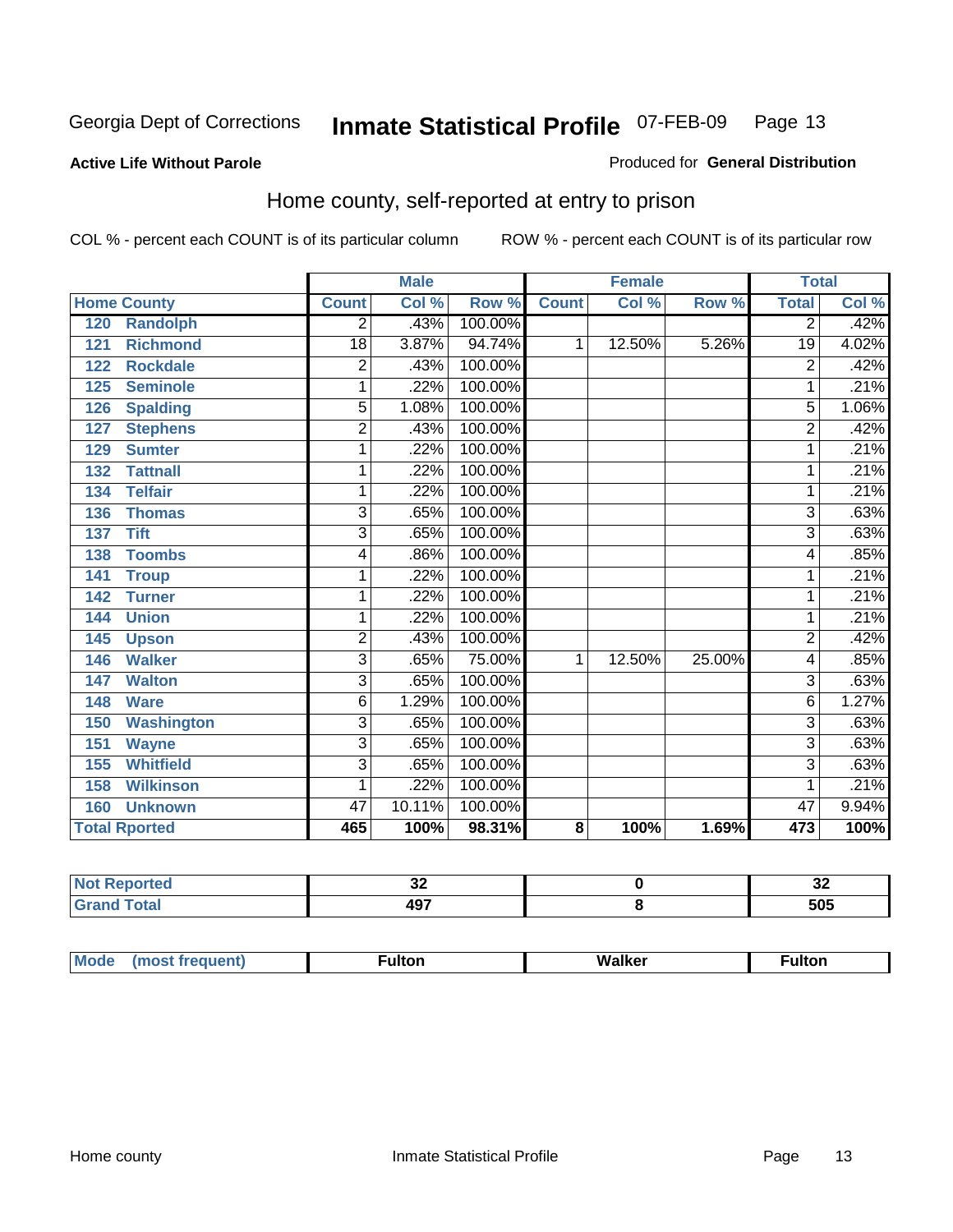Georgia Dept of Corrections **Inmate Statistical Profile** 07-FEB-09

**Active Life Without Parole**

Produced for **General Distribution**

## Home county, self-reported at entry to prison

COL % - percent each COUNT is of its particular column ROW % - percent each COUNT is of its particular row

| Home County | | Male | | | Female | | | Total | |
|---|---|---|---|---|---|---|---|---|---|
| | | Count | Col % | Row % | Count | Col % | Row % | Total | Col % |
| 120 | Randolph | 2 | .43% | 100.00% | | | | 2 | .42% |
| 121 | Richmond | 18 | 3.87% | 94.74% | 1 | 12.50% | 5.26% | 19 | 4.02% |
| 122 | Rockdale | 2 | .43% | 100.00% | | | | 2 | .42% |
| 125 | Seminole | 1 | .22% | 100.00% | | | | 1 | .21% |
| 126 | Spalding | 5 | 1.08% | 100.00% | | | | 5 | 1.06% |
| 127 | Stephens | 2 | .43% | 100.00% | | | | 2 | .42% |
| 129 | Sumter | 1 | .22% | 100.00% | | | | 1 | .21% |
| 132 | Tattnall | 1 | .22% | 100.00% | | | | 1 | .21% |
| 134 | Telfair | 1 | .22% | 100.00% | | | | 1 | .21% |
| 136 | Thomas | 3 | .65% | 100.00% | | | | 3 | .63% |
| 137 | Tift | 3 | .65% | 100.00% | | | | 3 | .63% |
| 138 | Toombs | 4 | .86% | 100.00% | | | | 4 | .85% |
| 141 | Troup | 1 | .22% | 100.00% | | | | 1 | .21% |
| 142 | Turner | 1 | .22% | 100.00% | | | | 1 | .21% |
| 144 | Union | 1 | .22% | 100.00% | | | | 1 | .21% |
| 145 | Upson | 2 | .43% | 100.00% | | | | 2 | .42% |
| 146 | Walker | 3 | .65% | 75.00% | 1 | 12.50% | 25.00% | 4 | .85% |
| 147 | Walton | 3 | .65% | 100.00% | | | | 3 | .63% |
| 148 | Ware | 6 | 1.29% | 100.00% | | | | 6 | 1.27% |
| 150 | Washington | 3 | .65% | 100.00% | | | | 3 | .63% |
| 151 | Wayne | 3 | .65% | 100.00% | | | | 3 | .63% |
| 155 | Whitfield | 3 | .65% | 100.00% | | | | 3 | .63% |
| 158 | Wilkinson | 1 | .22% | 100.00% | | | | 1 | .21% |
| 160 | Unknown | 47 | 10.11% | 100.00% | | | | 47 | 9.94% |
| **Total Rported** | | **465** | **100%** | **98.31%** | **8** | **100%** | **1.69%** | **473** | **100%** |

| | Male | Female | Total |
|---|---|---|---|
| Not Reported | 32 | 0 | 32 |
| Grand Total | 497 | 8 | 505 |

| | Male | Female | Total |
|---|---|---|---|
| Mode (most frequent) | Fulton | Walker | Fulton |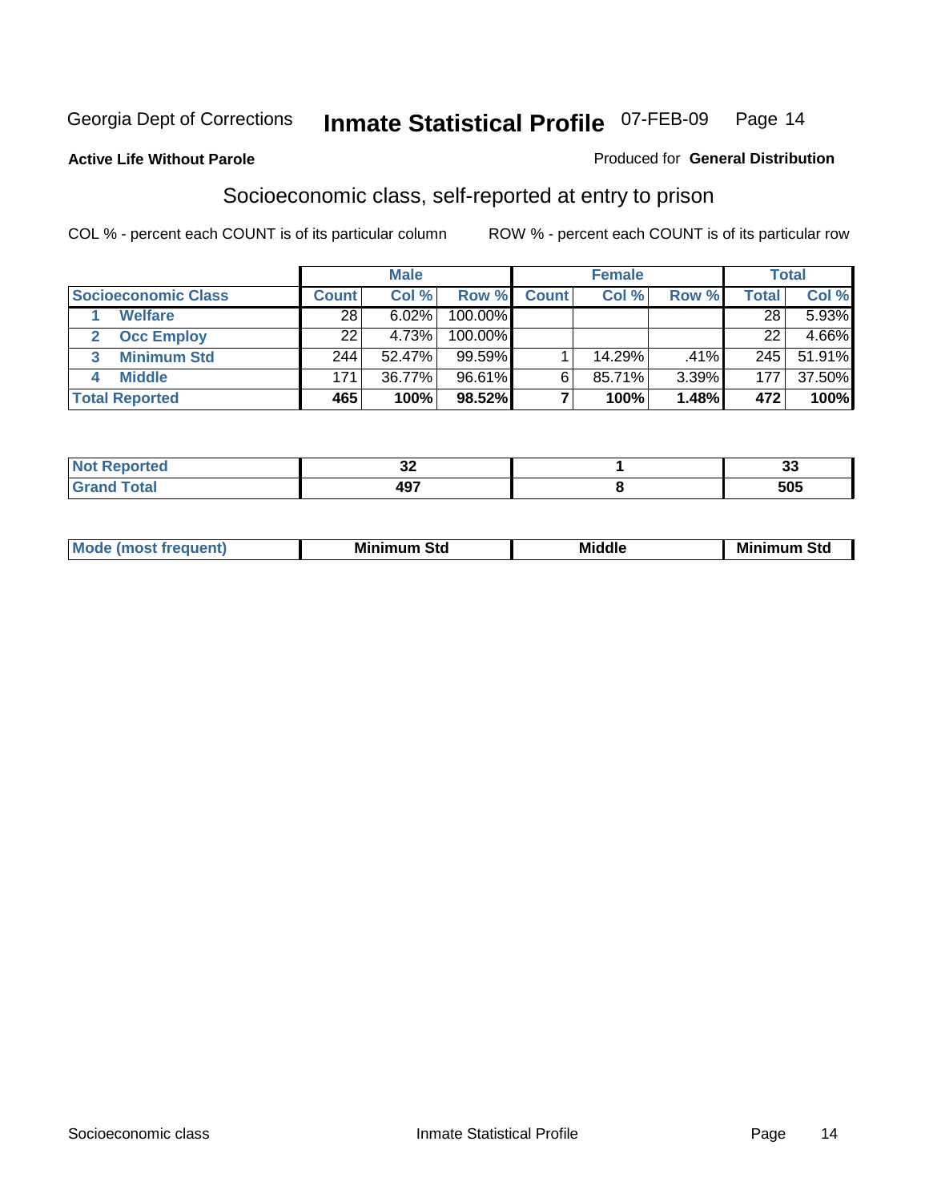Georgia Dept of Corrections **Inmate Statistical Profile** 07-FEB-09

**Active Life Without Parole**

Produced for **General Distribution**

## Socioeconomic class, self-reported at entry to prison

COL % - percent each COUNT is of its particular column ROW % - percent each COUNT is of its particular row

| | Male | | | Female | | | Total | |
|---|---|---|---|---|---|---|---|---|
| **Socioeconomic Class** | **Count** | **Col %** | **Row %** | **Count** | **Col %** | **Row %** | **Total** | **Col %** |
| 1 **Welfare** | 28 | 6.02% | 100.00% | | | | 28 | 5.93% |
| 2 **Occ Employ** | 22 | 4.73% | 100.00% | | | | 22 | 4.66% |
| 3 **Minimum Std** | 244 | 52.47% | 99.59% | 1 | 14.29% | .41% | 245 | 51.91% |
| 4 **Middle** | 171 | 36.77% | 96.61% | 6 | 85.71% | 3.39% | 177 | 37.50% |
| **Total Reported** | **465** | **100%** | **98.52%** | **7** | **100%** | **1.48%** | **472** | **100%** |

| | Male | Female | Total |
|---|---|---|---|
| **Not Reported** | **32** | **1** | **33** |
| **Grand Total** | **497** | **8** | **505** |

| | Male | Female | Total |
|---|---|---|---|
| **Mode (most frequent)** | **Minimum Std** | **Middle** | **Minimum Std** |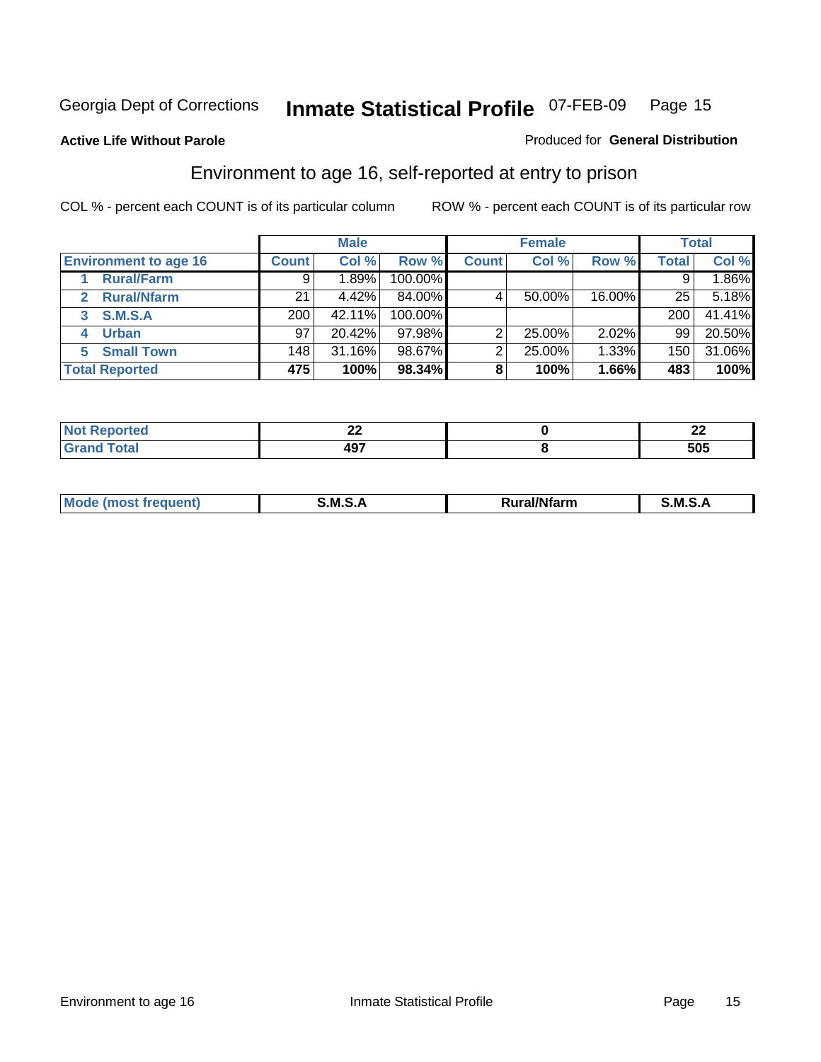Georgia Dept of Corrections **Inmate Statistical Profile** 07-FEB-09

**Active Life Without Parole**

Produced for **General Distribution**

## Environment to age 16, self-reported at entry to prison

COL % - percent each COUNT is of its particular column

ROW % - percent each COUNT is of its particular row

| | Male | | | Female | | | Total | |
|---|---|---|---|---|---|---|---|---|
| **Environment to age 16** | **Count** | **Col %** | **Row %** | **Count** | **Col %** | **Row %** | **Total** | **Col %** |
| 1 **Rural/Farm** | 9 | 1.89% | 100.00% | | | | 9 | 1.86% |
| 2 **Rural/Nfarm** | 21 | 4.42% | 84.00% | 4 | 50.00% | 16.00% | 25 | 5.18% |
| 3 **S.M.S.A** | 200 | 42.11% | 100.00% | | | | 200 | 41.41% |
| 4 **Urban** | 97 | 20.42% | 97.98% | 2 | 25.00% | 2.02% | 99 | 20.50% |
| 5 **Small Town** | 148 | 31.16% | 98.67% | 2 | 25.00% | 1.33% | 150 | 31.06% |
| **Total Reported** | **475** | **100%** | **98.34%** | **8** | **100%** | **1.66%** | **483** | **100%** |

| | Male | Female | Total |
|---|---|---|---|
| **Not Reported** | **22** | **0** | **22** |
| **Grand Total** | **497** | **8** | **505** |

| | Male | Female | Total |
|---|---|---|---|
| **Mode (most frequent)** | **S.M.S.A** | **Rural/Nfarm** | **S.M.S.A** |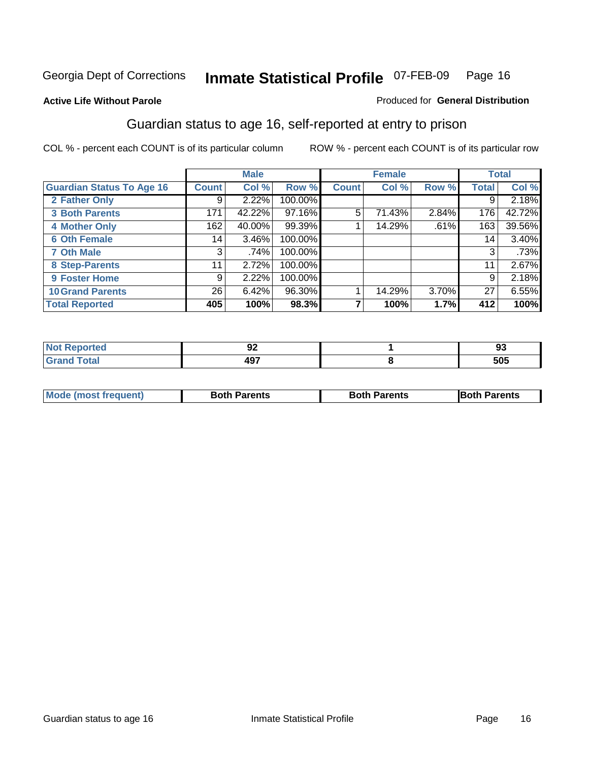Georgia Dept of Corrections **Inmate Statistical Profile** 07-FEB-09

**Active Life Without Parole**

Produced for **General Distribution**

## Guardian status to age 16, self-reported at entry to prison

COL % - percent each COUNT is of its particular column

ROW % - percent each COUNT is of its particular row

| | Male | | | Female | | | Total | |
|---|---|---|---|---|---|---|---|---|
| **Guardian Status To Age 16** | **Count** | **Col %** | **Row %** | **Count** | **Col %** | **Row %** | **Total** | **Col %** |
| 2 Father Only | 9 | 2.22% | 100.00% | | | | 9 | 2.18% |
| 3 Both Parents | 171 | 42.22% | 97.16% | 5 | 71.43% | 2.84% | 176 | 42.72% |
| 4 Mother Only | 162 | 40.00% | 99.39% | 1 | 14.29% | .61% | 163 | 39.56% |
| 6 Oth Female | 14 | 3.46% | 100.00% | | | | 14 | 3.40% |
| 7 Oth Male | 3 | .74% | 100.00% | | | | 3 | .73% |
| 8 Step-Parents | 11 | 2.72% | 100.00% | | | | 11 | 2.67% |
| 9 Foster Home | 9 | 2.22% | 100.00% | | | | 9 | 2.18% |
| 10 Grand Parents | 26 | 6.42% | 96.30% | 1 | 14.29% | 3.70% | 27 | 6.55% |
| **Total Reported** | **405** | **100%** | **98.3%** | **7** | **100%** | **1.7%** | **412** | **100%** |

| | Male | Female | Total |
|---|---|---|---|
| Not Reported | 92 | 1 | 93 |
| Grand Total | 497 | 8 | 505 |

| | Male | Female | Total |
|---|---|---|---|
| Mode (most frequent) | Both Parents | Both Parents | Both Parents |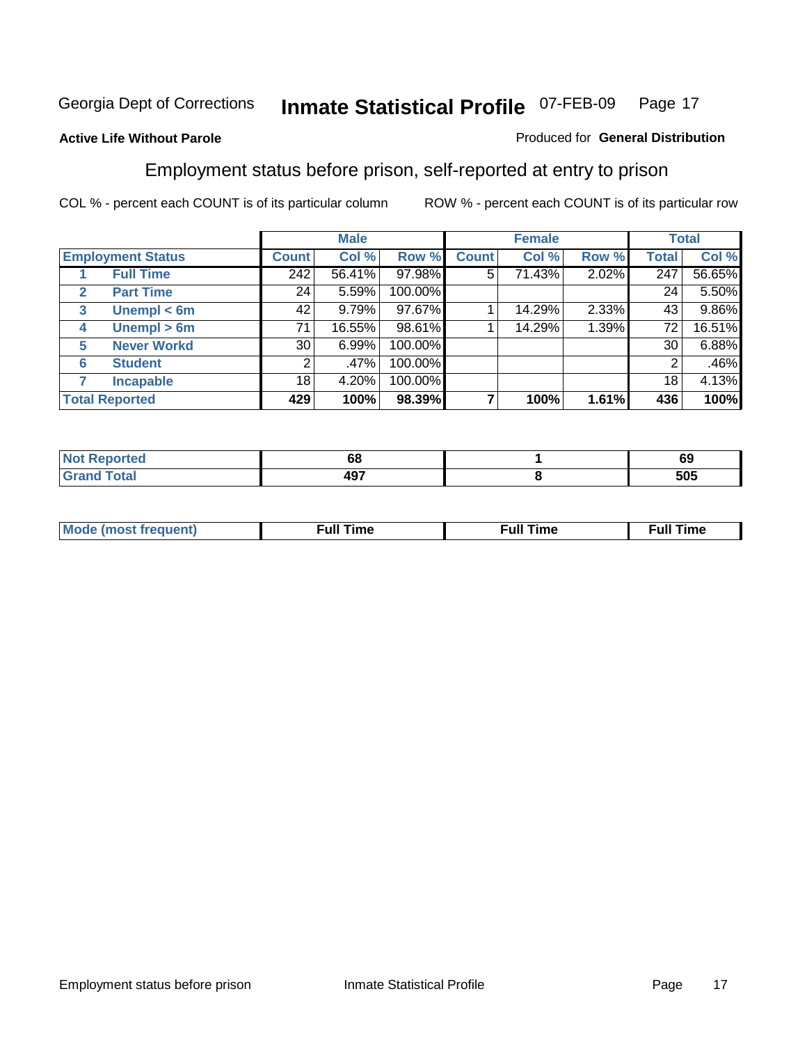Georgia Dept of Corrections **Inmate Statistical Profile** 07-FEB-09

**Active Life Without Parole**

Produced for **General Distribution**

## Employment status before prison, self-reported at entry to prison

COL % - percent each COUNT is of its particular column    ROW % - percent each COUNT is of its particular row

| | | Male | | | Female | | | Total | |
|---|---|---|---|---|---|---|---|---|---|
| **Employment Status** | | **Count** | **Col %** | **Row %** | **Count** | **Col %** | **Row %** | **Total** | **Col %** |
| 1 | **Full Time** | 242 | 56.41% | 97.98% | 5 | 71.43% | 2.02% | 247 | 56.65% |
| 2 | **Part Time** | 24 | 5.59% | 100.00% | | | | 24 | 5.50% |
| 3 | **Unempl < 6m** | 42 | 9.79% | 97.67% | 1 | 14.29% | 2.33% | 43 | 9.86% |
| 4 | **Unempl > 6m** | 71 | 16.55% | 98.61% | 1 | 14.29% | 1.39% | 72 | 16.51% |
| 5 | **Never Workd** | 30 | 6.99% | 100.00% | | | | 30 | 6.88% |
| 6 | **Student** | 2 | .47% | 100.00% | | | | 2 | .46% |
| 7 | **Incapable** | 18 | 4.20% | 100.00% | | | | 18 | 4.13% |
| **Total Reported** | | **429** | **100%** | **98.39%** | **7** | **100%** | **1.61%** | **436** | **100%** |

| | Male | Female | Total |
|---|---|---|---|
| **Not Reported** | **68** | **1** | **69** |
| **Grand Total** | **497** | **8** | **505** |

| | Male | Female | Total |
|---|---|---|---|
| **Mode (most frequent)** | **Full Time** | **Full Time** | **Full Time** |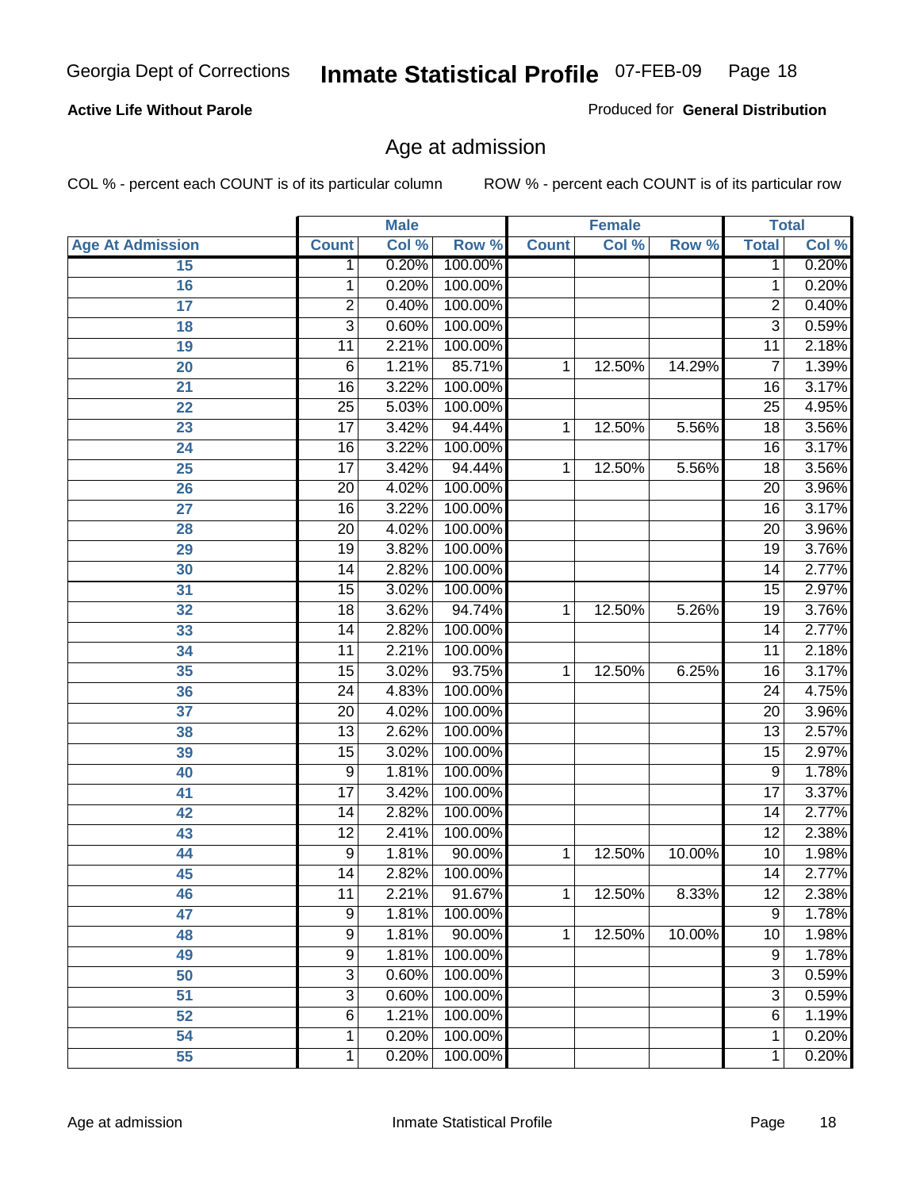**Active Life Without Parole** | Produced for **General Distribution**

## Age at admission

COL % - percent each COUNT is of its particular column | ROW % - percent each COUNT is of its particular row

| Age At Admission | Male | | | Female | | | Total | |
|---|---|---|---|---|---|---|---|---|
| | Count | Col % | Row % | Count | Col % | Row % | Total | Col % |
| 15 | 1 | 0.20% | 100.00% | | | | 1 | 0.20% |
| 16 | 1 | 0.20% | 100.00% | | | | 1 | 0.20% |
| 17 | 2 | 0.40% | 100.00% | | | | 2 | 0.40% |
| 18 | 3 | 0.60% | 100.00% | | | | 3 | 0.59% |
| 19 | 11 | 2.21% | 100.00% | | | | 11 | 2.18% |
| 20 | 6 | 1.21% | 85.71% | 1 | 12.50% | 14.29% | 7 | 1.39% |
| 21 | 16 | 3.22% | 100.00% | | | | 16 | 3.17% |
| 22 | 25 | 5.03% | 100.00% | | | | 25 | 4.95% |
| 23 | 17 | 3.42% | 94.44% | 1 | 12.50% | 5.56% | 18 | 3.56% |
| 24 | 16 | 3.22% | 100.00% | | | | 16 | 3.17% |
| 25 | 17 | 3.42% | 94.44% | 1 | 12.50% | 5.56% | 18 | 3.56% |
| 26 | 20 | 4.02% | 100.00% | | | | 20 | 3.96% |
| 27 | 16 | 3.22% | 100.00% | | | | 16 | 3.17% |
| 28 | 20 | 4.02% | 100.00% | | | | 20 | 3.96% |
| 29 | 19 | 3.82% | 100.00% | | | | 19 | 3.76% |
| 30 | 14 | 2.82% | 100.00% | | | | 14 | 2.77% |
| 31 | 15 | 3.02% | 100.00% | | | | 15 | 2.97% |
| 32 | 18 | 3.62% | 94.74% | 1 | 12.50% | 5.26% | 19 | 3.76% |
| 33 | 14 | 2.82% | 100.00% | | | | 14 | 2.77% |
| 34 | 11 | 2.21% | 100.00% | | | | 11 | 2.18% |
| 35 | 15 | 3.02% | 93.75% | 1 | 12.50% | 6.25% | 16 | 3.17% |
| 36 | 24 | 4.83% | 100.00% | | | | 24 | 4.75% |
| 37 | 20 | 4.02% | 100.00% | | | | 20 | 3.96% |
| 38 | 13 | 2.62% | 100.00% | | | | 13 | 2.57% |
| 39 | 15 | 3.02% | 100.00% | | | | 15 | 2.97% |
| 40 | 9 | 1.81% | 100.00% | | | | 9 | 1.78% |
| 41 | 17 | 3.42% | 100.00% | | | | 17 | 3.37% |
| 42 | 14 | 2.82% | 100.00% | | | | 14 | 2.77% |
| 43 | 12 | 2.41% | 100.00% | | | | 12 | 2.38% |
| 44 | 9 | 1.81% | 90.00% | 1 | 12.50% | 10.00% | 10 | 1.98% |
| 45 | 14 | 2.82% | 100.00% | | | | 14 | 2.77% |
| 46 | 11 | 2.21% | 91.67% | 1 | 12.50% | 8.33% | 12 | 2.38% |
| 47 | 9 | 1.81% | 100.00% | | | | 9 | 1.78% |
| 48 | 9 | 1.81% | 90.00% | 1 | 12.50% | 10.00% | 10 | 1.98% |
| 49 | 9 | 1.81% | 100.00% | | | | 9 | 1.78% |
| 50 | 3 | 0.60% | 100.00% | | | | 3 | 0.59% |
| 51 | 3 | 0.60% | 100.00% | | | | 3 | 0.59% |
| 52 | 6 | 1.21% | 100.00% | | | | 6 | 1.19% |
| 54 | 1 | 0.20% | 100.00% | | | | 1 | 0.20% |
| 55 | 1 | 0.20% | 100.00% | | | | 1 | 0.20% |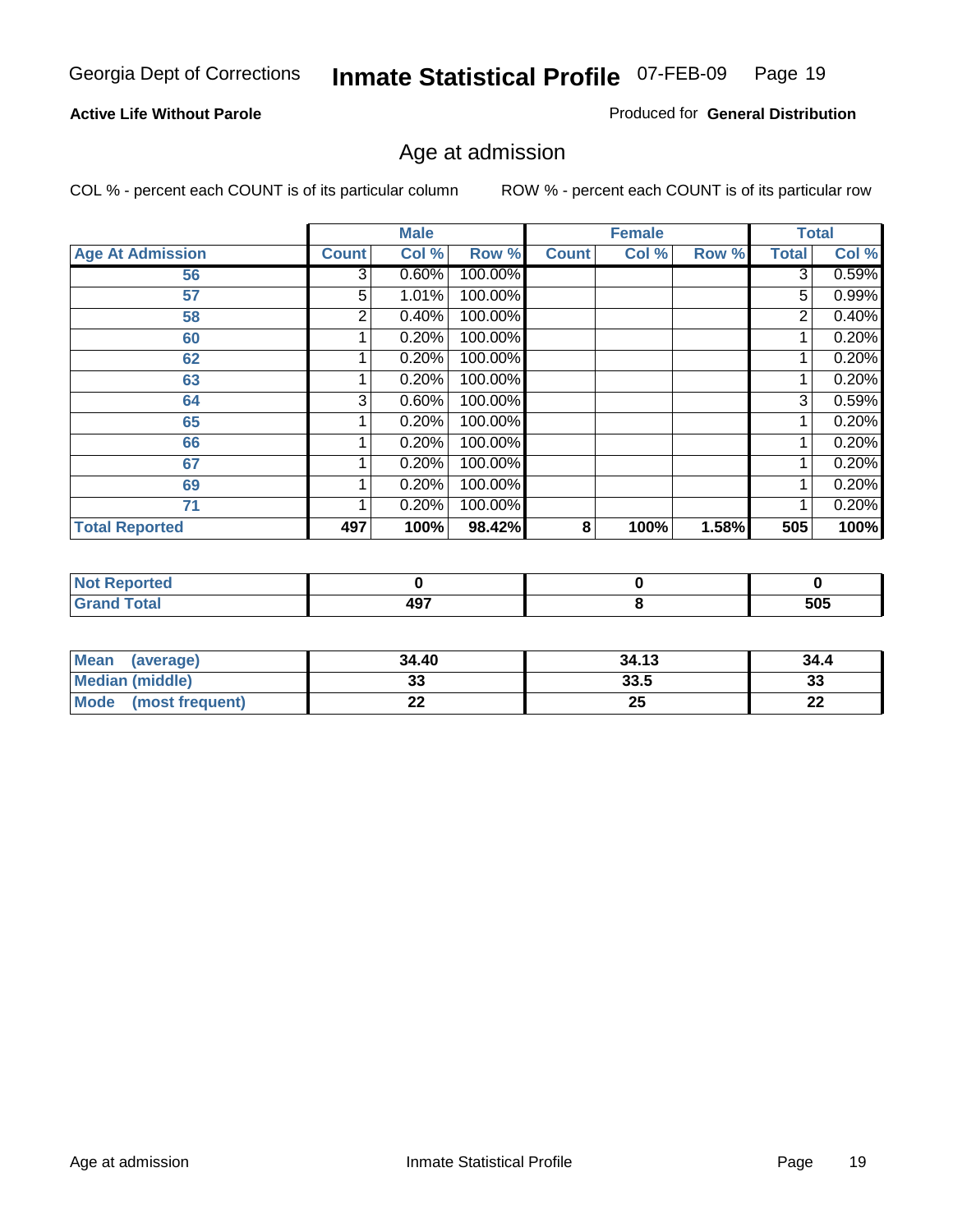Georgia Dept of Corrections **Inmate Statistical Profile** 07-FEB-09

**Active Life Without Parole**

Produced for **General Distribution**

## Age at admission

COL % - percent each COUNT is of its particular column        ROW % - percent each COUNT is of its particular row

| | Male | | | Female | | | Total | |
|---|---|---|---|---|---|---|---|---|
| **Age At Admission** | **Count** | **Col %** | **Row %** | **Count** | **Col %** | **Row %** | **Total** | **Col %** |
| **56** | 3 | 0.60% | 100.00% | | | | 3 | 0.59% |
| **57** | 5 | 1.01% | 100.00% | | | | 5 | 0.99% |
| **58** | 2 | 0.40% | 100.00% | | | | 2 | 0.40% |
| **60** | 1 | 0.20% | 100.00% | | | | 1 | 0.20% |
| **62** | 1 | 0.20% | 100.00% | | | | 1 | 0.20% |
| **63** | 1 | 0.20% | 100.00% | | | | 1 | 0.20% |
| **64** | 3 | 0.60% | 100.00% | | | | 3 | 0.59% |
| **65** | 1 | 0.20% | 100.00% | | | | 1 | 0.20% |
| **66** | 1 | 0.20% | 100.00% | | | | 1 | 0.20% |
| **67** | 1 | 0.20% | 100.00% | | | | 1 | 0.20% |
| **69** | 1 | 0.20% | 100.00% | | | | 1 | 0.20% |
| **71** | 1 | 0.20% | 100.00% | | | | 1 | 0.20% |
| **Total Reported** | **497** | **100%** | **98.42%** | **8** | **100%** | **1.58%** | **505** | **100%** |

| | Male | Female | Total |
|---|---|---|---|
| **Not Reported** | **0** | **0** | **0** |
| **Grand Total** | **497** | **8** | **505** |

| | Male | Female | Total |
|---|---|---|---|
| **Mean (average)** | **34.40** | **34.13** | **34.4** |
| **Median (middle)** | **33** | **33.5** | **33** |
| **Mode (most frequent)** | **22** | **25** | **22** |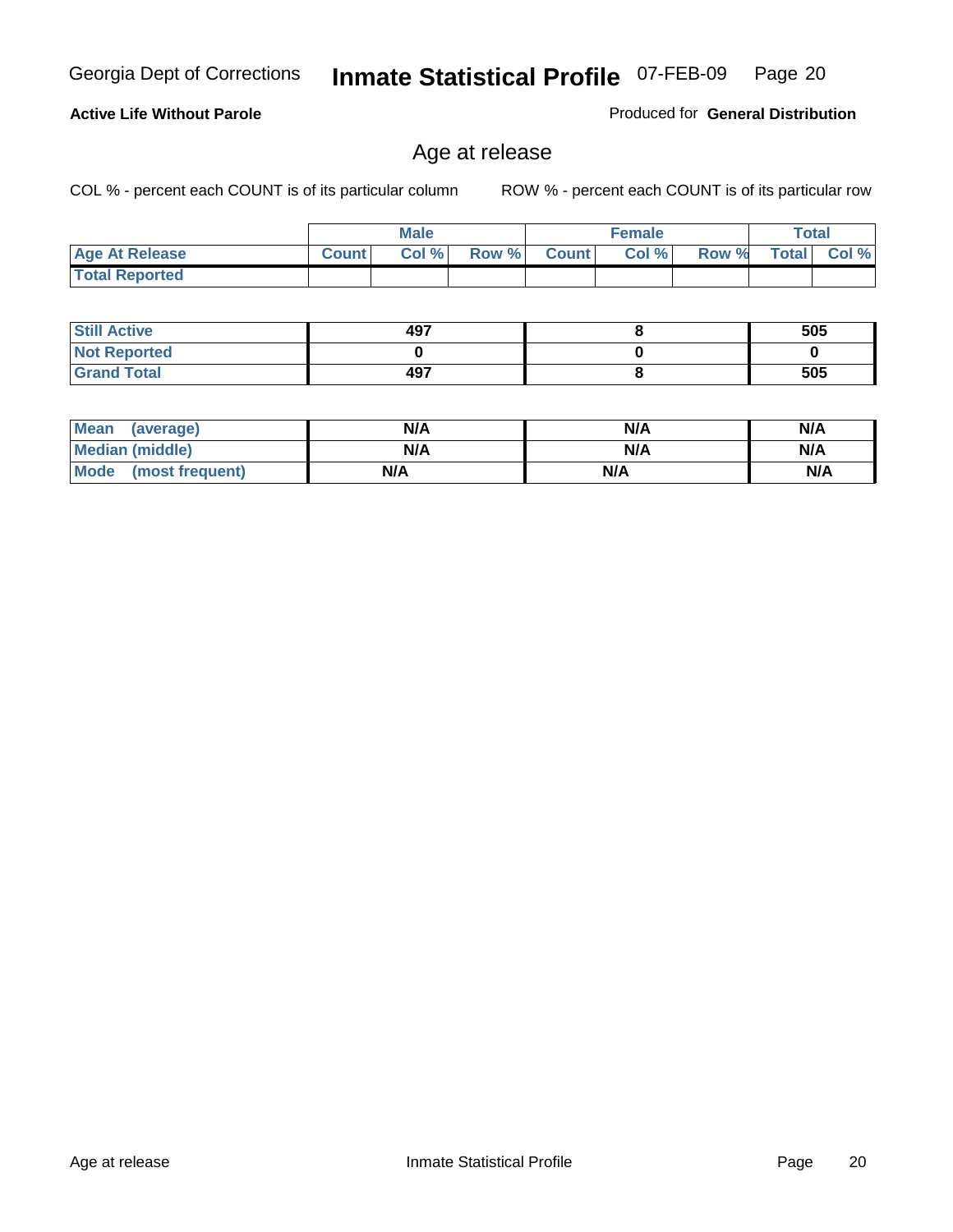Georgia Dept of Corrections **Inmate Statistical Profile** 07-FEB-09

**Active Life Without Parole**

Produced for **General Distribution**

## Age at release

COL % - percent each COUNT is of its particular column

ROW % - percent each COUNT is of its particular row

| | Male | | | Female | | | Total | |
|---|---|---|---|---|---|---|---|---|
| **Age At Release** | **Count** | **Col %** | **Row %** | **Count** | **Col %** | **Row %** | **Total** | **Col %** |
| **Total Reported** | | | | | | | | |

| | Male | Female | Total |
|---|---|---|---|
| **Still Active** | 497 | 8 | 505 |
| **Not Reported** | 0 | 0 | 0 |
| **Grand Total** | 497 | 8 | 505 |

| | Male | Female | Total |
|---|---|---|---|
| **Mean (average)** | N/A | N/A | N/A |
| **Median (middle)** | N/A | N/A | N/A |
| **Mode (most frequent)** | N/A | N/A | N/A |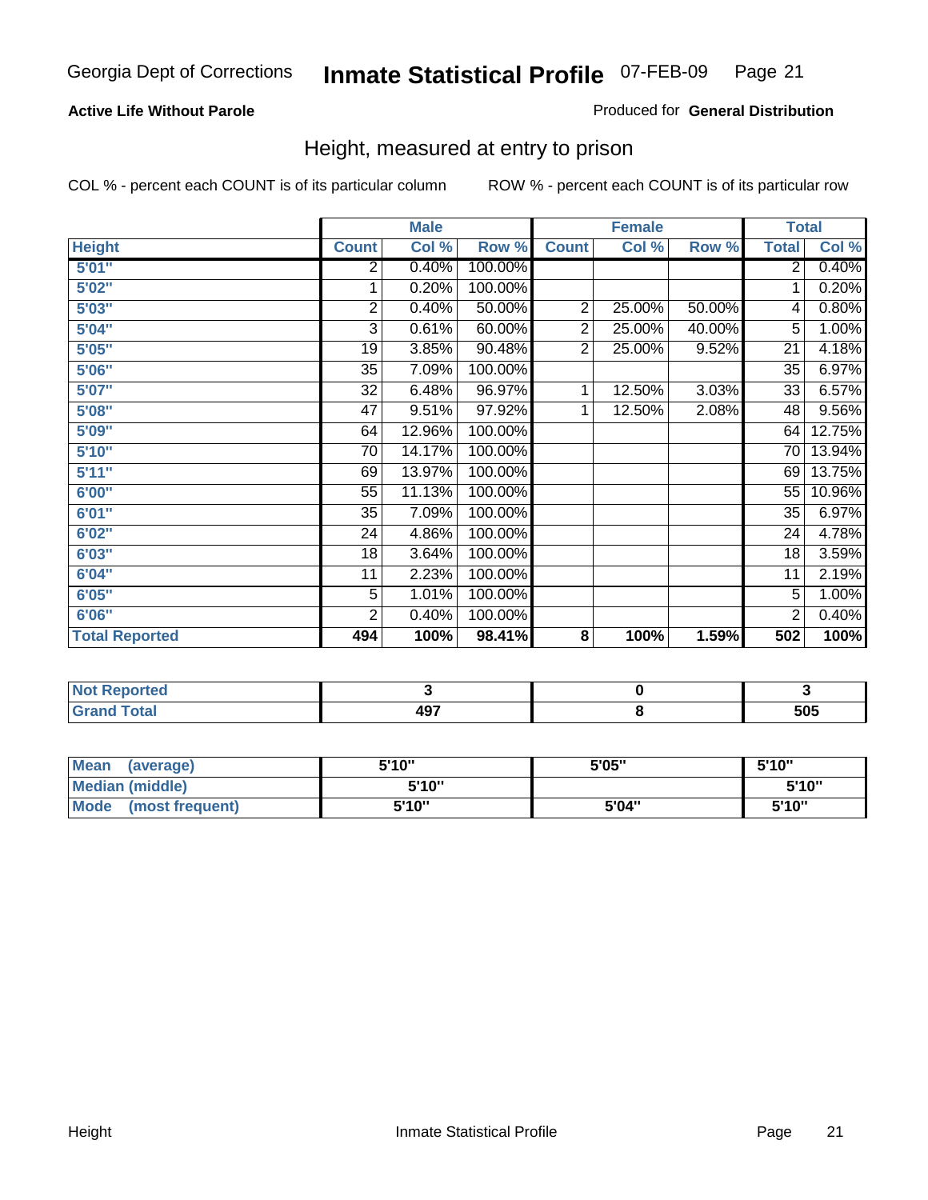Georgia Dept of Corrections **Inmate Statistical Profile** 07-FEB-09

**Active Life Without Parole**

Produced for **General Distribution**

## Height, measured at entry to prison

COL % - percent each COUNT is of its particular column

ROW % - percent each COUNT is of its particular row

| | Male | | | Female | | | Total | |
|---|---|---|---|---|---|---|---|---|
| **Height** | **Count** | **Col %** | **Row %** | **Count** | **Col %** | **Row %** | **Total** | **Col %** |
| **5'01"** | 2 | 0.40% | 100.00% | | | | 2 | 0.40% |
| **5'02"** | 1 | 0.20% | 100.00% | | | | 1 | 0.20% |
| **5'03"** | 2 | 0.40% | 50.00% | 2 | 25.00% | 50.00% | 4 | 0.80% |
| **5'04"** | 3 | 0.61% | 60.00% | 2 | 25.00% | 40.00% | 5 | 1.00% |
| **5'05"** | 19 | 3.85% | 90.48% | 2 | 25.00% | 9.52% | 21 | 4.18% |
| **5'06"** | 35 | 7.09% | 100.00% | | | | 35 | 6.97% |
| **5'07"** | 32 | 6.48% | 96.97% | 1 | 12.50% | 3.03% | 33 | 6.57% |
| **5'08"** | 47 | 9.51% | 97.92% | 1 | 12.50% | 2.08% | 48 | 9.56% |
| **5'09"** | 64 | 12.96% | 100.00% | | | | 64 | 12.75% |
| **5'10"** | 70 | 14.17% | 100.00% | | | | 70 | 13.94% |
| **5'11"** | 69 | 13.97% | 100.00% | | | | 69 | 13.75% |
| **6'00"** | 55 | 11.13% | 100.00% | | | | 55 | 10.96% |
| **6'01"** | 35 | 7.09% | 100.00% | | | | 35 | 6.97% |
| **6'02"** | 24 | 4.86% | 100.00% | | | | 24 | 4.78% |
| **6'03"** | 18 | 3.64% | 100.00% | | | | 18 | 3.59% |
| **6'04"** | 11 | 2.23% | 100.00% | | | | 11 | 2.19% |
| **6'05"** | 5 | 1.01% | 100.00% | | | | 5 | 1.00% |
| **6'06"** | 2 | 0.40% | 100.00% | | | | 2 | 0.40% |
| **Total Reported** | **494** | **100%** | **98.41%** | **8** | **100%** | **1.59%** | **502** | **100%** |

| | Male | Female | Total |
|---|---|---|---|
| **Not Reported** | **3** | **0** | **3** |
| **Grand Total** | **497** | **8** | **505** |

| | Male | Female | Total |
|---|---|---|---|
| **Mean (average)** | **5'10"** | **5'05"** | **5'10"** |
| **Median (middle)** | **5'10"** | | **5'10"** |
| **Mode (most frequent)** | **5'10"** | **5'04"** | **5'10"** |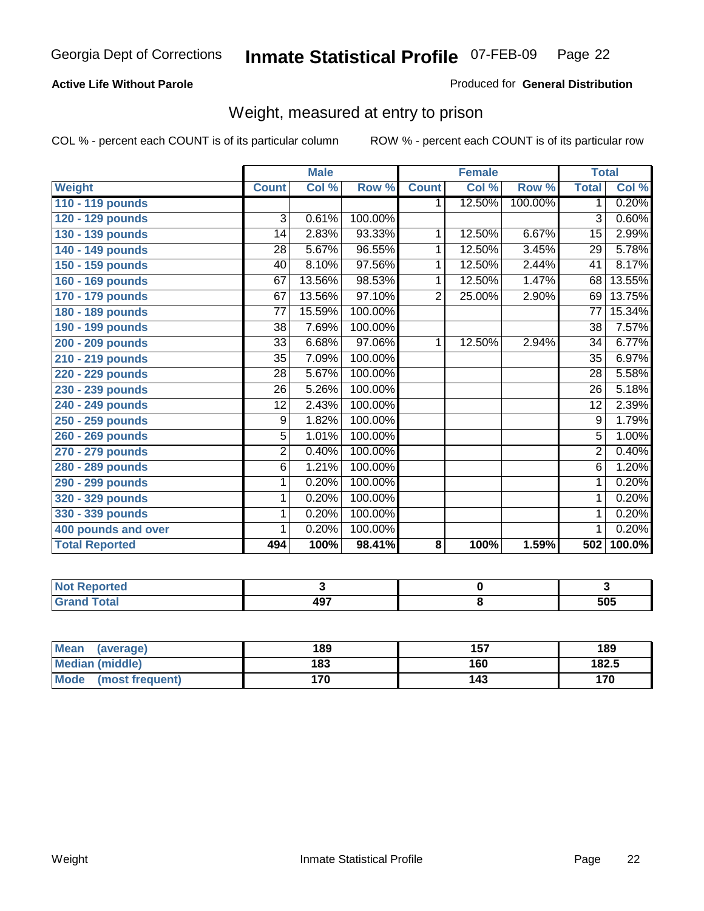Georgia Dept of Corrections **Inmate Statistical Profile** 07-FEB-09

**Active Life Without Parole**

Produced for **General Distribution**

## Weight, measured at entry to prison

COL % - percent each COUNT is of its particular column ROW % - percent each COUNT is of its particular row

| | Male | | | Female | | | Total | |
|---|---|---|---|---|---|---|---|---|
| **Weight** | **Count** | **Col %** | **Row %** | **Count** | **Col %** | **Row %** | **Total** | **Col %** |
| 110 - 119 pounds | | | | 1 | 12.50% | 100.00% | 1 | 0.20% |
| 120 - 129 pounds | 3 | 0.61% | 100.00% | | | | 3 | 0.60% |
| 130 - 139 pounds | 14 | 2.83% | 93.33% | 1 | 12.50% | 6.67% | 15 | 2.99% |
| 140 - 149 pounds | 28 | 5.67% | 96.55% | 1 | 12.50% | 3.45% | 29 | 5.78% |
| 150 - 159 pounds | 40 | 8.10% | 97.56% | 1 | 12.50% | 2.44% | 41 | 8.17% |
| 160 - 169 pounds | 67 | 13.56% | 98.53% | 1 | 12.50% | 1.47% | 68 | 13.55% |
| 170 - 179 pounds | 67 | 13.56% | 97.10% | 2 | 25.00% | 2.90% | 69 | 13.75% |
| 180 - 189 pounds | 77 | 15.59% | 100.00% | | | | 77 | 15.34% |
| 190 - 199 pounds | 38 | 7.69% | 100.00% | | | | 38 | 7.57% |
| 200 - 209 pounds | 33 | 6.68% | 97.06% | 1 | 12.50% | 2.94% | 34 | 6.77% |
| 210 - 219 pounds | 35 | 7.09% | 100.00% | | | | 35 | 6.97% |
| 220 - 229 pounds | 28 | 5.67% | 100.00% | | | | 28 | 5.58% |
| 230 - 239 pounds | 26 | 5.26% | 100.00% | | | | 26 | 5.18% |
| 240 - 249 pounds | 12 | 2.43% | 100.00% | | | | 12 | 2.39% |
| 250 - 259 pounds | 9 | 1.82% | 100.00% | | | | 9 | 1.79% |
| 260 - 269 pounds | 5 | 1.01% | 100.00% | | | | 5 | 1.00% |
| 270 - 279 pounds | 2 | 0.40% | 100.00% | | | | 2 | 0.40% |
| 280 - 289 pounds | 6 | 1.21% | 100.00% | | | | 6 | 1.20% |
| 290 - 299 pounds | 1 | 0.20% | 100.00% | | | | 1 | 0.20% |
| 320 - 329 pounds | 1 | 0.20% | 100.00% | | | | 1 | 0.20% |
| 330 - 339 pounds | 1 | 0.20% | 100.00% | | | | 1 | 0.20% |
| 400 pounds and over | 1 | 0.20% | 100.00% | | | | 1 | 0.20% |
| **Total Reported** | **494** | **100%** | **98.41%** | **8** | **100%** | **1.59%** | **502** | **100.0%** |

| | Male | Female | Total |
|---|---|---|---|
| Not Reported | 3 | 0 | 3 |
| Grand Total | 497 | 8 | 505 |

| | Male | Female | Total |
|---|---|---|---|
| Mean (average) | 189 | 157 | 189 |
| Median (middle) | 183 | 160 | 182.5 |
| Mode (most frequent) | 170 | 143 | 170 |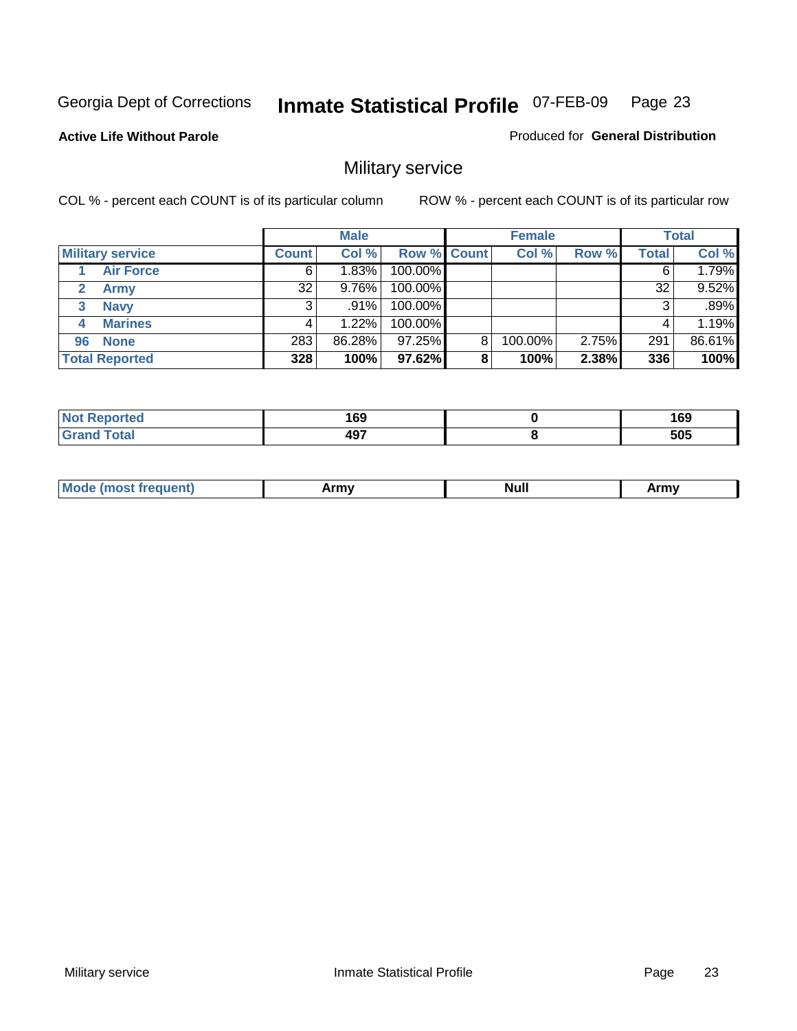Georgia Dept of Corrections **Inmate Statistical Profile** 07-FEB-09

**Active Life Without Parole**

Produced for **General Distribution**

## Military service

COL % - percent each COUNT is of its particular column

ROW % - percent each COUNT is of its particular row

| | Male | | | Female | | | Total | |
|---|---|---|---|---|---|---|---|---|
| **Military service** | **Count** | **Col %** | **Row %** | **Count** | **Col %** | **Row %** | **Total** | **Col %** |
| 1 **Air Force** | 6 | 1.83% | 100.00% | | | | 6 | 1.79% |
| 2 **Army** | 32 | 9.76% | 100.00% | | | | 32 | 9.52% |
| 3 **Navy** | 3 | .91% | 100.00% | | | | 3 | .89% |
| 4 **Marines** | 4 | 1.22% | 100.00% | | | | 4 | 1.19% |
| 96 **None** | 283 | 86.28% | 97.25% | 8 | 100.00% | 2.75% | 291 | 86.61% |
| **Total Reported** | **328** | **100%** | **97.62%** | **8** | **100%** | **2.38%** | **336** | **100%** |

| | Male | Female | Total |
|---|---|---|---|
| **Not Reported** | **169** | **0** | **169** |
| **Grand Total** | **497** | **8** | **505** |

| | Male | Female | Total |
|---|---|---|---|
| **Mode (most frequent)** | **Army** | **Null** | **Army** |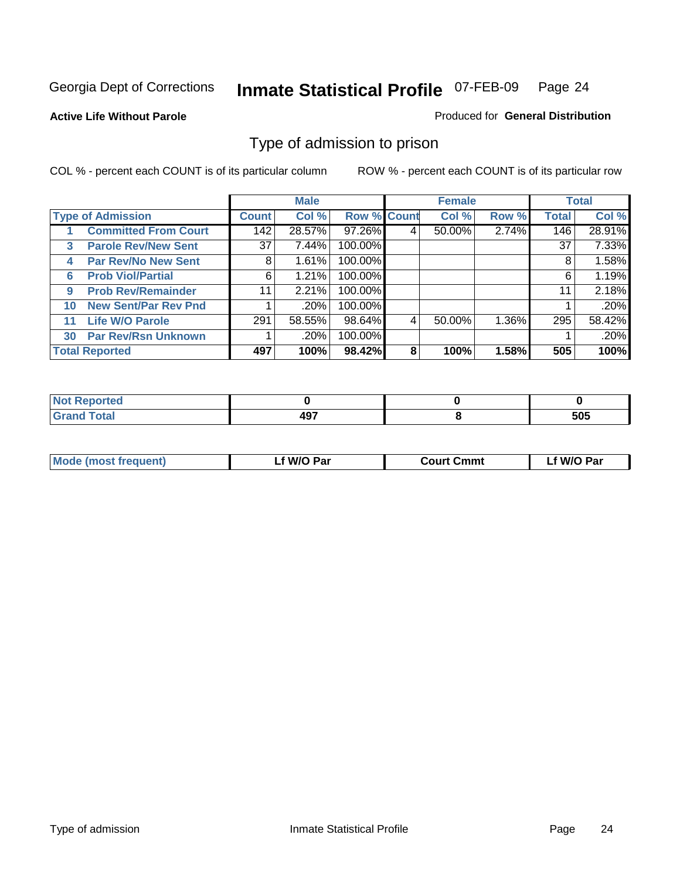Georgia Dept of Corrections **Inmate Statistical Profile** 07-FEB-09

**Active Life Without Parole**

Produced for **General Distribution**

## Type of admission to prison

COL % - percent each COUNT is of its particular column

ROW % - percent each COUNT is of its particular row

| Type of Admission | | Male | | | Female | | | Total | |
|---|---|---|---|---|---|---|---|---|---|
| | | Count | Col % | Row % | Count | Col % | Row % | Total | Col % |
| 1 | Committed From Court | 142 | 28.57% | 97.26% | 4 | 50.00% | 2.74% | 146 | 28.91% |
| 3 | Parole Rev/New Sent | 37 | 7.44% | 100.00% | | | | 37 | 7.33% |
| 4 | Par Rev/No New Sent | 8 | 1.61% | 100.00% | | | | 8 | 1.58% |
| 6 | Prob Viol/Partial | 6 | 1.21% | 100.00% | | | | 6 | 1.19% |
| 9 | Prob Rev/Remainder | 11 | 2.21% | 100.00% | | | | 11 | 2.18% |
| 10 | New Sent/Par Rev Pnd | 1 | .20% | 100.00% | | | | 1 | .20% |
| 11 | Life W/O Parole | 291 | 58.55% | 98.64% | 4 | 50.00% | 1.36% | 295 | 58.42% |
| 30 | Par Rev/Rsn Unknown | 1 | .20% | 100.00% | | | | 1 | .20% |
| **Total Reported** | | **497** | **100%** | **98.42%** | **8** | **100%** | **1.58%** | **505** | **100%** |

| | Male | Female | Total |
|---|---|---|---|
| Not Reported | 0 | 0 | 0 |
| Grand Total | 497 | 8 | 505 |

| | Male | Female | Total |
|---|---|---|---|
| Mode (most frequent) | Lf W/O Par | Court Cmmt | Lf W/O Par |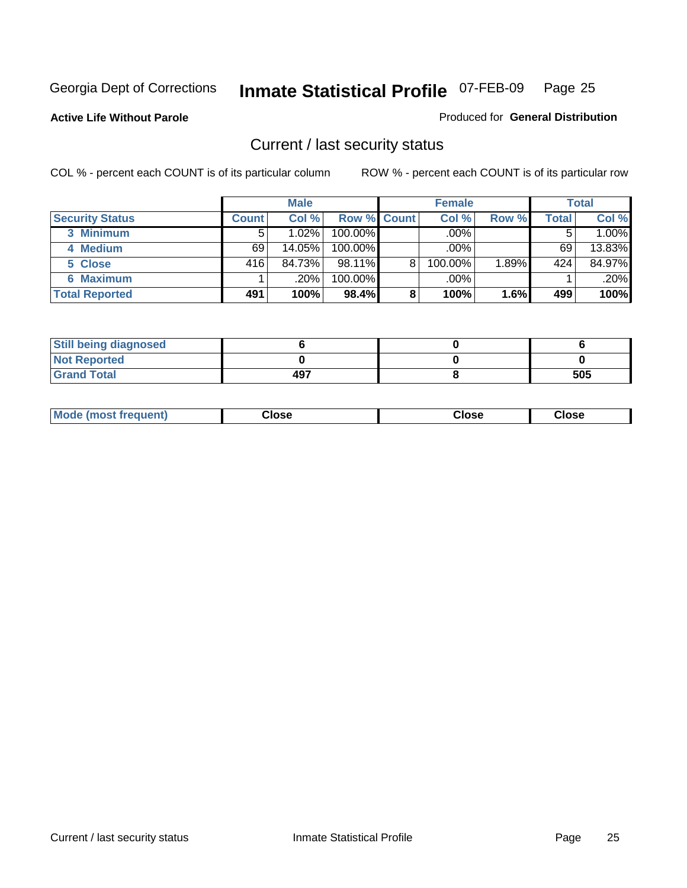Georgia Dept of Corrections **Inmate Statistical Profile** 07-FEB-09

**Active Life Without Parole**

Produced for **General Distribution**

## Current / last security status

COL % - percent each COUNT is of its particular column

ROW % - percent each COUNT is of its particular row

| | Male | | | Female | | | Total | |
|---|---|---|---|---|---|---|---|---|
| **Security Status** | **Count** | **Col %** | **Row %** | **Count** | **Col %** | **Row %** | **Total** | **Col %** |
| 3 Minimum | 5 | 1.02% | 100.00% | | .00% | | 5 | 1.00% |
| 4 Medium | 69 | 14.05% | 100.00% | | .00% | | 69 | 13.83% |
| 5 Close | 416 | 84.73% | 98.11% | 8 | 100.00% | 1.89% | 424 | 84.97% |
| 6 Maximum | 1 | .20% | 100.00% | | .00% | | 1 | .20% |
| **Total Reported** | **491** | **100%** | **98.4%** | **8** | **100%** | **1.6%** | **499** | **100%** |

| | Male | Female | Total |
|---|---|---|---|
| Still being diagnosed | 6 | 0 | 6 |
| Not Reported | 0 | 0 | 0 |
| Grand Total | 497 | 8 | 505 |

| | Male | Female | Total |
|---|---|---|---|
| Mode (most frequent) | Close | Close | Close |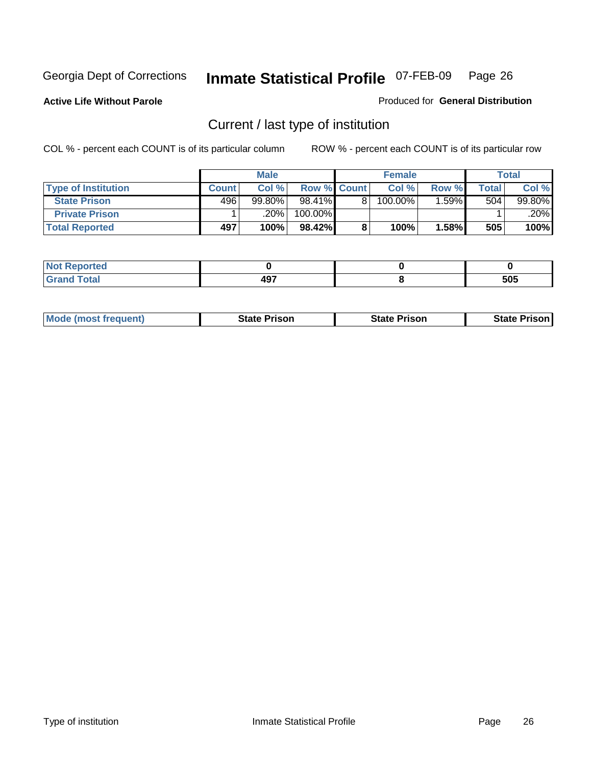Georgia Dept of Corrections **Inmate Statistical Profile** 07-FEB-09

**Active Life Without Parole**

Produced for **General Distribution**

## Current / last type of institution

COL % - percent each COUNT is of its particular column

ROW % - percent each COUNT is of its particular row

| | Male | | | Female | | | Total | |
|---|---|---|---|---|---|---|---|---|
| **Type of Institution** | **Count** | **Col %** | **Row %** | **Count** | **Col %** | **Row %** | **Total** | **Col %** |
| **State Prison** | 496 | 99.80% | 98.41% | 8 | 100.00% | 1.59% | 504 | 99.80% |
| **Private Prison** | 1 | .20% | 100.00% | | | | 1 | .20% |
| **Total Reported** | **497** | **100%** | **98.42%** | **8** | **100%** | **1.58%** | **505** | **100%** |

| | Male | Female | Total |
|---|---|---|---|
| **Not Reported** | **0** | **0** | **0** |
| **Grand Total** | **497** | **8** | **505** |

| | Male | Female | Total |
|---|---|---|---|
| **Mode (most frequent)** | **State Prison** | **State Prison** | **State Prison** |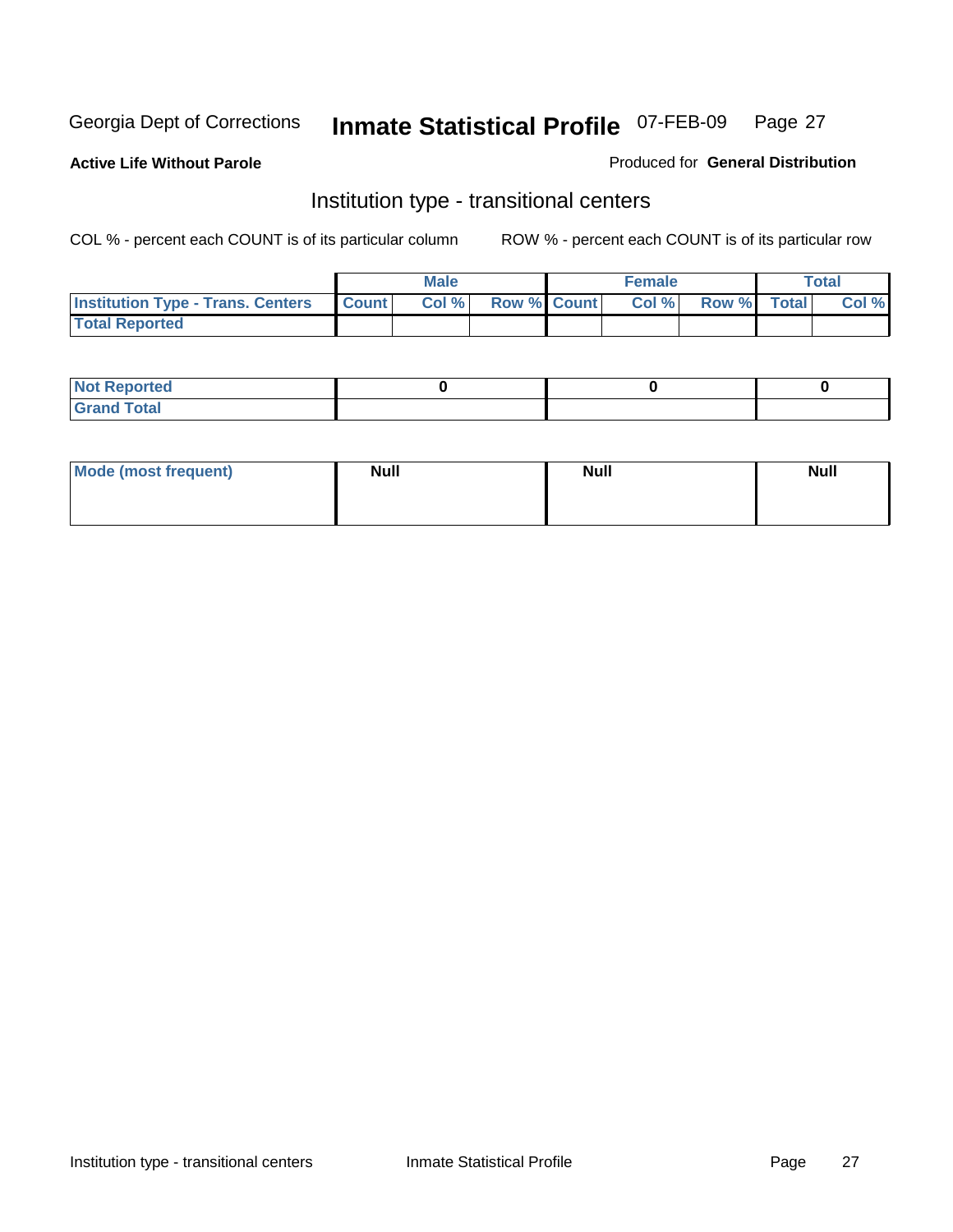Georgia Dept of Corrections **Inmate Statistical Profile** 07-FEB-09

**Active Life Without Parole**

Produced for **General Distribution**

## Institution type - transitional centers

COL % - percent each COUNT is of its particular column

ROW % - percent each COUNT is of its particular row

| | Male | | | Female | | | Total | |
|---|---|---|---|---|---|---|---|---|
| Institution Type - Trans. Centers | Count | Col % | Row % | Count | Col % | Row % | Total | Col % |
| Total Reported | | | | | | | | |

| | Male | Female | Total |
|---|---|---|---|
| Not Reported | 0 | 0 | 0 |
| Grand Total | | | |

| | Male | Female | Total |
|---|---|---|---|
| Mode (most frequent) | Null | Null | Null |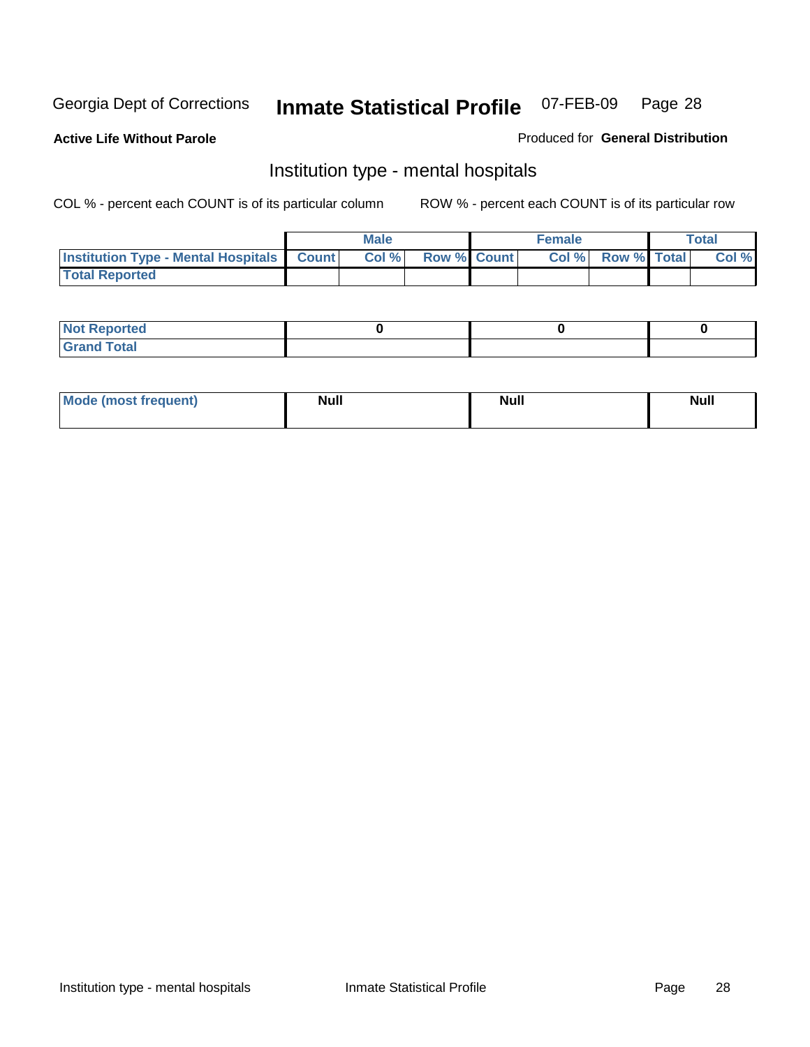Georgia Dept of Corrections **Inmate Statistical Profile** 07-FEB-09

**Active Life Without Parole**

Produced for **General Distribution**

## Institution type - mental hospitals

COL % - percent each COUNT is of its particular column

ROW % - percent each COUNT is of its particular row

| | Male | | | Female | | | Total | |
|---|---|---|---|---|---|---|---|---|
| **Institution Type - Mental Hospitals** | **Count** | **Col %** | **Row %** | **Count** | **Col %** | **Row %** | **Total** | **Col %** |
| **Total Reported** | | | | | | | | |

| | Male | Female | Total |
|---|---|---|---|
| **Not Reported** | **0** | **0** | **0** |
| **Grand Total** | | | |

| | Male | Female | Total |
|---|---|---|---|
| **Mode (most frequent)** | **Null** | **Null** | **Null** |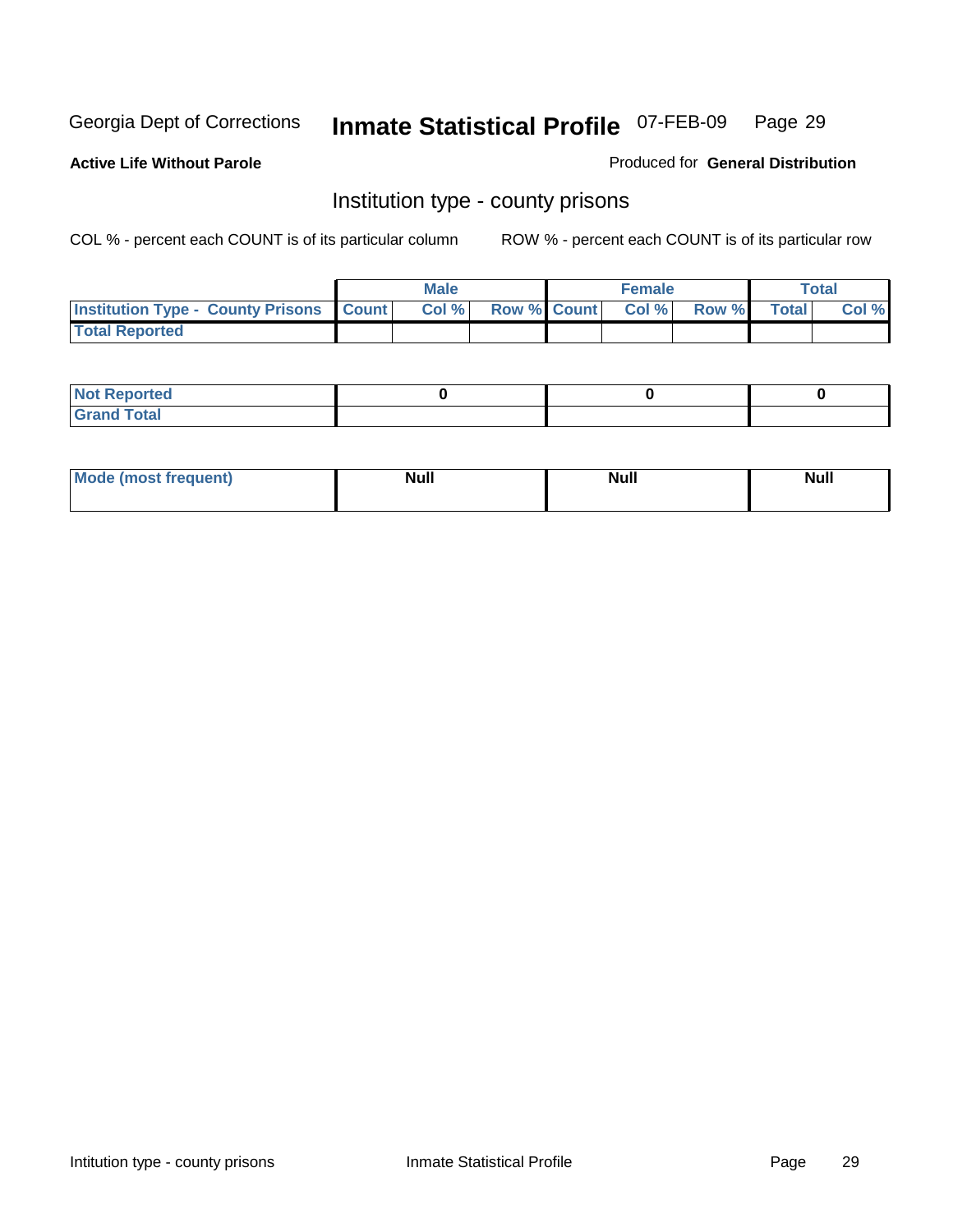Georgia Dept of Corrections **Inmate Statistical Profile** 07-FEB-09 Page 29

**Active Life Without Parole**

Produced for **General Distribution**

## Institution type - county prisons

COL % - percent each COUNT is of its particular column

ROW % - percent each COUNT is of its particular row

| | Male | | | Female | | | Total | |
|---|---|---|---|---|---|---|---|---|
| **Institution Type - County Prisons** | **Count** | **Col %** | **Row %** | **Count** | **Col %** | **Row %** | **Total** | **Col %** |
| **Total Reported** | | | | | | | | |

| | Male | Female | Total |
|---|---|---|---|
| **Not Reported** | **0** | **0** | **0** |
| **Grand Total** | | | |

| | Male | Female | Total |
|---|---|---|---|
| **Mode (most frequent)** | **Null** | **Null** | **Null** |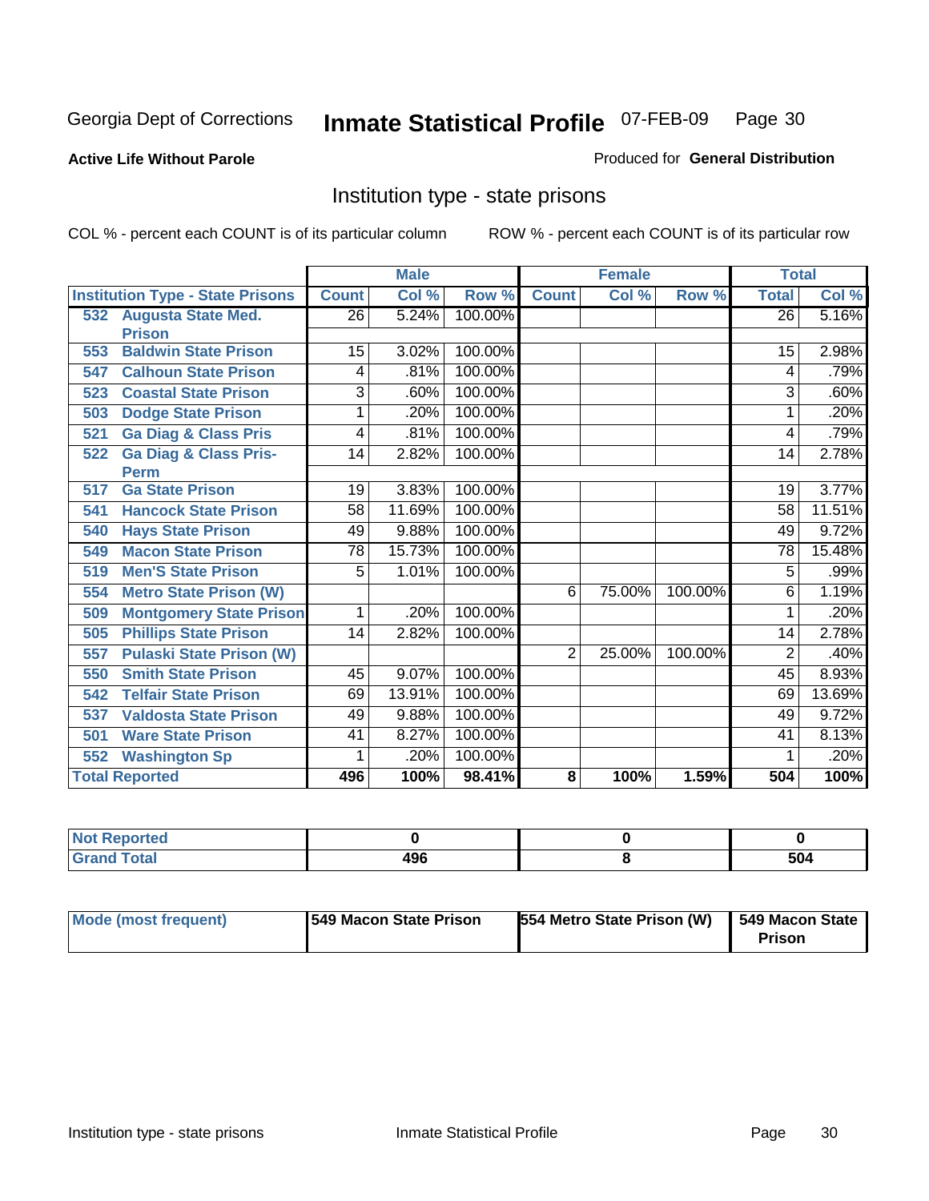Georgia Dept of Corrections

# Inmate Statistical Profile 07-FEB-09

**Active Life Without Parole**

Produced for **General Distribution**

## Institution type - state prisons

COL % - percent each COUNT is of its particular column

ROW % - percent each COUNT is of its particular row

| Institution Type - State Prisons | Male | | | Female | | | Total | |
|---|---|---|---|---|---|---|---|---|
| | Count | Col % | Row % | Count | Col % | Row % | Total | Col % |
| 532 Augusta State Med. Prison | 26 | 5.24% | 100.00% | | | | 26 | 5.16% |
| 553 Baldwin State Prison | 15 | 3.02% | 100.00% | | | | 15 | 2.98% |
| 547 Calhoun State Prison | 4 | .81% | 100.00% | | | | 4 | .79% |
| 523 Coastal State Prison | 3 | .60% | 100.00% | | | | 3 | .60% |
| 503 Dodge State Prison | 1 | .20% | 100.00% | | | | 1 | .20% |
| 521 Ga Diag & Class Pris | 4 | .81% | 100.00% | | | | 4 | .79% |
| 522 Ga Diag & Class Pris-Perm | 14 | 2.82% | 100.00% | | | | 14 | 2.78% |
| 517 Ga State Prison | 19 | 3.83% | 100.00% | | | | 19 | 3.77% |
| 541 Hancock State Prison | 58 | 11.69% | 100.00% | | | | 58 | 11.51% |
| 540 Hays State Prison | 49 | 9.88% | 100.00% | | | | 49 | 9.72% |
| 549 Macon State Prison | 78 | 15.73% | 100.00% | | | | 78 | 15.48% |
| 519 Men'S State Prison | 5 | 1.01% | 100.00% | | | | 5 | .99% |
| 554 Metro State Prison (W) | | | | 6 | 75.00% | 100.00% | 6 | 1.19% |
| 509 Montgomery State Prison | 1 | .20% | 100.00% | | | | 1 | .20% |
| 505 Phillips State Prison | 14 | 2.82% | 100.00% | | | | 14 | 2.78% |
| 557 Pulaski State Prison (W) | | | | 2 | 25.00% | 100.00% | 2 | .40% |
| 550 Smith State Prison | 45 | 9.07% | 100.00% | | | | 45 | 8.93% |
| 542 Telfair State Prison | 69 | 13.91% | 100.00% | | | | 69 | 13.69% |
| 537 Valdosta State Prison | 49 | 9.88% | 100.00% | | | | 49 | 9.72% |
| 501 Ware State Prison | 41 | 8.27% | 100.00% | | | | 41 | 8.13% |
| 552 Washington Sp | 1 | .20% | 100.00% | | | | 1 | .20% |
| **Total Reported** | **496** | **100%** | **98.41%** | **8** | **100%** | **1.59%** | **504** | **100%** |

| | Male | Female | Total |
|---|---|---|---|
| Not Reported | 0 | 0 | 0 |
| Grand Total | 496 | 8 | 504 |

| | Male | Female | Total |
|---|---|---|---|
| Mode (most frequent) | 549 Macon State Prison | 554 Metro State Prison (W) | 549 Macon State Prison |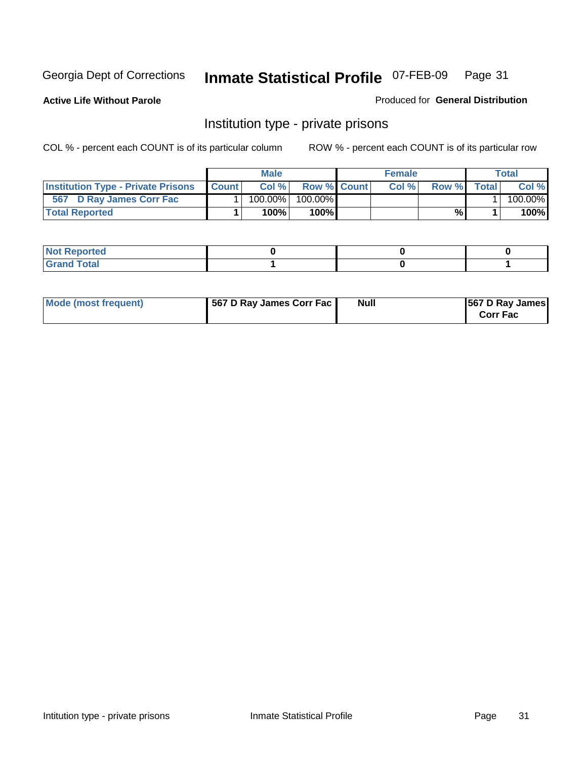Georgia Dept of Corrections **Inmate Statistical Profile** 07-FEB-09 Page 31

**Active Life Without Parole**

Produced for **General Distribution**

## Institution type - private prisons

COL % - percent each COUNT is of its particular column

ROW % - percent each COUNT is of its particular row

| | Male | | | Female | | | Total | |
|---|---|---|---|---|---|---|---|---|
| **Institution Type - Private Prisons** | **Count** | **Col %** | **Row %** | **Count** | **Col %** | **Row %** | **Total** | **Col %** |
| **567 D Ray James Corr Fac** | 1 | 100.00% | 100.00% | | | | 1 | 100.00% |
| **Total Reported** | **1** | **100%** | **100%** | | | **%** | **1** | **100%** |

| | Male | Female | Total |
|---|---|---|---|
| **Not Reported** | **0** | **0** | **0** |
| **Grand Total** | **1** | **0** | **1** |

| | Male | Female | Total |
|---|---|---|---|
| **Mode (most frequent)** | **567 D Ray James Corr Fac** | **Null** | **567 D Ray James Corr Fac** |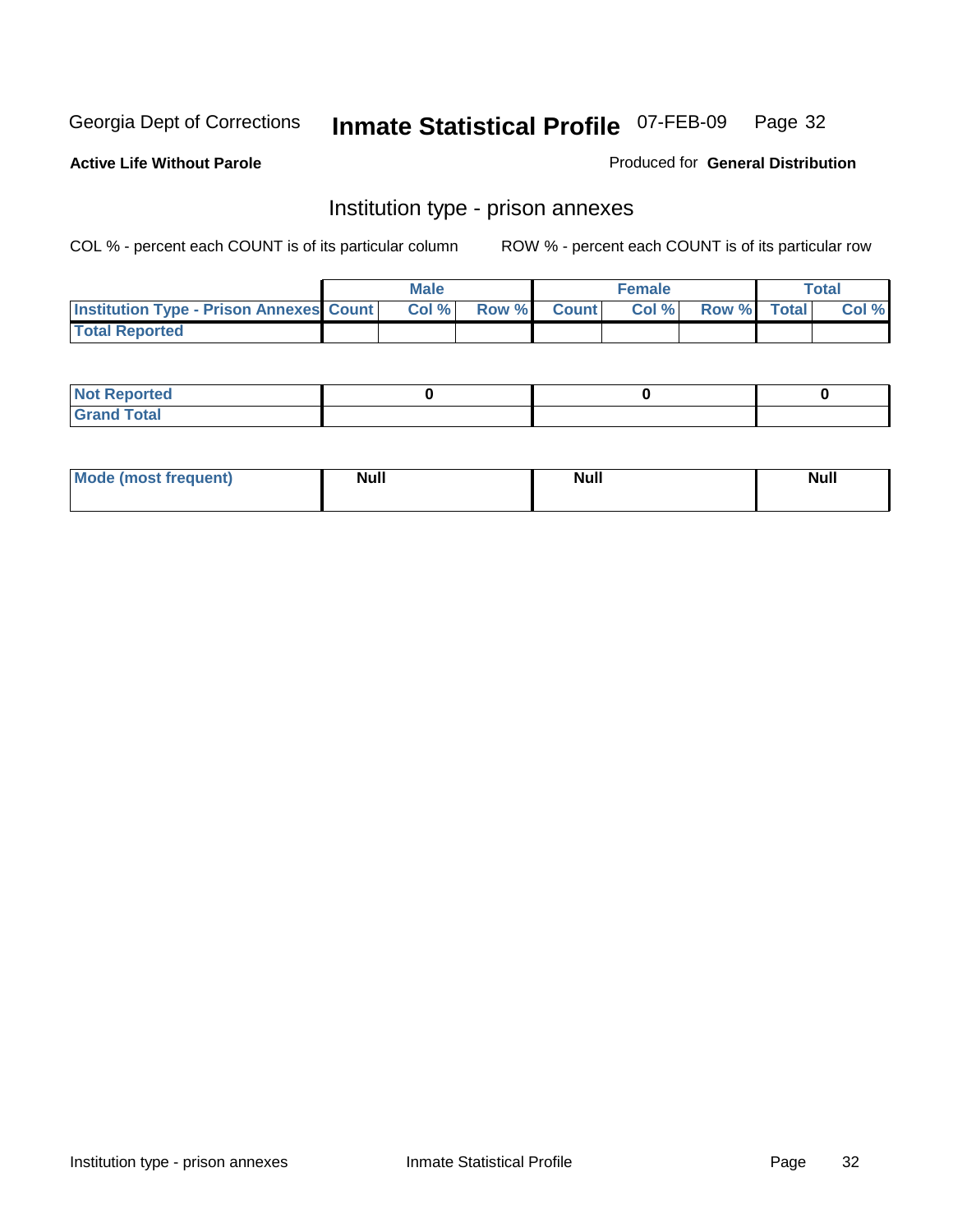Georgia Dept of Corrections **Inmate Statistical Profile** 07-FEB-09

**Active Life Without Parole**

Produced for **General Distribution**

## Institution type - prison annexes

COL % - percent each COUNT is of its particular column ROW % - percent each COUNT is of its particular row

| | Male | | | Female | | | Total | |
|---|---|---|---|---|---|---|---|---|
| **Institution Type - Prison Annexes** | **Count** | **Col %** | **Row %** | **Count** | **Col %** | **Row %** | **Total** | **Col %** |
| **Total Reported** | | | | | | | | |

| | Male | Female | Total |
|---|---|---|---|
| **Not Reported** | **0** | **0** | **0** |
| **Grand Total** | | | |

| | Male | Female | Total |
|---|---|---|---|
| **Mode (most frequent)** | **Null** | **Null** | **Null** |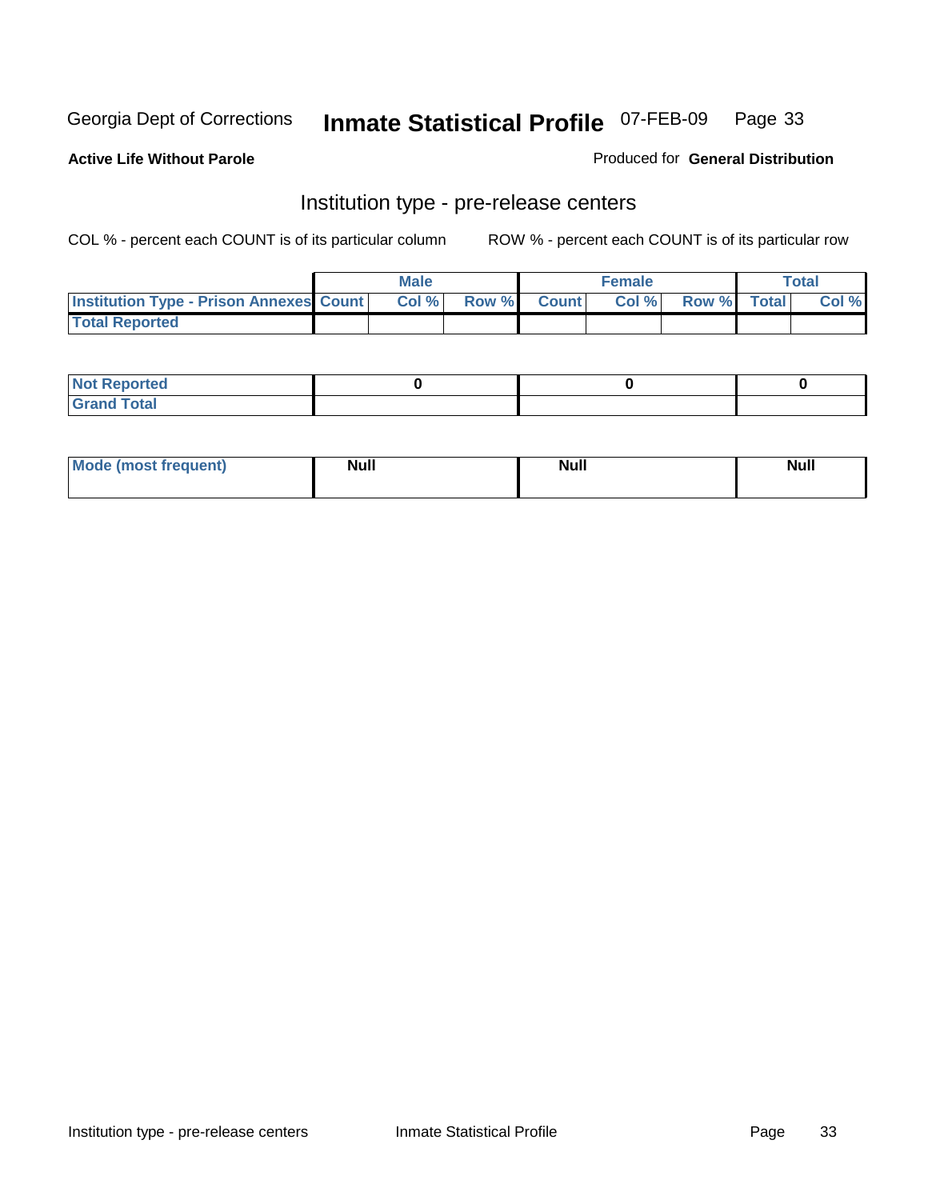Georgia Dept of Corrections **Inmate Statistical Profile** 07-FEB-09

**Active Life Without Parole**

Produced for **General Distribution**

## Institution type - pre-release centers

COL % - percent each COUNT is of its particular column ROW % - percent each COUNT is of its particular row

| | Male | | | Female | | | Total | |
|---|---|---|---|---|---|---|---|---|
| Institution Type - Prison Annexes | Count | Col % | Row % | Count | Col % | Row % | Total | Col % |
| Total Reported | | | | | | | | |

| | Male | Female | Total |
|---|---|---|---|
| Not Reported | 0 | 0 | 0 |
| Grand Total | | | |

| | Male | Female | Total |
|---|---|---|---|
| Mode (most frequent) | Null | Null | Null |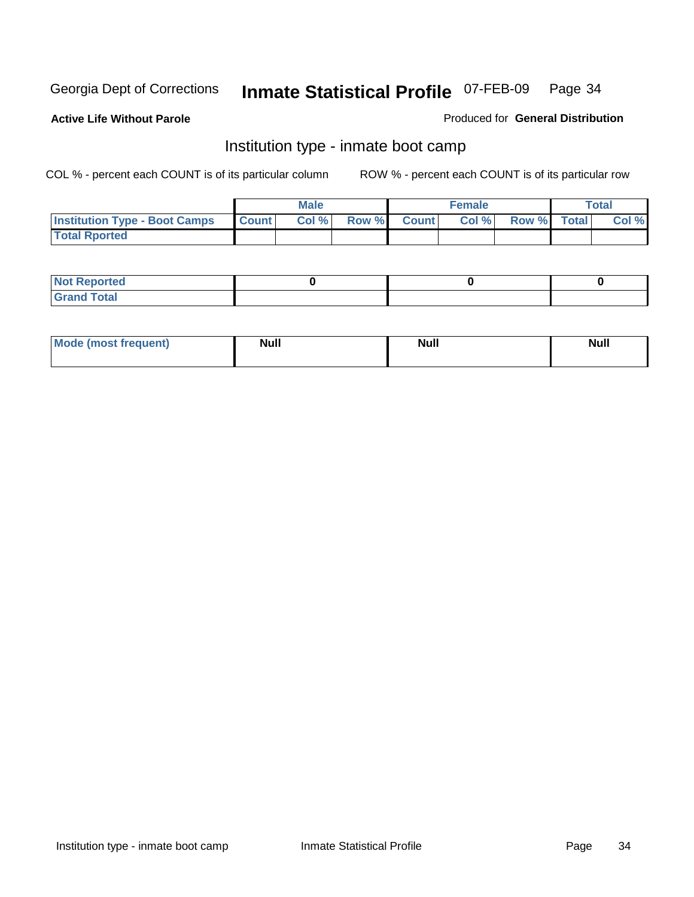Georgia Dept of Corrections **Inmate Statistical Profile** 07-FEB-09

**Active Life Without Parole**

Produced for **General Distribution**

## Institution type - inmate boot camp

COL % - percent each COUNT is of its particular column

ROW % - percent each COUNT is of its particular row

| | Male | | | Female | | | Total | |
|---|---|---|---|---|---|---|---|---|
| **Institution Type - Boot Camps** | **Count** | **Col %** | **Row %** | **Count** | **Col %** | **Row %** | **Total** | **Col %** |
| **Total Rported** | | | | | | | | |

| | Male | Female | Total |
|---|---|---|---|
| **Not Reported** | 0 | 0 | 0 |
| **Grand Total** | | | |

| | Male | Female | Total |
|---|---|---|---|
| **Mode (most frequent)** | Null | Null | Null |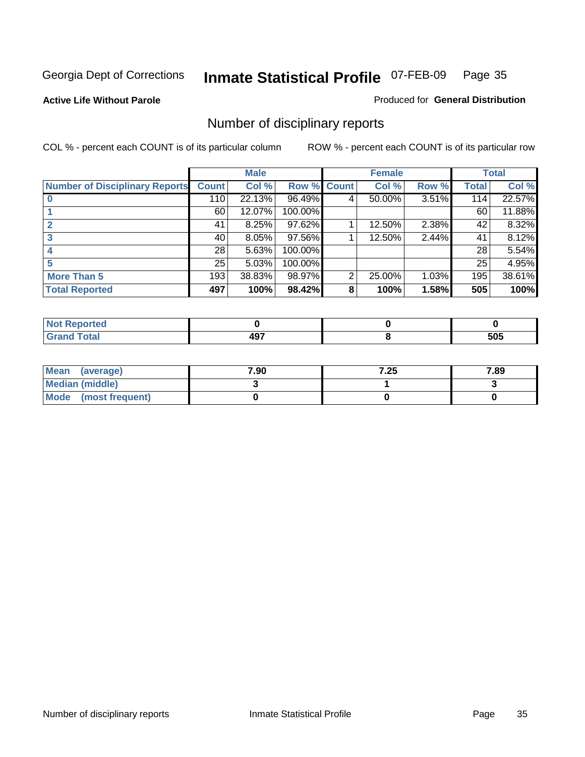Georgia Dept of Corrections **Inmate Statistical Profile** 07-FEB-09

**Active Life Without Parole** Produced for **General Distribution**

## Number of disciplinary reports

COL % - percent each COUNT is of its particular column ROW % - percent each COUNT is of its particular row

| | Male | | | Female | | | Total | |
|---|---|---|---|---|---|---|---|---|
| **Number of Disciplinary Reports** | **Count** | **Col %** | **Row %** | **Count** | **Col %** | **Row %** | **Total** | **Col %** |
| **0** | 110 | 22.13% | 96.49% | 4 | 50.00% | 3.51% | 114 | 22.57% |
| **1** | 60 | 12.07% | 100.00% | | | | 60 | 11.88% |
| **2** | 41 | 8.25% | 97.62% | 1 | 12.50% | 2.38% | 42 | 8.32% |
| **3** | 40 | 8.05% | 97.56% | 1 | 12.50% | 2.44% | 41 | 8.12% |
| **4** | 28 | 5.63% | 100.00% | | | | 28 | 5.54% |
| **5** | 25 | 5.03% | 100.00% | | | | 25 | 4.95% |
| **More Than 5** | 193 | 38.83% | 98.97% | 2 | 25.00% | 1.03% | 195 | 38.61% |
| **Total Reported** | **497** | **100%** | **98.42%** | **8** | **100%** | **1.58%** | **505** | **100%** |

| | Male | Female | Total |
|---|---|---|---|
| **Not Reported** | **0** | **0** | **0** |
| **Grand Total** | **497** | **8** | **505** |

| | Male | Female | Total |
|---|---|---|---|
| **Mean (average)** | **7.90** | **7.25** | **7.89** |
| **Median (middle)** | **3** | **1** | **3** |
| **Mode (most frequent)** | **0** | **0** | **0** |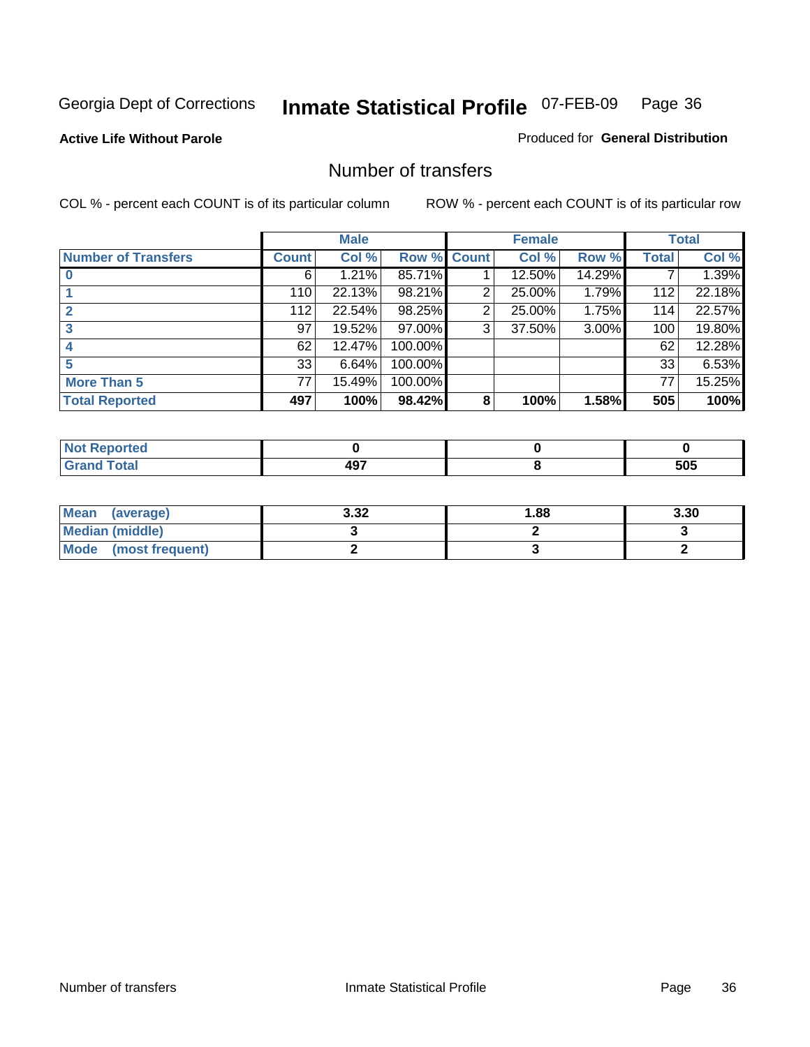Georgia Dept of Corrections **Inmate Statistical Profile** 07-FEB-09

**Active Life Without Parole**

Produced for **General Distribution**

## Number of transfers

COL % - percent each COUNT is of its particular column

ROW % - percent each COUNT is of its particular row

| | Male | | | Female | | | Total | |
|---|---|---|---|---|---|---|---|---|
| **Number of Transfers** | **Count** | **Col %** | **Row %** | **Count** | **Col %** | **Row %** | **Total** | **Col %** |
| **0** | 6 | 1.21% | 85.71% | 1 | 12.50% | 14.29% | 7 | 1.39% |
| **1** | 110 | 22.13% | 98.21% | 2 | 25.00% | 1.79% | 112 | 22.18% |
| **2** | 112 | 22.54% | 98.25% | 2 | 25.00% | 1.75% | 114 | 22.57% |
| **3** | 97 | 19.52% | 97.00% | 3 | 37.50% | 3.00% | 100 | 19.80% |
| **4** | 62 | 12.47% | 100.00% | | | | 62 | 12.28% |
| **5** | 33 | 6.64% | 100.00% | | | | 33 | 6.53% |
| **More Than 5** | 77 | 15.49% | 100.00% | | | | 77 | 15.25% |
| **Total Reported** | **497** | **100%** | **98.42%** | **8** | **100%** | **1.58%** | **505** | **100%** |

| | Male | Female | Total |
|---|---|---|---|
| **Not Reported** | **0** | **0** | **0** |
| **Grand Total** | **497** | **8** | **505** |

| | Male | Female | Total |
|---|---|---|---|
| **Mean (average)** | **3.32** | **1.88** | **3.30** |
| **Median (middle)** | **3** | **2** | **3** |
| **Mode (most frequent)** | **2** | **3** | **2** |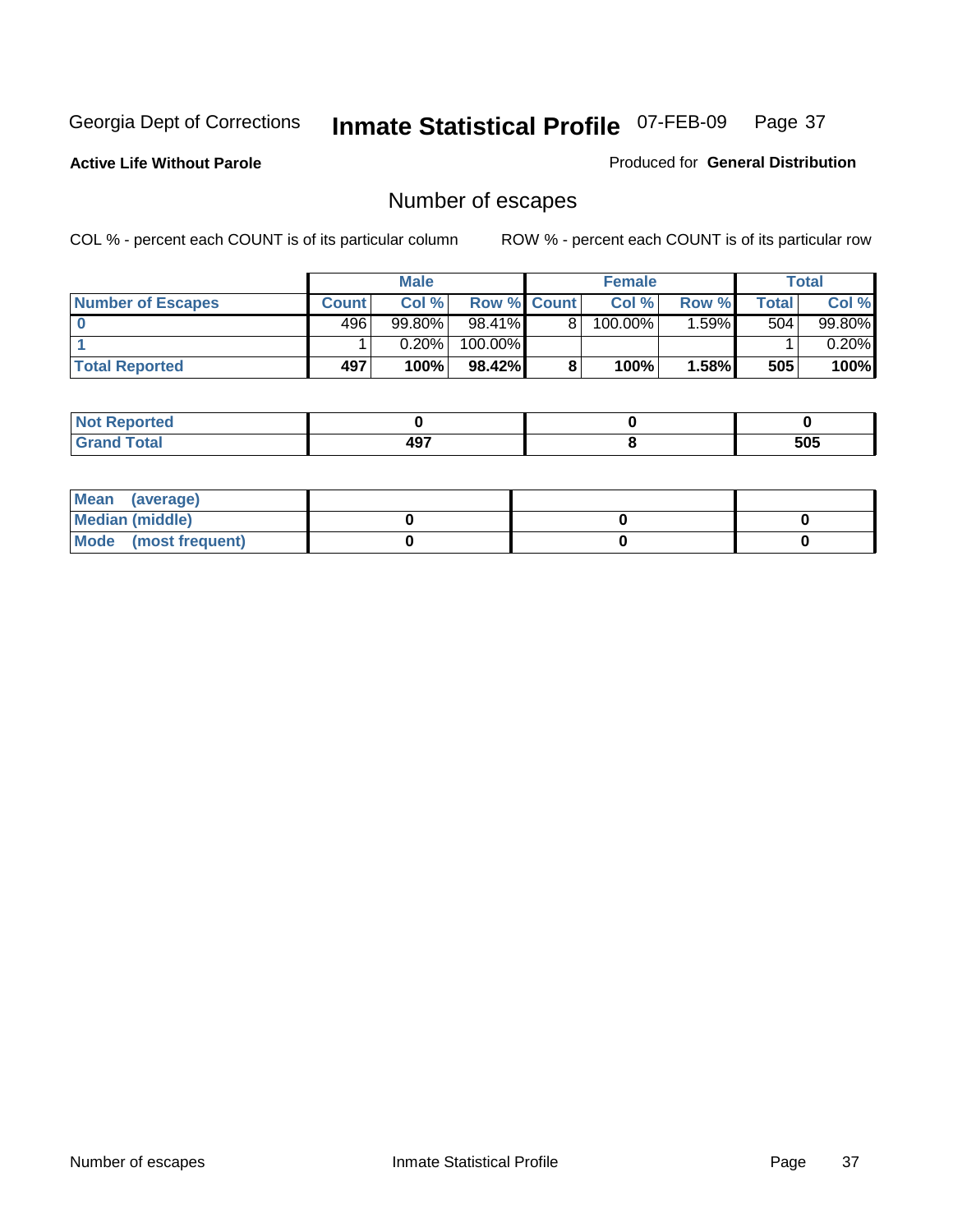Georgia Dept of Corrections **Inmate Statistical Profile** 07-FEB-09

**Active Life Without Parole**

Produced for **General Distribution**

## Number of escapes

COL % - percent each COUNT is of its particular column ROW % - percent each COUNT is of its particular row

| | Male | | | Female | | | Total | |
|---|---|---|---|---|---|---|---|---|
| **Number of Escapes** | **Count** | **Col %** | **Row %** | **Count** | **Col %** | **Row %** | **Total** | **Col %** |
| **0** | 496 | 99.80% | 98.41% | 8 | 100.00% | 1.59% | 504 | 99.80% |
| **1** | 1 | 0.20% | 100.00% | | | | 1 | 0.20% |
| **Total Reported** | **497** | **100%** | **98.42%** | **8** | **100%** | **1.58%** | **505** | **100%** |

| | Male | Female | Total |
|---|---|---|---|
| **Not Reported** | **0** | **0** | **0** |
| **Grand Total** | **497** | **8** | **505** |

| | Male | Female | Total |
|---|---|---|---|
| **Mean (average)** | | | |
| **Median (middle)** | **0** | **0** | **0** |
| **Mode (most frequent)** | **0** | **0** | **0** |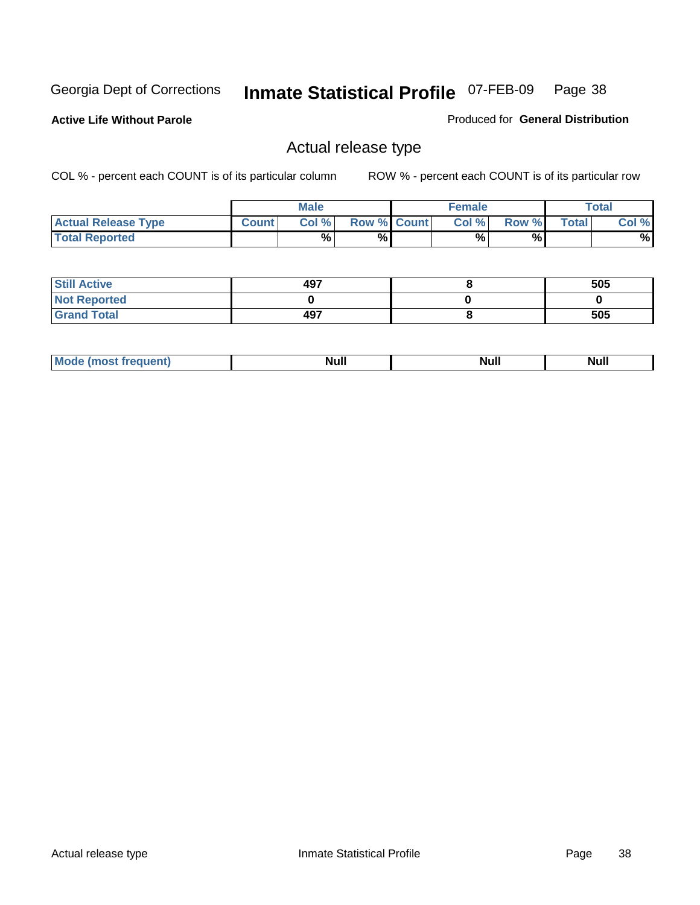Georgia Dept of Corrections **Inmate Statistical Profile** 07-FEB-09

**Active Life Without Parole**

Produced for **General Distribution**

## Actual release type

COL % - percent each COUNT is of its particular column

ROW % - percent each COUNT is of its particular row

| | Male | | | Female | | | Total | |
|---|---|---|---|---|---|---|---|---|
| **Actual Release Type** | Count | Col % | Row % | Count | Col % | Row % | Total | Col % |
| **Total Reported** | | % | % | | % | % | | % |
| **Still Active** | 497 | | | 8 | | | 505 | |
| **Not Reported** | 0 | | | 0 | | | 0 | |
| **Grand Total** | 497 | | | 8 | | | 505 | |
| **Mode (most frequent)** | Null | | | Null | | | Null | |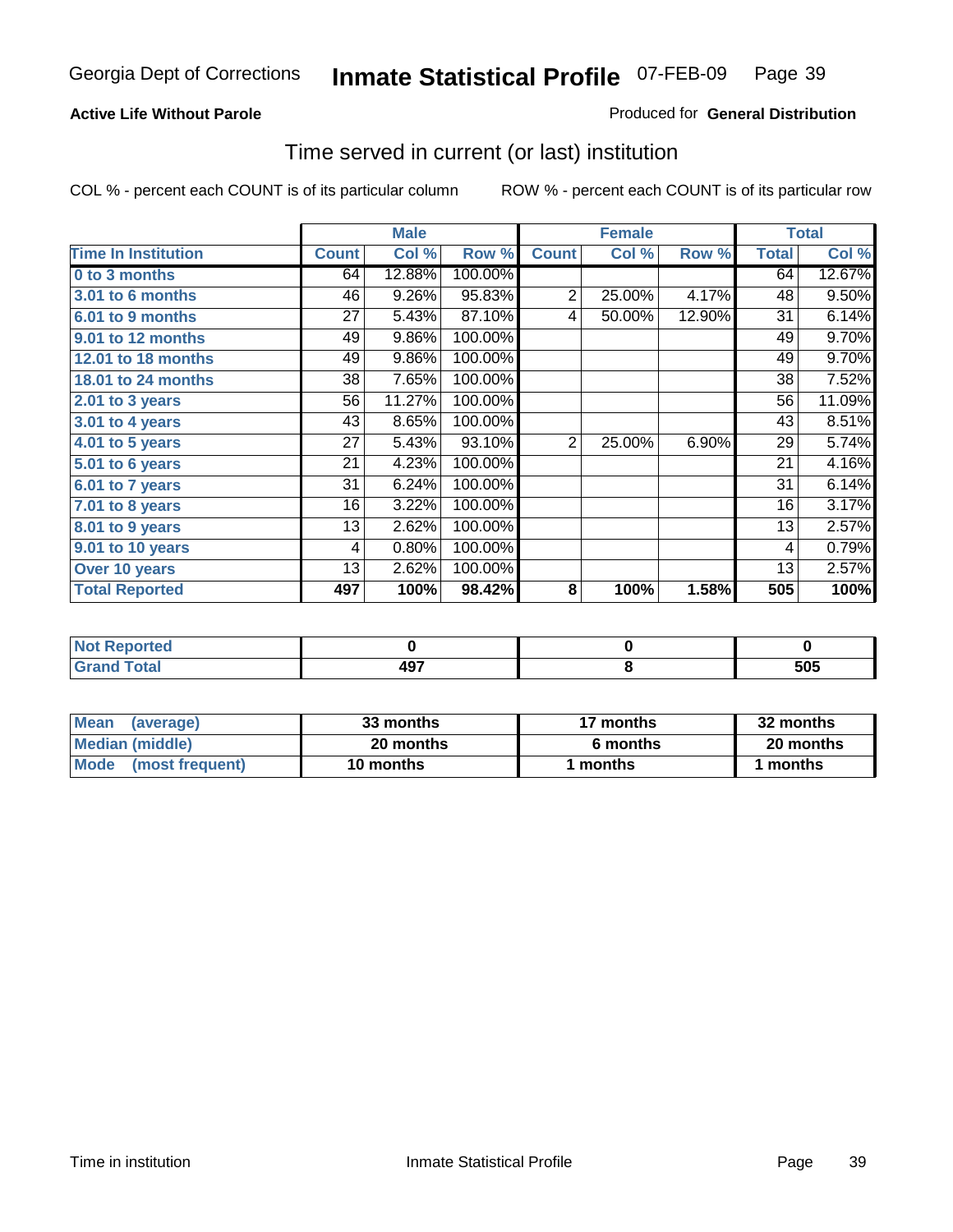**Active Life Without Parole**

Produced for **General Distribution**

## Time served in current (or last) institution

COL % - percent each COUNT is of its particular column

ROW % - percent each COUNT is of its particular row

| | Male | | | Female | | | Total | |
|---|---|---|---|---|---|---|---|---|
| **Time In Institution** | **Count** | **Col %** | **Row %** | **Count** | **Col %** | **Row %** | **Total** | **Col %** |
| **0 to 3 months** | 64 | 12.88% | 100.00% | | | | 64 | 12.67% |
| **3.01 to 6 months** | 46 | 9.26% | 95.83% | 2 | 25.00% | 4.17% | 48 | 9.50% |
| **6.01 to 9 months** | 27 | 5.43% | 87.10% | 4 | 50.00% | 12.90% | 31 | 6.14% |
| **9.01 to 12 months** | 49 | 9.86% | 100.00% | | | | 49 | 9.70% |
| **12.01 to 18 months** | 49 | 9.86% | 100.00% | | | | 49 | 9.70% |
| **18.01 to 24 months** | 38 | 7.65% | 100.00% | | | | 38 | 7.52% |
| **2.01 to 3 years** | 56 | 11.27% | 100.00% | | | | 56 | 11.09% |
| **3.01 to 4 years** | 43 | 8.65% | 100.00% | | | | 43 | 8.51% |
| **4.01 to 5 years** | 27 | 5.43% | 93.10% | 2 | 25.00% | 6.90% | 29 | 5.74% |
| **5.01 to 6 years** | 21 | 4.23% | 100.00% | | | | 21 | 4.16% |
| **6.01 to 7 years** | 31 | 6.24% | 100.00% | | | | 31 | 6.14% |
| **7.01 to 8 years** | 16 | 3.22% | 100.00% | | | | 16 | 3.17% |
| **8.01 to 9 years** | 13 | 2.62% | 100.00% | | | | 13 | 2.57% |
| **9.01 to 10 years** | 4 | 0.80% | 100.00% | | | | 4 | 0.79% |
| **Over 10 years** | 13 | 2.62% | 100.00% | | | | 13 | 2.57% |
| **Total Reported** | **497** | **100%** | **98.42%** | **8** | **100%** | **1.58%** | **505** | **100%** |

| | Male | Female | Total |
|---|---|---|---|
| **Not Reported** | **0** | **0** | **0** |
| **Grand Total** | **497** | **8** | **505** |

| | Male | Female | Total |
|---|---|---|---|
| **Mean (average)** | **33 months** | **17 months** | **32 months** |
| **Median (middle)** | **20 months** | **6 months** | **20 months** |
| **Mode (most frequent)** | **10 months** | **1 months** | **1 months** |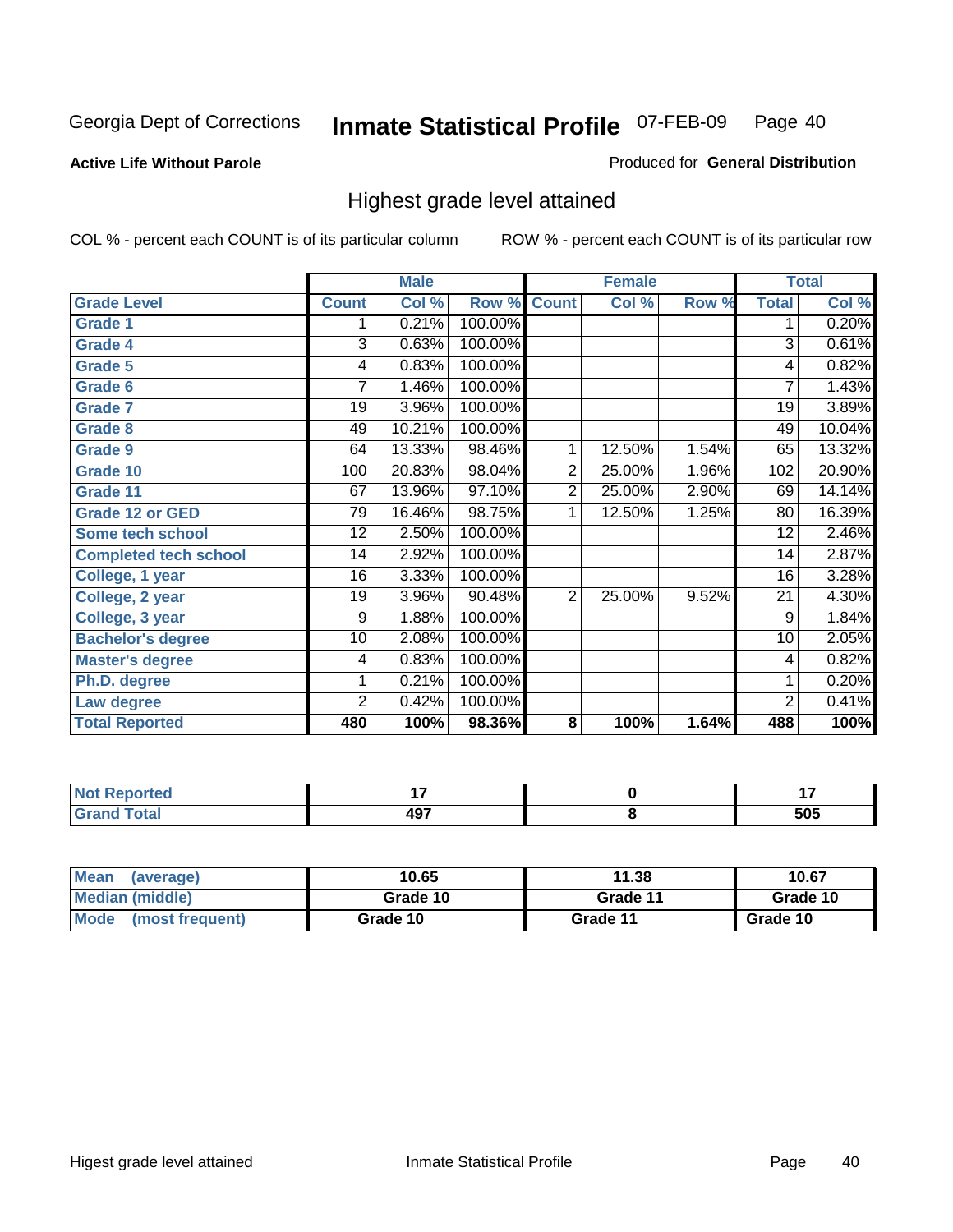Georgia Dept of Corrections **Inmate Statistical Profile** 07-FEB-09

**Active Life Without Parole**

Produced for **General Distribution**

## Highest grade level attained

COL % - percent each COUNT is of its particular column

ROW % - percent each COUNT is of its particular row

| | Male | | | Female | | | Total | |
|---|---|---|---|---|---|---|---|---|
| **Grade Level** | **Count** | **Col %** | **Row %** | **Count** | **Col %** | **Row %** | **Total** | **Col %** |
| Grade 1 | 1 | 0.21% | 100.00% | | | | 1 | 0.20% |
| Grade 4 | 3 | 0.63% | 100.00% | | | | 3 | 0.61% |
| Grade 5 | 4 | 0.83% | 100.00% | | | | 4 | 0.82% |
| Grade 6 | 7 | 1.46% | 100.00% | | | | 7 | 1.43% |
| Grade 7 | 19 | 3.96% | 100.00% | | | | 19 | 3.89% |
| Grade 8 | 49 | 10.21% | 100.00% | | | | 49 | 10.04% |
| Grade 9 | 64 | 13.33% | 98.46% | 1 | 12.50% | 1.54% | 65 | 13.32% |
| Grade 10 | 100 | 20.83% | 98.04% | 2 | 25.00% | 1.96% | 102 | 20.90% |
| Grade 11 | 67 | 13.96% | 97.10% | 2 | 25.00% | 2.90% | 69 | 14.14% |
| Grade 12 or GED | 79 | 16.46% | 98.75% | 1 | 12.50% | 1.25% | 80 | 16.39% |
| Some tech school | 12 | 2.50% | 100.00% | | | | 12 | 2.46% |
| Completed tech school | 14 | 2.92% | 100.00% | | | | 14 | 2.87% |
| College, 1 year | 16 | 3.33% | 100.00% | | | | 16 | 3.28% |
| College, 2 year | 19 | 3.96% | 90.48% | 2 | 25.00% | 9.52% | 21 | 4.30% |
| College, 3 year | 9 | 1.88% | 100.00% | | | | 9 | 1.84% |
| Bachelor's degree | 10 | 2.08% | 100.00% | | | | 10 | 2.05% |
| Master's degree | 4 | 0.83% | 100.00% | | | | 4 | 0.82% |
| Ph.D. degree | 1 | 0.21% | 100.00% | | | | 1 | 0.20% |
| Law degree | 2 | 0.42% | 100.00% | | | | 2 | 0.41% |
| **Total Reported** | **480** | **100%** | **98.36%** | **8** | **100%** | **1.64%** | **488** | **100%** |

| | Male | Female | Total |
|---|---|---|---|
| Not Reported | 17 | 0 | 17 |
| Grand Total | 497 | 8 | 505 |

| | Male | Female | Total |
|---|---|---|---|
| Mean (average) | 10.65 | 11.38 | 10.67 |
| Median (middle) | Grade 10 | Grade 11 | Grade 10 |
| Mode (most frequent) | Grade 10 | Grade 11 | Grade 10 |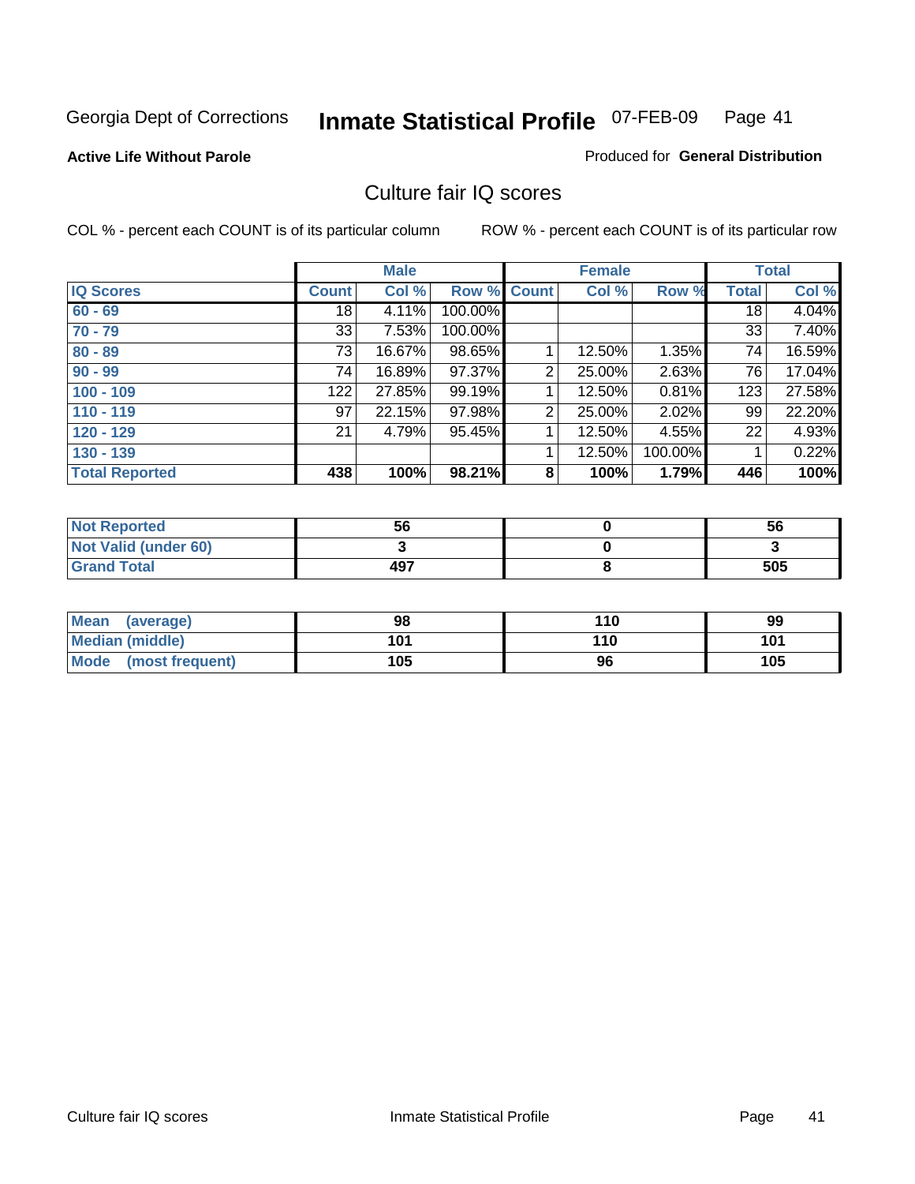Georgia Dept of Corrections **Inmate Statistical Profile** 07-FEB-09 Page 41

**Active Life Without Parole**

Produced for **General Distribution**

## Culture fair IQ scores

COL % - percent each COUNT is of its particular column

ROW % - percent each COUNT is of its particular row

| | Male | | | Female | | | Total | |
|---|---|---|---|---|---|---|---|---|
| **IQ Scores** | **Count** | **Col %** | **Row %** | **Count** | **Col %** | **Row %** | **Total** | **Col %** |
| **60 - 69** | 18 | 4.11% | 100.00% | | | | 18 | 4.04% |
| **70 - 79** | 33 | 7.53% | 100.00% | | | | 33 | 7.40% |
| **80 - 89** | 73 | 16.67% | 98.65% | 1 | 12.50% | 1.35% | 74 | 16.59% |
| **90 - 99** | 74 | 16.89% | 97.37% | 2 | 25.00% | 2.63% | 76 | 17.04% |
| **100 - 109** | 122 | 27.85% | 99.19% | 1 | 12.50% | 0.81% | 123 | 27.58% |
| **110 - 119** | 97 | 22.15% | 97.98% | 2 | 25.00% | 2.02% | 99 | 22.20% |
| **120 - 129** | 21 | 4.79% | 95.45% | 1 | 12.50% | 4.55% | 22 | 4.93% |
| **130 - 139** | | | | 1 | 12.50% | 100.00% | 1 | 0.22% |
| **Total Reported** | **438** | **100%** | **98.21%** | **8** | **100%** | **1.79%** | **446** | **100%** |

| | Male | Female | Total |
|---|---|---|---|
| **Not Reported** | **56** | **0** | **56** |
| **Not Valid (under 60)** | **3** | **0** | **3** |
| **Grand Total** | **497** | **8** | **505** |

| | Male | Female | Total |
|---|---|---|---|
| **Mean (average)** | **98** | **110** | **99** |
| **Median (middle)** | **101** | **110** | **101** |
| **Mode (most frequent)** | **105** | **96** | **105** |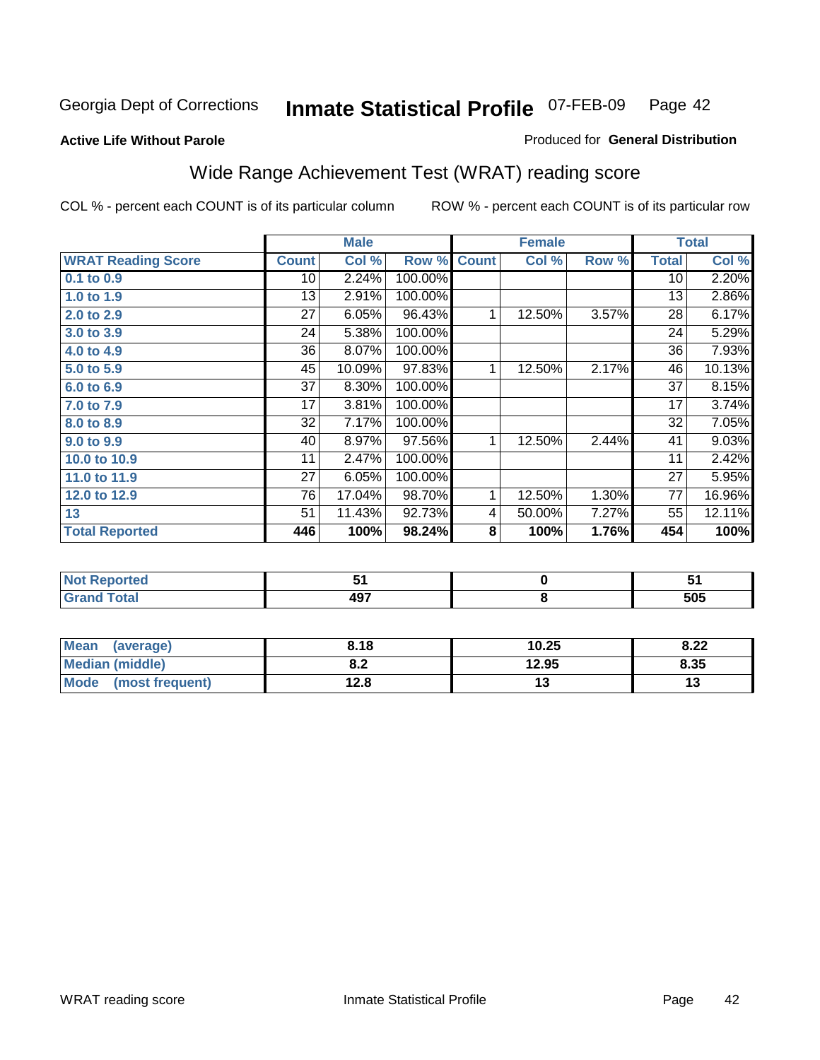Georgia Dept of Corrections **Inmate Statistical Profile** 07-FEB-09 Page 42

**Active Life Without Parole**

Produced for **General Distribution**

## Wide Range Achievement Test (WRAT) reading score

COL % - percent each COUNT is of its particular column ROW % - percent each COUNT is of its particular row

| | Male | | | Female | | | Total | |
|---|---|---|---|---|---|---|---|---|
| **WRAT Reading Score** | **Count** | **Col %** | **Row %** | **Count** | **Col %** | **Row %** | **Total** | **Col %** |
| 0.1 to 0.9 | 10 | 2.24% | 100.00% | | | | 10 | 2.20% |
| 1.0 to 1.9 | 13 | 2.91% | 100.00% | | | | 13 | 2.86% |
| 2.0 to 2.9 | 27 | 6.05% | 96.43% | 1 | 12.50% | 3.57% | 28 | 6.17% |
| 3.0 to 3.9 | 24 | 5.38% | 100.00% | | | | 24 | 5.29% |
| 4.0 to 4.9 | 36 | 8.07% | 100.00% | | | | 36 | 7.93% |
| 5.0 to 5.9 | 45 | 10.09% | 97.83% | 1 | 12.50% | 2.17% | 46 | 10.13% |
| 6.0 to 6.9 | 37 | 8.30% | 100.00% | | | | 37 | 8.15% |
| 7.0 to 7.9 | 17 | 3.81% | 100.00% | | | | 17 | 3.74% |
| 8.0 to 8.9 | 32 | 7.17% | 100.00% | | | | 32 | 7.05% |
| 9.0 to 9.9 | 40 | 8.97% | 97.56% | 1 | 12.50% | 2.44% | 41 | 9.03% |
| 10.0 to 10.9 | 11 | 2.47% | 100.00% | | | | 11 | 2.42% |
| 11.0 to 11.9 | 27 | 6.05% | 100.00% | | | | 27 | 5.95% |
| 12.0 to 12.9 | 76 | 17.04% | 98.70% | 1 | 12.50% | 1.30% | 77 | 16.96% |
| 13 | 51 | 11.43% | 92.73% | 4 | 50.00% | 7.27% | 55 | 12.11% |
| **Total Reported** | **446** | **100%** | **98.24%** | **8** | **100%** | **1.76%** | **454** | **100%** |

| | Male | Female | Total |
|---|---|---|---|
| Not Reported | 51 | 0 | 51 |
| Grand Total | 497 | 8 | 505 |

| | Male | Female | Total |
|---|---|---|---|
| Mean (average) | 8.18 | 10.25 | 8.22 |
| Median (middle) | 8.2 | 12.95 | 8.35 |
| Mode (most frequent) | 12.8 | 13 | 13 |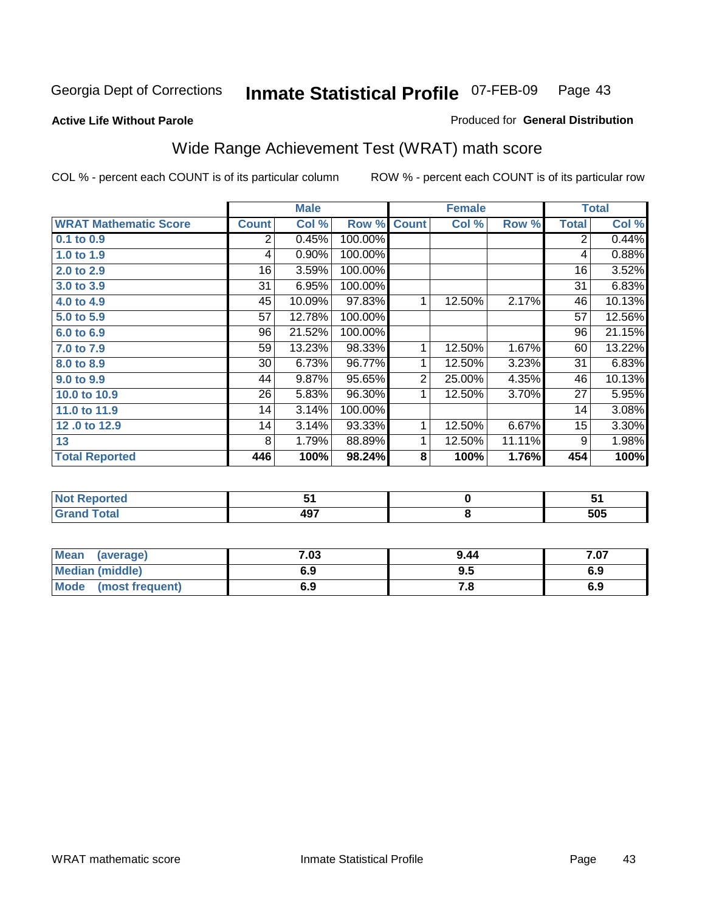Georgia Dept of Corrections **Inmate Statistical Profile** 07-FEB-09

**Active Life Without Parole**

Produced for **General Distribution**

## Wide Range Achievement Test (WRAT) math score

COL % - percent each COUNT is of its particular column    ROW % - percent each COUNT is of its particular row

| | Male | | | Female | | | Total | |
|---|---|---|---|---|---|---|---|---|
| **WRAT Mathematic Score** | **Count** | **Col %** | **Row %** | **Count** | **Col %** | **Row %** | **Total** | **Col %** |
| 0.1 to 0.9 | 2 | 0.45% | 100.00% | | | | 2 | 0.44% |
| 1.0 to 1.9 | 4 | 0.90% | 100.00% | | | | 4 | 0.88% |
| 2.0 to 2.9 | 16 | 3.59% | 100.00% | | | | 16 | 3.52% |
| 3.0 to 3.9 | 31 | 6.95% | 100.00% | | | | 31 | 6.83% |
| 4.0 to 4.9 | 45 | 10.09% | 97.83% | 1 | 12.50% | 2.17% | 46 | 10.13% |
| 5.0 to 5.9 | 57 | 12.78% | 100.00% | | | | 57 | 12.56% |
| 6.0 to 6.9 | 96 | 21.52% | 100.00% | | | | 96 | 21.15% |
| 7.0 to 7.9 | 59 | 13.23% | 98.33% | 1 | 12.50% | 1.67% | 60 | 13.22% |
| 8.0 to 8.9 | 30 | 6.73% | 96.77% | 1 | 12.50% | 3.23% | 31 | 6.83% |
| 9.0 to 9.9 | 44 | 9.87% | 95.65% | 2 | 25.00% | 4.35% | 46 | 10.13% |
| 10.0 to 10.9 | 26 | 5.83% | 96.30% | 1 | 12.50% | 3.70% | 27 | 5.95% |
| 11.0 to 11.9 | 14 | 3.14% | 100.00% | | | | 14 | 3.08% |
| 12 .0 to 12.9 | 14 | 3.14% | 93.33% | 1 | 12.50% | 6.67% | 15 | 3.30% |
| 13 | 8 | 1.79% | 88.89% | 1 | 12.50% | 11.11% | 9 | 1.98% |
| **Total Reported** | **446** | **100%** | **98.24%** | **8** | **100%** | **1.76%** | **454** | **100%** |

| | Male | Female | Total |
|---|---|---|---|
| Not Reported | 51 | 0 | 51 |
| Grand Total | 497 | 8 | 505 |

| | Male | Female | Total |
|---|---|---|---|
| Mean (average) | 7.03 | 9.44 | 7.07 |
| Median (middle) | 6.9 | 9.5 | 6.9 |
| Mode (most frequent) | 6.9 | 7.8 | 6.9 |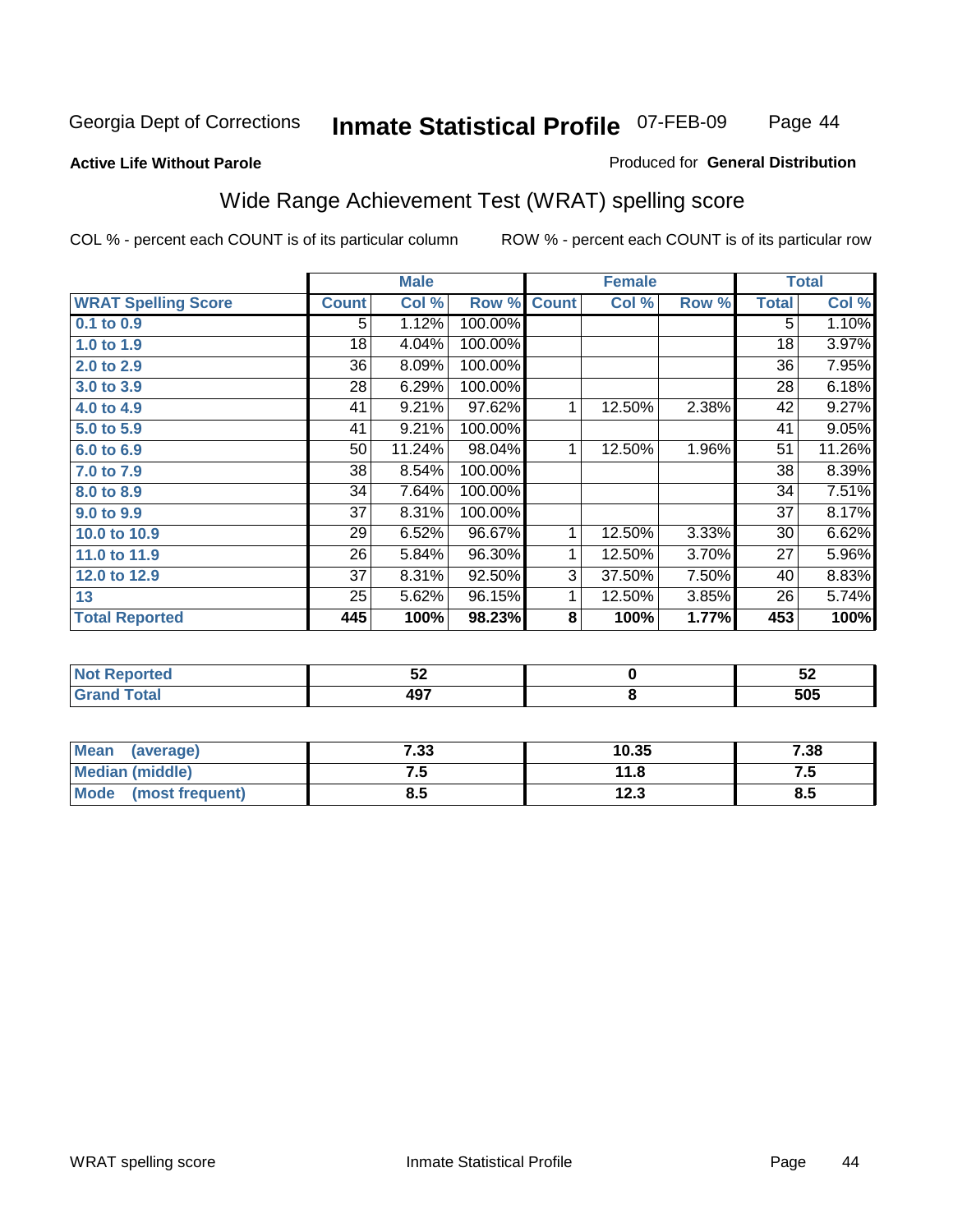Georgia Dept of Corrections **Inmate Statistical Profile** 07-FEB-09

**Active Life Without Parole**

Produced for **General Distribution**

## Wide Range Achievement Test (WRAT) spelling score

COL % - percent each COUNT is of its particular column

ROW % - percent each COUNT is of its particular row

| | Male | | | Female | | | Total | |
|---|---|---|---|---|---|---|---|---|
| **WRAT Spelling Score** | **Count** | **Col %** | **Row %** | **Count** | **Col %** | **Row %** | **Total** | **Col %** |
| 0.1 to 0.9 | 5 | 1.12% | 100.00% | | | | 5 | 1.10% |
| 1.0 to 1.9 | 18 | 4.04% | 100.00% | | | | 18 | 3.97% |
| 2.0 to 2.9 | 36 | 8.09% | 100.00% | | | | 36 | 7.95% |
| 3.0 to 3.9 | 28 | 6.29% | 100.00% | | | | 28 | 6.18% |
| 4.0 to 4.9 | 41 | 9.21% | 97.62% | 1 | 12.50% | 2.38% | 42 | 9.27% |
| 5.0 to 5.9 | 41 | 9.21% | 100.00% | | | | 41 | 9.05% |
| 6.0 to 6.9 | 50 | 11.24% | 98.04% | 1 | 12.50% | 1.96% | 51 | 11.26% |
| 7.0 to 7.9 | 38 | 8.54% | 100.00% | | | | 38 | 8.39% |
| 8.0 to 8.9 | 34 | 7.64% | 100.00% | | | | 34 | 7.51% |
| 9.0 to 9.9 | 37 | 8.31% | 100.00% | | | | 37 | 8.17% |
| 10.0 to 10.9 | 29 | 6.52% | 96.67% | 1 | 12.50% | 3.33% | 30 | 6.62% |
| 11.0 to 11.9 | 26 | 5.84% | 96.30% | 1 | 12.50% | 3.70% | 27 | 5.96% |
| 12.0 to 12.9 | 37 | 8.31% | 92.50% | 3 | 37.50% | 7.50% | 40 | 8.83% |
| 13 | 25 | 5.62% | 96.15% | 1 | 12.50% | 3.85% | 26 | 5.74% |
| **Total Reported** | **445** | **100%** | **98.23%** | **8** | **100%** | **1.77%** | **453** | **100%** |

| | Male | Female | Total |
|---|---|---|---|
| Not Reported | 52 | 0 | 52 |
| Grand Total | 497 | 8 | 505 |

| | Male | Female | Total |
|---|---|---|---|
| Mean (average) | 7.33 | 10.35 | 7.38 |
| Median (middle) | 7.5 | 11.8 | 7.5 |
| Mode (most frequent) | 8.5 | 12.3 | 8.5 |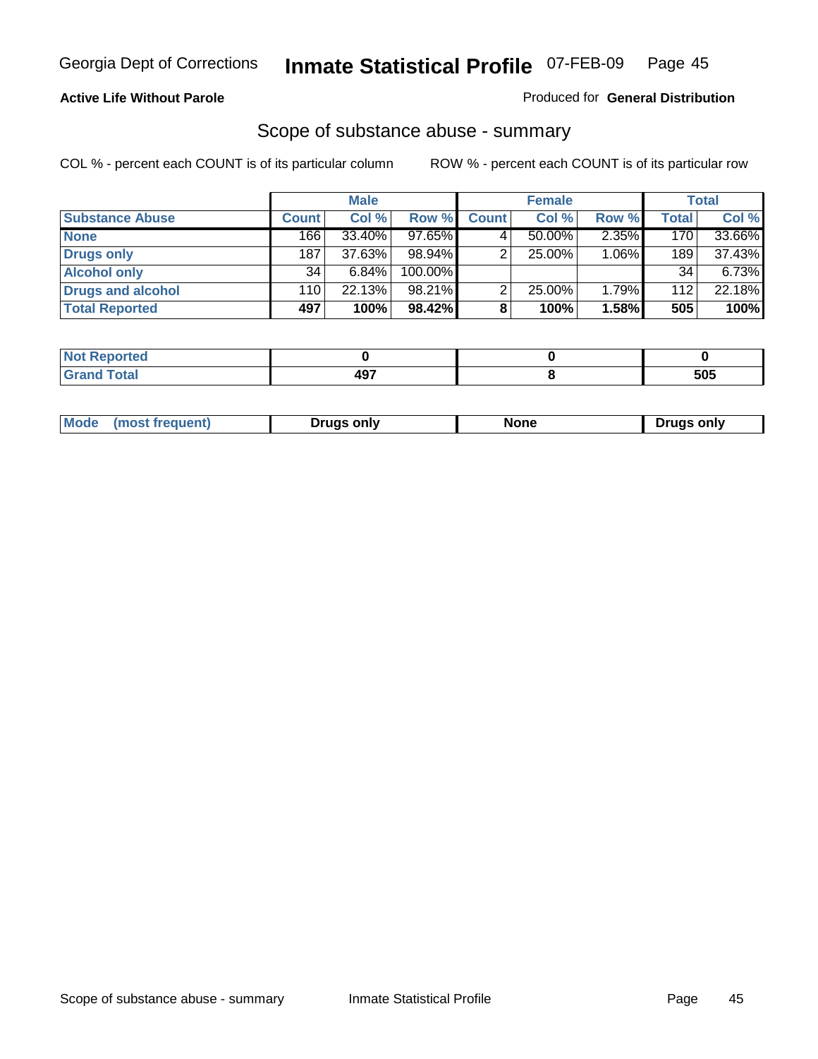Georgia Dept of Corrections **Inmate Statistical Profile** 07-FEB-09

**Active Life Without Parole**

Produced for **General Distribution**

## Scope of substance abuse - summary

COL % - percent each COUNT is of its particular column

ROW % - percent each COUNT is of its particular row

| | Male | | | Female | | | Total | |
|---|---|---|---|---|---|---|---|---|
| **Substance Abuse** | **Count** | **Col %** | **Row %** | **Count** | **Col %** | **Row %** | **Total** | **Col %** |
| **None** | 166 | 33.40% | 97.65% | 4 | 50.00% | 2.35% | 170 | 33.66% |
| **Drugs only** | 187 | 37.63% | 98.94% | 2 | 25.00% | 1.06% | 189 | 37.43% |
| **Alcohol only** | 34 | 6.84% | 100.00% | | | | 34 | 6.73% |
| **Drugs and alcohol** | 110 | 22.13% | 98.21% | 2 | 25.00% | 1.79% | 112 | 22.18% |
| **Total Reported** | **497** | **100%** | **98.42%** | **8** | **100%** | **1.58%** | **505** | **100%** |

| | Male | Female | Total |
|---|---|---|---|
| **Not Reported** | **0** | **0** | **0** |
| **Grand Total** | **497** | **8** | **505** |

| | Male | Female | Total |
|---|---|---|---|
| **Mode (most frequent)** | **Drugs only** | **None** | **Drugs only** |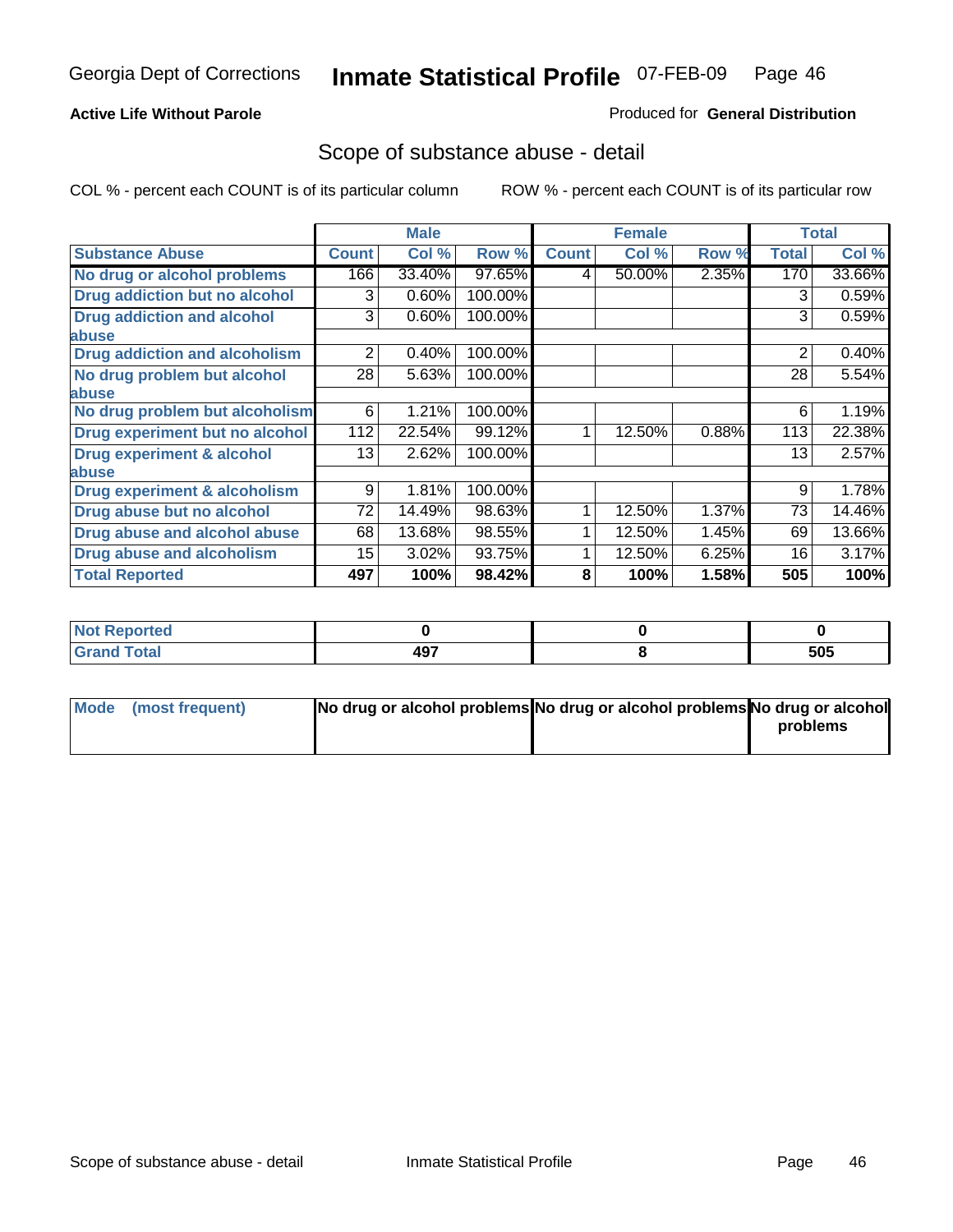Georgia Dept of Corrections **Inmate Statistical Profile** 07-FEB-09

**Active Life Without Parole**

Produced for **General Distribution**

## Scope of substance abuse - detail

COL % - percent each COUNT is of its particular column ROW % - percent each COUNT is of its particular row

| | Male | | | Female | | | Total | |
|---|---|---|---|---|---|---|---|---|
| **Substance Abuse** | **Count** | **Col %** | **Row %** | **Count** | **Col %** | **Row %** | **Total** | **Col %** |
| **No drug or alcohol problems** | 166 | 33.40% | 97.65% | 4 | 50.00% | 2.35% | 170 | 33.66% |
| **Drug addiction but no alcohol** | 3 | 0.60% | 100.00% | | | | 3 | 0.59% |
| **Drug addiction and alcohol abuse** | 3 | 0.60% | 100.00% | | | | 3 | 0.59% |
| **Drug addiction and alcoholism** | 2 | 0.40% | 100.00% | | | | 2 | 0.40% |
| **No drug problem but alcohol abuse** | 28 | 5.63% | 100.00% | | | | 28 | 5.54% |
| **No drug problem but alcoholism** | 6 | 1.21% | 100.00% | | | | 6 | 1.19% |
| **Drug experiment but no alcohol** | 112 | 22.54% | 99.12% | 1 | 12.50% | 0.88% | 113 | 22.38% |
| **Drug experiment & alcohol abuse** | 13 | 2.62% | 100.00% | | | | 13 | 2.57% |
| **Drug experiment & alcoholism** | 9 | 1.81% | 100.00% | | | | 9 | 1.78% |
| **Drug abuse but no alcohol** | 72 | 14.49% | 98.63% | 1 | 12.50% | 1.37% | 73 | 14.46% |
| **Drug abuse and alcohol abuse** | 68 | 13.68% | 98.55% | 1 | 12.50% | 1.45% | 69 | 13.66% |
| **Drug abuse and alcoholism** | 15 | 3.02% | 93.75% | 1 | 12.50% | 6.25% | 16 | 3.17% |
| **Total Reported** | **497** | **100%** | **98.42%** | **8** | **100%** | **1.58%** | **505** | **100%** |

| | Male | Female | Total |
|---|---|---|---|
| **Not Reported** | **0** | **0** | **0** |
| **Grand Total** | **497** | **8** | **505** |

| | Male | Female | Total |
|---|---|---|---|
| **Mode (most frequent)** | **No drug or alcohol problems** | **No drug or alcohol problems** | **No drug or alcohol problems** |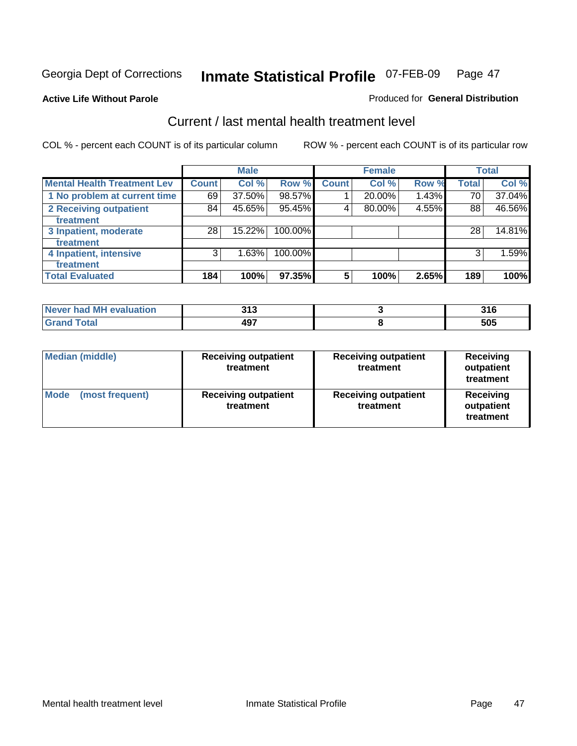Georgia Dept of Corrections **Inmate Statistical Profile** 07-FEB-09

**Active Life Without Parole**

Produced for **General Distribution**

## Current / last mental health treatment level

COL % - percent each COUNT is of its particular column

ROW % - percent each COUNT is of its particular row

| | Male | | | Female | | | Total | |
|---|---|---|---|---|---|---|---|---|
| **Mental Health Treatment Lev** | **Count** | **Col %** | **Row %** | **Count** | **Col %** | **Row %** | **Total** | **Col %** |
| 1 No problem at current time | 69 | 37.50% | 98.57% | 1 | 20.00% | 1.43% | 70 | 37.04% |
| 2 Receiving outpatient treatment | 84 | 45.65% | 95.45% | 4 | 80.00% | 4.55% | 88 | 46.56% |
| 3 Inpatient, moderate treatment | 28 | 15.22% | 100.00% | | | | 28 | 14.81% |
| 4 Inpatient, intensive treatment | 3 | 1.63% | 100.00% | | | | 3 | 1.59% |
| **Total Evaluated** | **184** | **100%** | **97.35%** | **5** | **100%** | **2.65%** | **189** | **100%** |

| | Male | Female | Total |
|---|---|---|---|
| **Never had MH evaluation** | **313** | **3** | **316** |
| **Grand Total** | **497** | **8** | **505** |

| | Male | Female | Total |
|---|---|---|---|
| **Median (middle)** | **Receiving outpatient treatment** | **Receiving outpatient treatment** | **Receiving outpatient treatment** |
| **Mode (most frequent)** | **Receiving outpatient treatment** | **Receiving outpatient treatment** | **Receiving outpatient treatment** |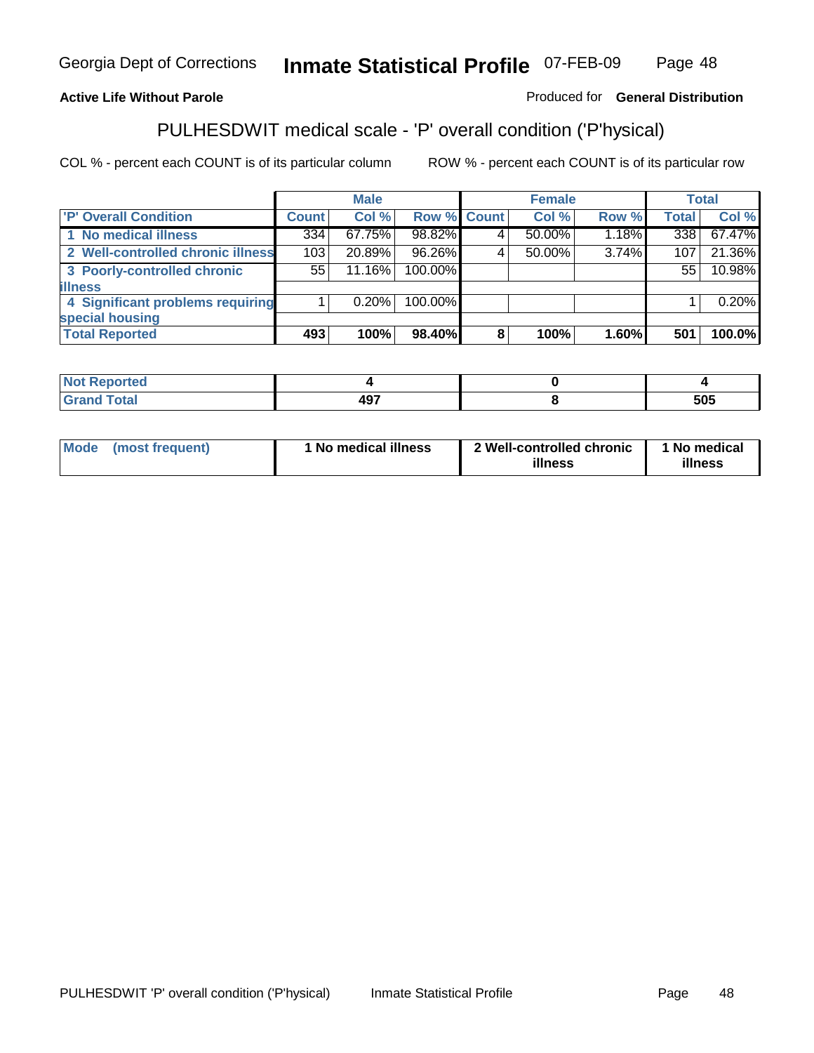Georgia Dept of Corrections **Inmate Statistical Profile** 07-FEB-09

**Active Life Without Parole**

Produced for **General Distribution**

## PULHESDWIT medical scale - 'P' overall condition ('P'hysical)

COL % - percent each COUNT is of its particular column

ROW % - percent each COUNT is of its particular row

| | Male | | | Female | | | Total | |
|---|---|---|---|---|---|---|---|---|
| 'P' Overall Condition | Count | Col % | Row % | Count | Col % | Row % | Total | Col % |
| 1 No medical illness | 334 | 67.75% | 98.82% | 4 | 50.00% | 1.18% | 338 | 67.47% |
| 2 Well-controlled chronic illness | 103 | 20.89% | 96.26% | 4 | 50.00% | 3.74% | 107 | 21.36% |
| 3 Poorly-controlled chronic illness | 55 | 11.16% | 100.00% | | | | 55 | 10.98% |
| 4 Significant problems requiring special housing | 1 | 0.20% | 100.00% | | | | 1 | 0.20% |
| **Total Reported** | **493** | **100%** | **98.40%** | **8** | **100%** | **1.60%** | **501** | **100.0%** |

| | Male | Female | Total |
|---|---|---|---|
| Not Reported | 4 | 0 | 4 |
| Grand Total | 497 | 8 | 505 |

| | Male | Female | Total |
|---|---|---|---|
| Mode (most frequent) | 1 No medical illness | 2 Well-controlled chronic illness | 1 No medical illness |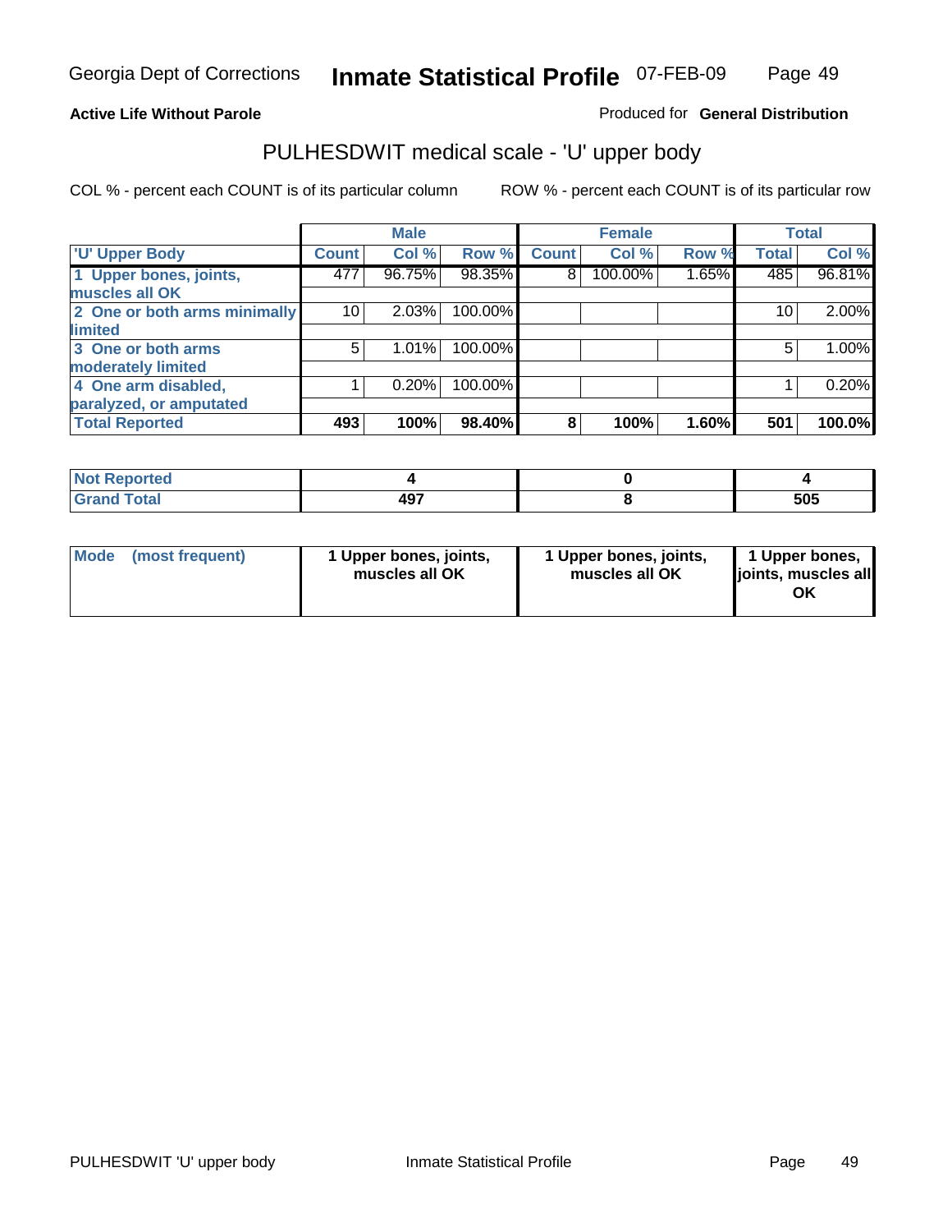Georgia Dept of Corrections **Inmate Statistical Profile** 07-FEB-09

**Active Life Without Parole**

Produced for **General Distribution**

## PULHESDWIT medical scale - 'U' upper body

COL % - percent each COUNT is of its particular column

ROW % - percent each COUNT is of its particular row

| | Male | | | Female | | | Total | |
|---|---|---|---|---|---|---|---|---|
| 'U' Upper Body | Count | Col % | Row % | Count | Col % | Row % | Total | Col % |
| 1 Upper bones, joints, muscles all OK | 477 | 96.75% | 98.35% | 8 | 100.00% | 1.65% | 485 | 96.81% |
| 2 One or both arms minimally limited | 10 | 2.03% | 100.00% | | | | 10 | 2.00% |
| 3 One or both arms moderately limited | 5 | 1.01% | 100.00% | | | | 5 | 1.00% |
| 4 One arm disabled, paralyzed, or amputated | 1 | 0.20% | 100.00% | | | | 1 | 0.20% |
| **Total Reported** | **493** | **100%** | **98.40%** | **8** | **100%** | **1.60%** | **501** | **100.0%** |

| | Male | Female | Total |
|---|---|---|---|
| Not Reported | 4 | 0 | 4 |
| Grand Total | 497 | 8 | 505 |

| | Male | Female | Total |
|---|---|---|---|
| Mode (most frequent) | 1 Upper bones, joints, muscles all OK | 1 Upper bones, joints, muscles all OK | 1 Upper bones, joints, muscles all OK |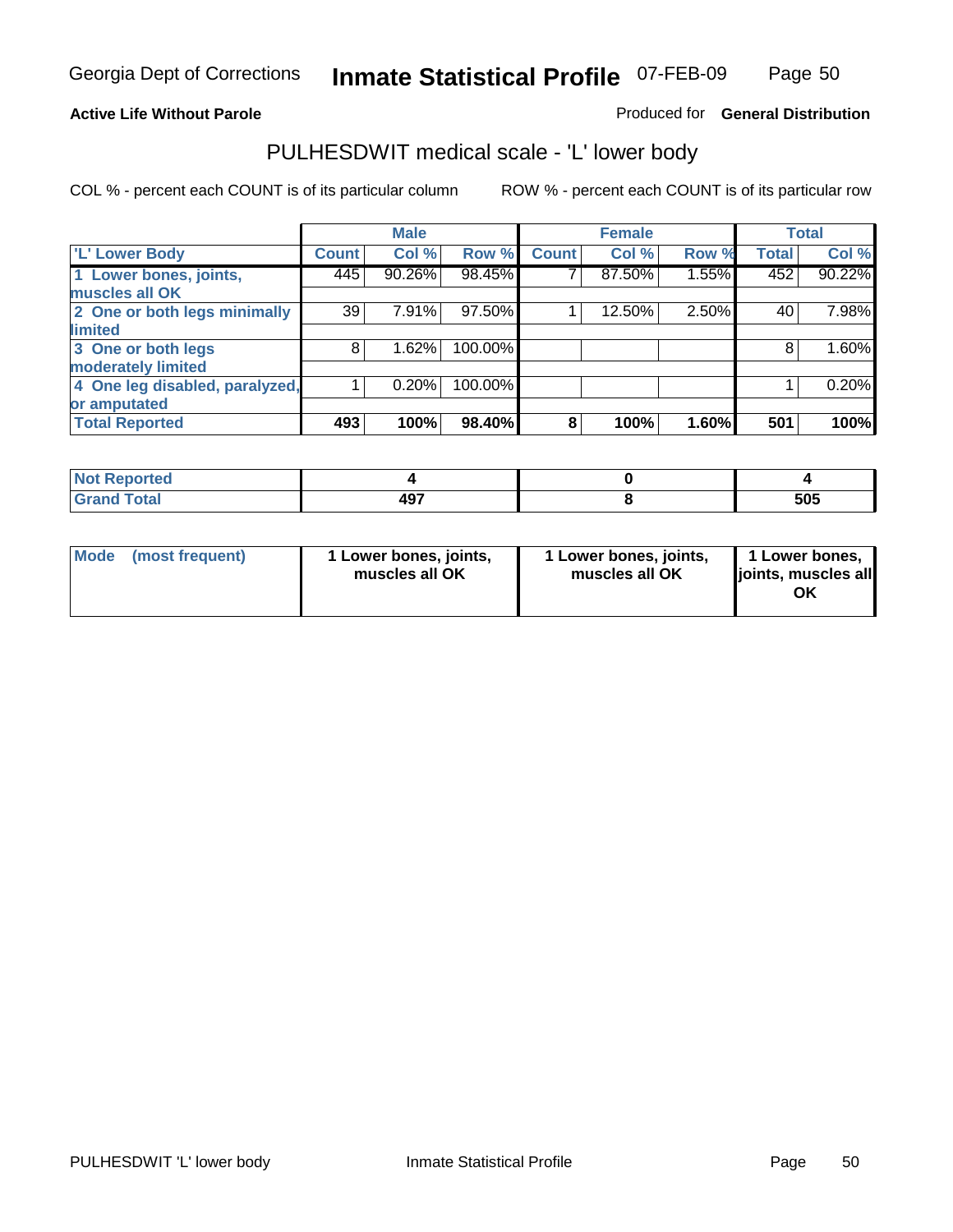Georgia Dept of Corrections **Inmate Statistical Profile** 07-FEB-09

**Active Life Without Parole** Produced for **General Distribution**

## PULHESDWIT medical scale - 'L' lower body

COL % - percent each COUNT is of its particular column ROW % - percent each COUNT is of its particular row

| | Male | | | Female | | | Total | |
|---|---|---|---|---|---|---|---|---|
| **'L' Lower Body** | **Count** | **Col %** | **Row %** | **Count** | **Col %** | **Row %** | **Total** | **Col %** |
| **1 Lower bones, joints, muscles all OK** | 445 | 90.26% | 98.45% | 7 | 87.50% | 1.55% | 452 | 90.22% |
| **2 One or both legs minimally limited** | 39 | 7.91% | 97.50% | 1 | 12.50% | 2.50% | 40 | 7.98% |
| **3 One or both legs moderately limited** | 8 | 1.62% | 100.00% | | | | 8 | 1.60% |
| **4 One leg disabled, paralyzed, or amputated** | 1 | 0.20% | 100.00% | | | | 1 | 0.20% |
| **Total Reported** | **493** | **100%** | **98.40%** | **8** | **100%** | **1.60%** | **501** | **100%** |

| | Male | Female | Total |
|---|---|---|---|
| **Not Reported** | **4** | **0** | **4** |
| **Grand Total** | **497** | **8** | **505** |

| | Male | Female | Total |
|---|---|---|---|
| **Mode (most frequent)** | **1 Lower bones, joints, muscles all OK** | **1 Lower bones, joints, muscles all OK** | **1 Lower bones, joints, muscles all OK** |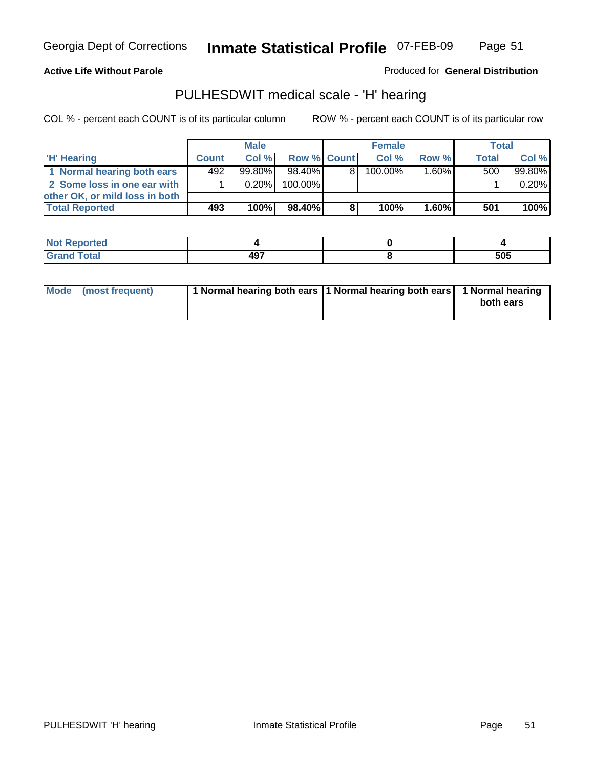**Active Life Without Parole**

Produced for **General Distribution**

## PULHESDWIT medical scale - 'H' hearing

COL % - percent each COUNT is of its particular column

ROW % - percent each COUNT is of its particular row

| | Male | | | Female | | | Total | |
|---|---|---|---|---|---|---|---|---|
| 'H' Hearing | Count | Col % | Row % | Count | Col % | Row % | Total | Col % |
| 1 Normal hearing both ears | 492 | 99.80% | 98.40% | 8 | 100.00% | 1.60% | 500 | 99.80% |
| 2 Some loss in one ear with other OK, or mild loss in both | 1 | 0.20% | 100.00% | | | | 1 | 0.20% |
| **Total Reported** | **493** | **100%** | **98.40%** | **8** | **100%** | **1.60%** | **501** | **100%** |

| | Male | Female | Total |
|---|---|---|---|
| Not Reported | 4 | 0 | 4 |
| Grand Total | 497 | 8 | 505 |

| | Male | Female | Total |
|---|---|---|---|
| Mode (most frequent) | 1 Normal hearing both ears | 1 Normal hearing both ears | 1 Normal hearing both ears |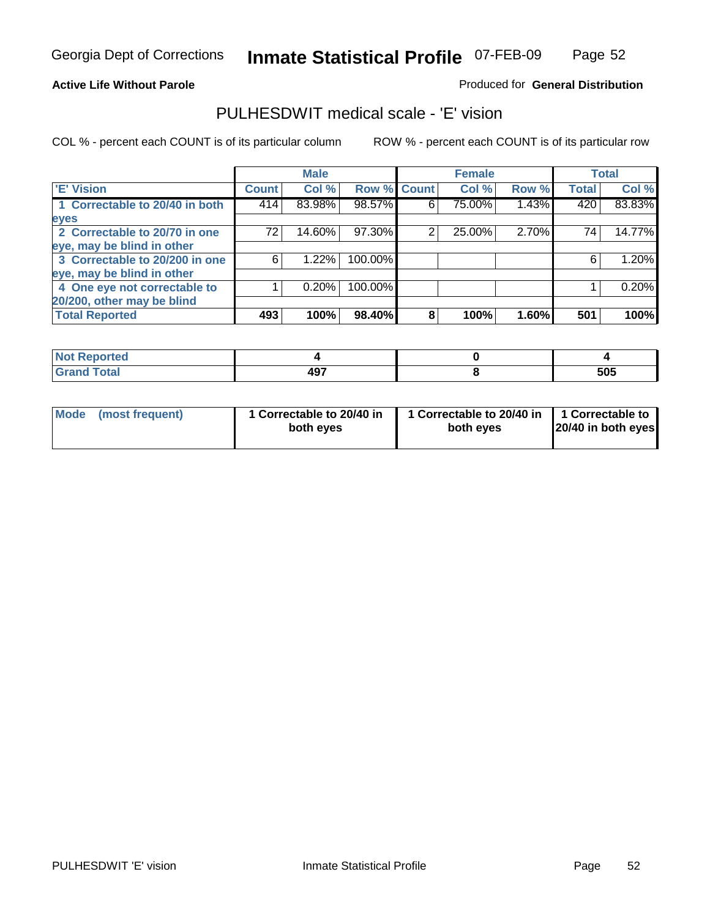Georgia Dept of Corrections **Inmate Statistical Profile** 07-FEB-09

**Active Life Without Parole**

Produced for **General Distribution**

## PULHESDWIT medical scale - 'E' vision

COL % - percent each COUNT is of its particular column

ROW % - percent each COUNT is of its particular row

| | Male | | | Female | | | Total | |
|---|---|---|---|---|---|---|---|---|
| 'E' Vision | Count | Col % | Row % | Count | Col % | Row % | Total | Col % |
| 1 Correctable to 20/40 in both eyes | 414 | 83.98% | 98.57% | 6 | 75.00% | 1.43% | 420 | 83.83% |
| 2 Correctable to 20/70 in one eye, may be blind in other | 72 | 14.60% | 97.30% | 2 | 25.00% | 2.70% | 74 | 14.77% |
| 3 Correctable to 20/200 in one eye, may be blind in other | 6 | 1.22% | 100.00% | | | | 6 | 1.20% |
| 4 One eye not correctable to 20/200, other may be blind | 1 | 0.20% | 100.00% | | | | 1 | 0.20% |
| **Total Reported** | **493** | **100%** | **98.40%** | **8** | **100%** | **1.60%** | **501** | **100%** |

| | Male | Female | Total |
|---|---|---|---|
| Not Reported | 4 | 0 | 4 |
| Grand Total | 497 | 8 | 505 |

| | Male | Female | Total |
|---|---|---|---|
| Mode (most frequent) | 1 Correctable to 20/40 in both eyes | 1 Correctable to 20/40 in both eyes | 1 Correctable to 20/40 in both eyes |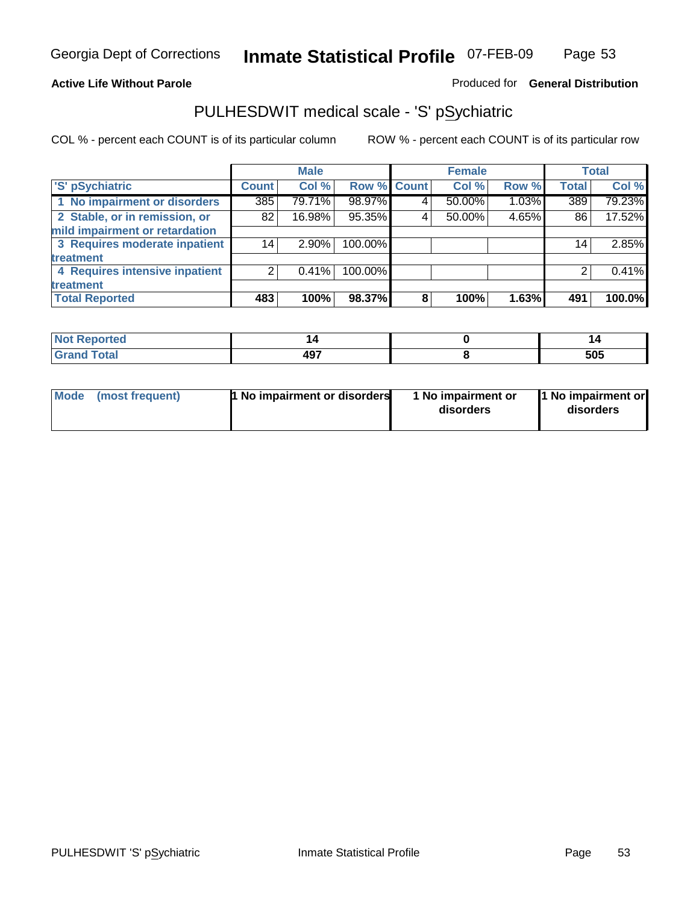Georgia Dept of Corrections **Inmate Statistical Profile** 07-FEB-09

**Active Life Without Parole**

Produced for **General Distribution**

## PULHESDWIT medical scale - 'S' pSychiatric

COL % - percent each COUNT is of its particular column

ROW % - percent each COUNT is of its particular row

| 'S' pSychiatric | Male | | | Female | | | Total | |
|---|---|---|---|---|---|---|---|---|
| | Count | Col % | Row % | Count | Col % | Row % | Total | Col % |
| 1 No impairment or disorders | 385 | 79.71% | 98.97% | 4 | 50.00% | 1.03% | 389 | 79.23% |
| 2 Stable, or in remission, or mild impairment or retardation | 82 | 16.98% | 95.35% | 4 | 50.00% | 4.65% | 86 | 17.52% |
| 3 Requires moderate inpatient treatment | 14 | 2.90% | 100.00% | | | | 14 | 2.85% |
| 4 Requires intensive inpatient treatment | 2 | 0.41% | 100.00% | | | | 2 | 0.41% |
| **Total Reported** | **483** | **100%** | **98.37%** | **8** | **100%** | **1.63%** | **491** | **100.0%** |

| | Male | Female | Total |
|---|---|---|---|
| Not Reported | 14 | 0 | 14 |
| Grand Total | 497 | 8 | 505 |

| | Male | Female | Total |
|---|---|---|---|
| Mode (most frequent) | 1 No impairment or disorders | 1 No impairment or disorders | 1 No impairment or disorders |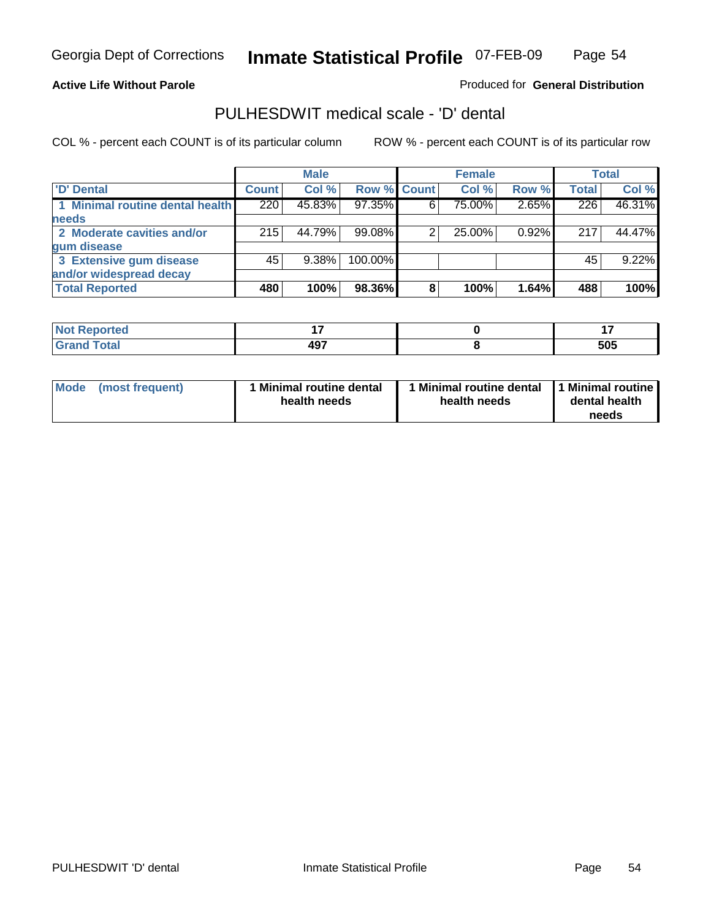**Active Life Without Parole**

Produced for **General Distribution**

## PULHESDWIT medical scale - 'D' dental

COL % - percent each COUNT is of its particular column

ROW % - percent each COUNT is of its particular row

| | Male | | | Female | | | Total | |
|---|---|---|---|---|---|---|---|---|
| 'D' Dental | Count | Col % | Row % | Count | Col % | Row % | Total | Col % |
| 1 Minimal routine dental health needs | 220 | 45.83% | 97.35% | 6 | 75.00% | 2.65% | 226 | 46.31% |
| 2 Moderate cavities and/or gum disease | 215 | 44.79% | 99.08% | 2 | 25.00% | 0.92% | 217 | 44.47% |
| 3 Extensive gum disease and/or widespread decay | 45 | 9.38% | 100.00% | | | | 45 | 9.22% |
| **Total Reported** | **480** | **100%** | **98.36%** | **8** | **100%** | **1.64%** | **488** | **100%** |

| | Male | Female | Total |
|---|---|---|---|
| Not Reported | 17 | 0 | 17 |
| Grand Total | 497 | 8 | 505 |

| | Male | Female | Total |
|---|---|---|---|
| Mode (most frequent) | 1 Minimal routine dental health needs | 1 Minimal routine dental health needs | 1 Minimal routine dental health needs |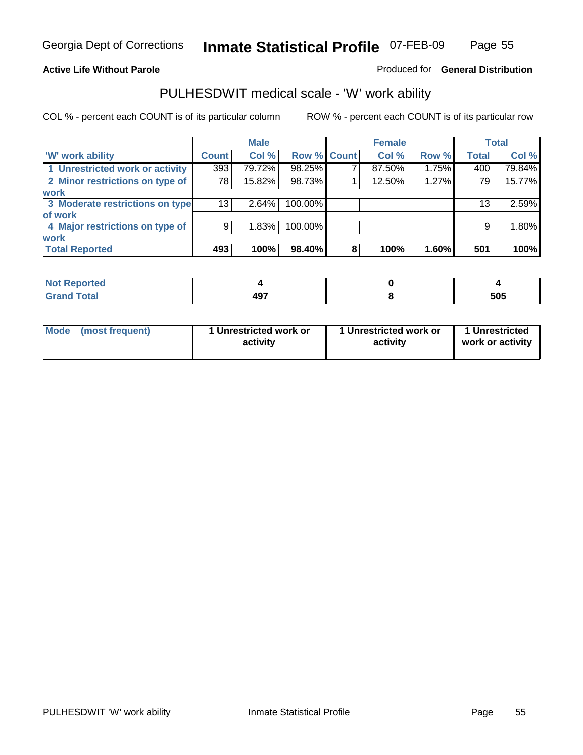**Active Life Without Parole**

Produced for **General Distribution**

## PULHESDWIT medical scale - 'W' work ability

COL % - percent each COUNT is of its particular column

ROW % - percent each COUNT is of its particular row

| | Male | | | Female | | | Total | |
|---|---|---|---|---|---|---|---|---|
| 'W' work ability | Count | Col % | Row % | Count | Col % | Row % | Total | Col % |
| 1 Unrestricted work or activity | 393 | 79.72% | 98.25% | 7 | 87.50% | 1.75% | 400 | 79.84% |
| 2 Minor restrictions on type of work | 78 | 15.82% | 98.73% | 1 | 12.50% | 1.27% | 79 | 15.77% |
| 3 Moderate restrictions on type of work | 13 | 2.64% | 100.00% | | | | 13 | 2.59% |
| 4 Major restrictions on type of work | 9 | 1.83% | 100.00% | | | | 9 | 1.80% |
| **Total Reported** | **493** | **100%** | **98.40%** | **8** | **100%** | **1.60%** | **501** | **100%** |

| | Male | Female | Total |
|---|---|---|---|
| Not Reported | 4 | 0 | 4 |
| Grand Total | 497 | 8 | 505 |

| | Male | Female | Total |
|---|---|---|---|
| Mode (most frequent) | 1 Unrestricted work or activity | 1 Unrestricted work or activity | 1 Unrestricted work or activity |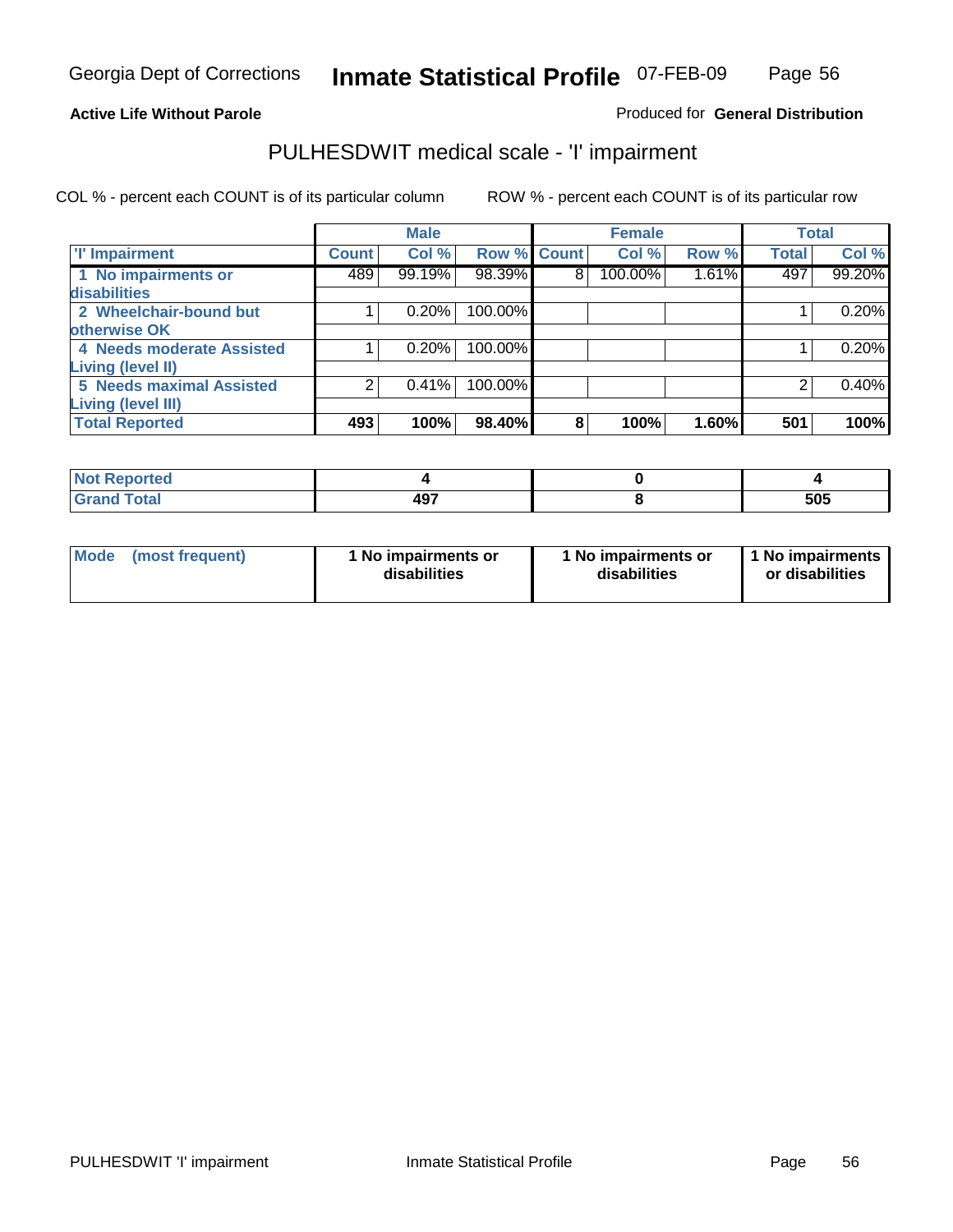Georgia Dept of Corrections **Inmate Statistical Profile** 07-FEB-09

**Active Life Without Parole**

Produced for **General Distribution**

## PULHESDWIT medical scale - 'I' impairment

COL % - percent each COUNT is of its particular column

ROW % - percent each COUNT is of its particular row

| | Male | | | Female | | | Total | |
|---|---|---|---|---|---|---|---|---|
| **'I' Impairment** | **Count** | **Col %** | **Row %** | **Count** | **Col %** | **Row %** | **Total** | **Col %** |
| **1 No impairments or disabilities** | 489 | 99.19% | 98.39% | 8 | 100.00% | 1.61% | 497 | 99.20% |
| **2 Wheelchair-bound but otherwise OK** | 1 | 0.20% | 100.00% | | | | 1 | 0.20% |
| **4 Needs moderate Assisted Living (level II)** | 1 | 0.20% | 100.00% | | | | 1 | 0.20% |
| **5 Needs maximal Assisted Living (level III)** | 2 | 0.41% | 100.00% | | | | 2 | 0.40% |
| **Total Reported** | **493** | **100%** | **98.40%** | **8** | **100%** | **1.60%** | **501** | **100%** |

| | Male | Female | Total |
|---|---|---|---|
| **Not Reported** | **4** | **0** | **4** |
| **Grand Total** | **497** | **8** | **505** |

| | Male | Female | Total |
|---|---|---|---|
| **Mode (most frequent)** | **1 No impairments or disabilities** | **1 No impairments or disabilities** | **1 No impairments or disabilities** |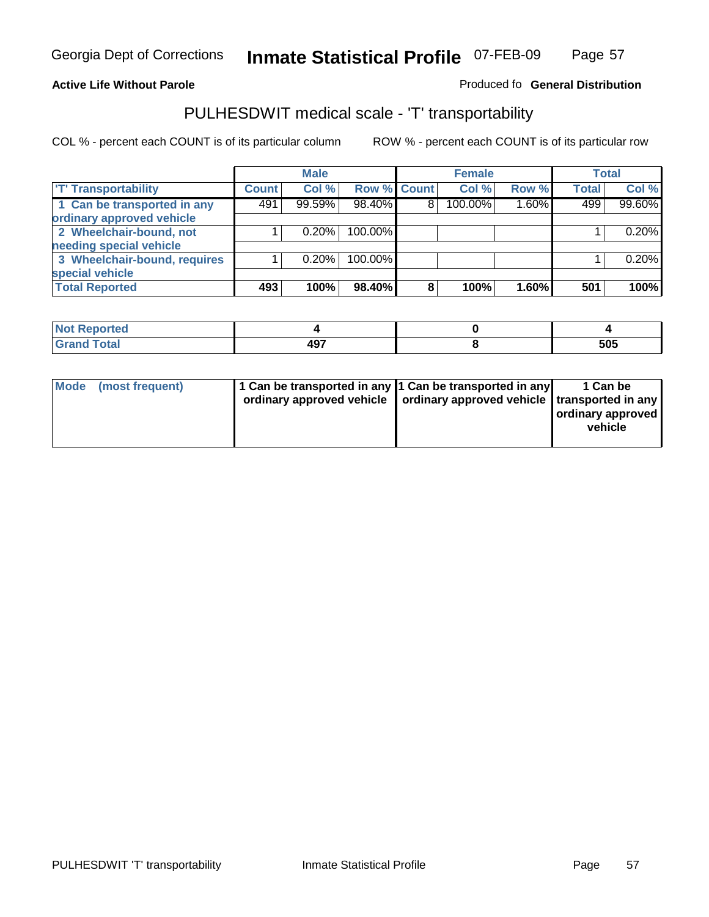Active Life Without Parole

Produced fo **General Distribution**

## PULHESDWIT medical scale - 'T' transportability

COL % - percent each COUNT is of its particular column

ROW % - percent each COUNT is of its particular row

| | Male | | | Female | | | Total | |
|---|---|---|---|---|---|---|---|---|
| 'T' Transportability | Count | Col % | Row % | Count | Col % | Row % | Total | Col % |
| 1 Can be transported in any ordinary approved vehicle | 491 | 99.59% | 98.40% | 8 | 100.00% | 1.60% | 499 | 99.60% |
| 2 Wheelchair-bound, not needing special vehicle | 1 | 0.20% | 100.00% | | | | 1 | 0.20% |
| 3 Wheelchair-bound, requires special vehicle | 1 | 0.20% | 100.00% | | | | 1 | 0.20% |
| **Total Reported** | **493** | **100%** | **98.40%** | **8** | **100%** | **1.60%** | **501** | **100%** |

| | Male | Female | Total |
|---|---|---|---|
| Not Reported | 4 | 0 | 4 |
| Grand Total | 497 | 8 | 505 |

| | Male | Female | Total |
|---|---|---|---|
| Mode (most frequent) | 1 Can be transported in any ordinary approved vehicle | 1 Can be transported in any ordinary approved vehicle | 1 Can be transported in any ordinary approved vehicle |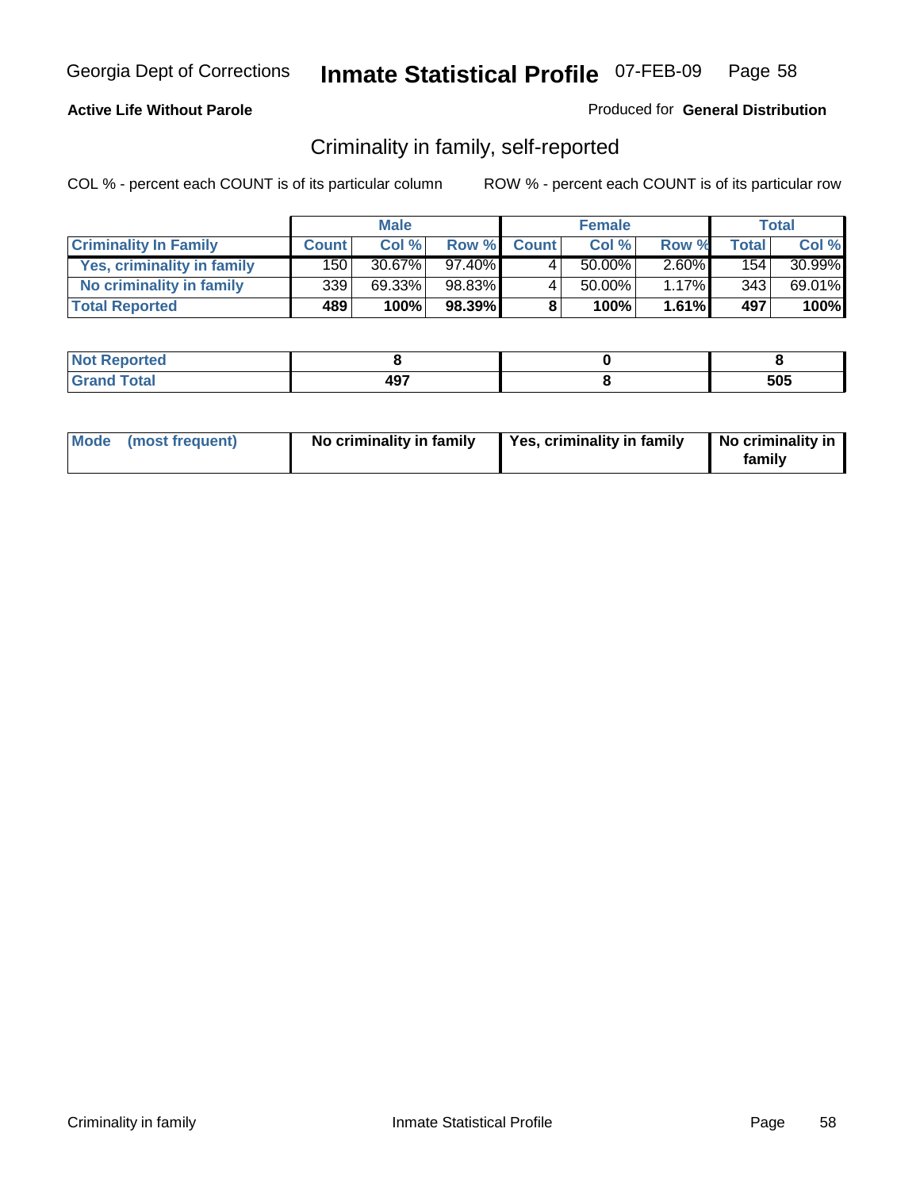Georgia Dept of Corrections **Inmate Statistical Profile** 07-FEB-09

**Active Life Without Parole**

Produced for **General Distribution**

## Criminality in family, self-reported

COL % - percent each COUNT is of its particular column ROW % - percent each COUNT is of its particular row

| | Male | | | Female | | | Total | |
|---|---|---|---|---|---|---|---|---|
| **Criminality In Family** | **Count** | **Col %** | **Row %** | **Count** | **Col %** | **Row %** | **Total** | **Col %** |
| **Yes, criminality in family** | 150 | 30.67% | 97.40% | 4 | 50.00% | 2.60% | 154 | 30.99% |
| **No criminality in family** | 339 | 69.33% | 98.83% | 4 | 50.00% | 1.17% | 343 | 69.01% |
| **Total Reported** | **489** | **100%** | **98.39%** | **8** | **100%** | **1.61%** | **497** | **100%** |

| | Male | Female | Total |
|---|---|---|---|
| **Not Reported** | **8** | **0** | **8** |
| **Grand Total** | **497** | **8** | **505** |

| | Male | Female | Total |
|---|---|---|---|
| **Mode (most frequent)** | **No criminality in family** | **Yes, criminality in family** | **No criminality in family** |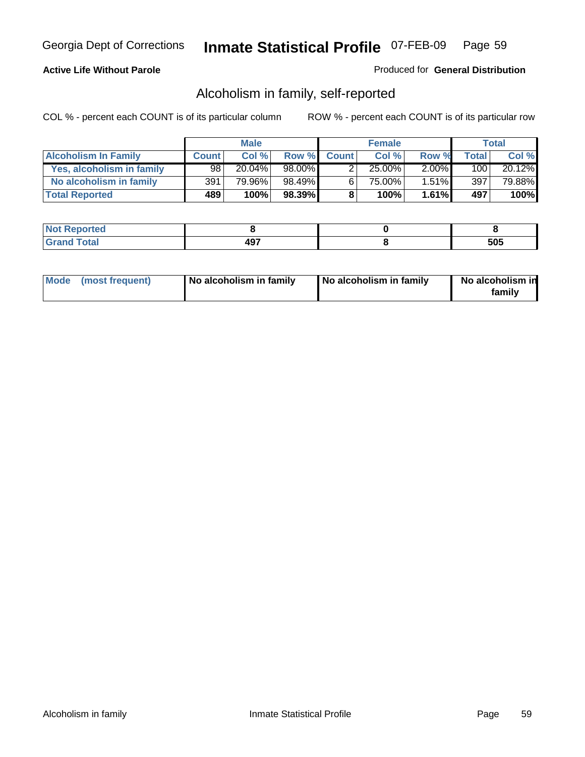Georgia Dept of Corrections **Inmate Statistical Profile** 07-FEB-09

**Active Life Without Parole**

Produced for **General Distribution**

## Alcoholism in family, self-reported

COL % - percent each COUNT is of its particular column

ROW % - percent each COUNT is of its particular row

| | Male | | | Female | | | Total | |
|---|---|---|---|---|---|---|---|---|
| **Alcoholism In Family** | **Count** | **Col %** | **Row %** | **Count** | **Col %** | **Row %** | **Total** | **Col %** |
| **Yes, alcoholism in family** | 98 | 20.04% | 98.00% | 2 | 25.00% | 2.00% | 100 | 20.12% |
| **No alcoholism in family** | 391 | 79.96% | 98.49% | 6 | 75.00% | 1.51% | 397 | 79.88% |
| **Total Reported** | **489** | **100%** | **98.39%** | **8** | **100%** | **1.61%** | **497** | **100%** |

| | Male | Female | Total |
|---|---|---|---|
| **Not Reported** | **8** | **0** | **8** |
| **Grand Total** | **497** | **8** | **505** |

| | Male | Female | Total |
|---|---|---|---|
| **Mode (most frequent)** | **No alcoholism in family** | **No alcoholism in family** | **No alcoholism in family** |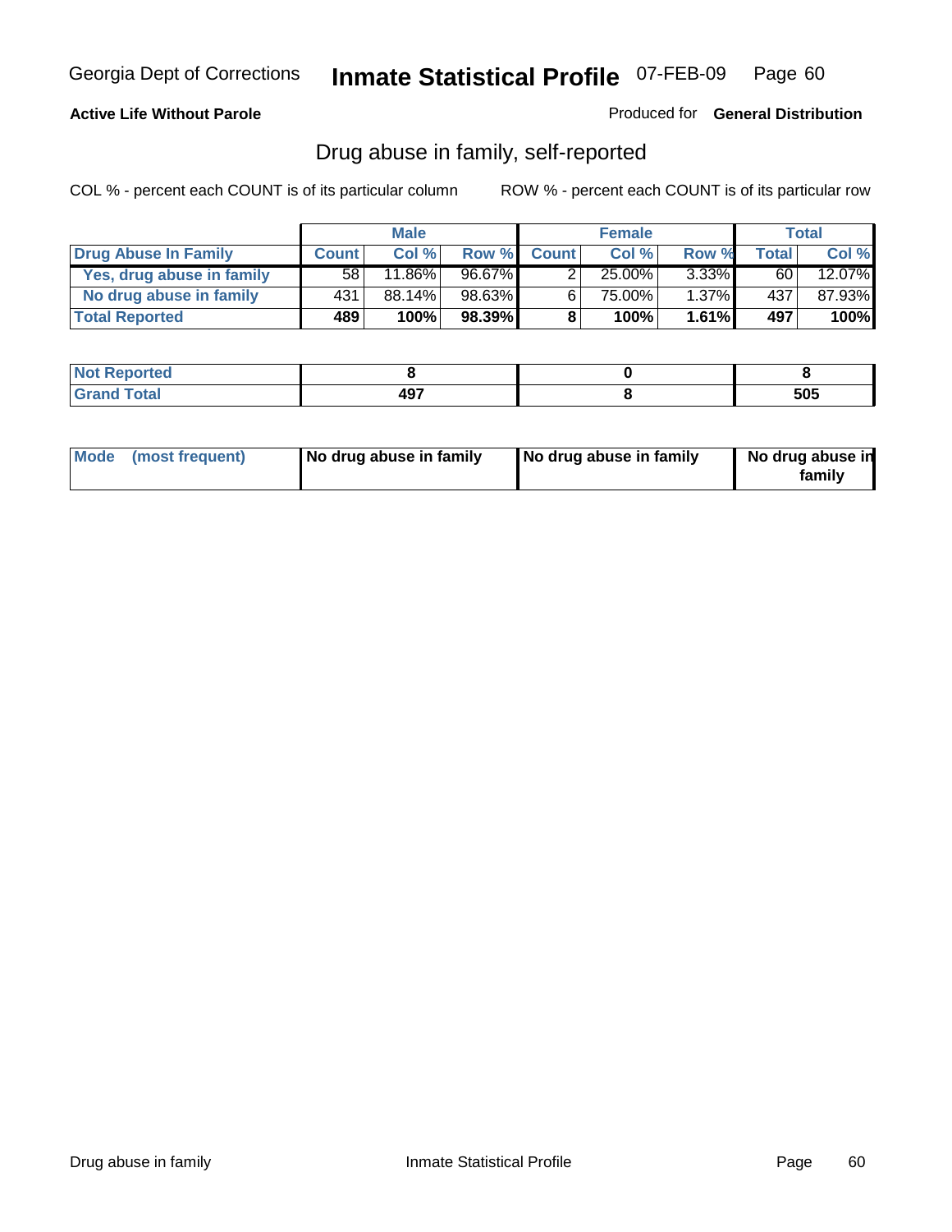Georgia Dept of Corrections **Inmate Statistical Profile** 07-FEB-09

**Active Life Without Parole**

Produced for **General Distribution**

## Drug abuse in family, self-reported

COL % - percent each COUNT is of its particular column

ROW % - percent each COUNT is of its particular row

| | Male | | | Female | | | Total | |
|---|---|---|---|---|---|---|---|---|
| **Drug Abuse In Family** | **Count** | **Col %** | **Row %** | **Count** | **Col %** | **Row %** | **Total** | **Col %** |
| Yes, drug abuse in family | 58 | 11.86% | 96.67% | 2 | 25.00% | 3.33% | 60 | 12.07% |
| No drug abuse in family | 431 | 88.14% | 98.63% | 6 | 75.00% | 1.37% | 437 | 87.93% |
| **Total Reported** | **489** | **100%** | **98.39%** | **8** | **100%** | **1.61%** | **497** | **100%** |

| | Male | Female | Total |
|---|---|---|---|
| **Not Reported** | **8** | **0** | **8** |
| **Grand Total** | **497** | **8** | **505** |

| | Male | Female | Total |
|---|---|---|---|
| **Mode (most frequent)** | **No drug abuse in family** | **No drug abuse in family** | **No drug abuse in family** |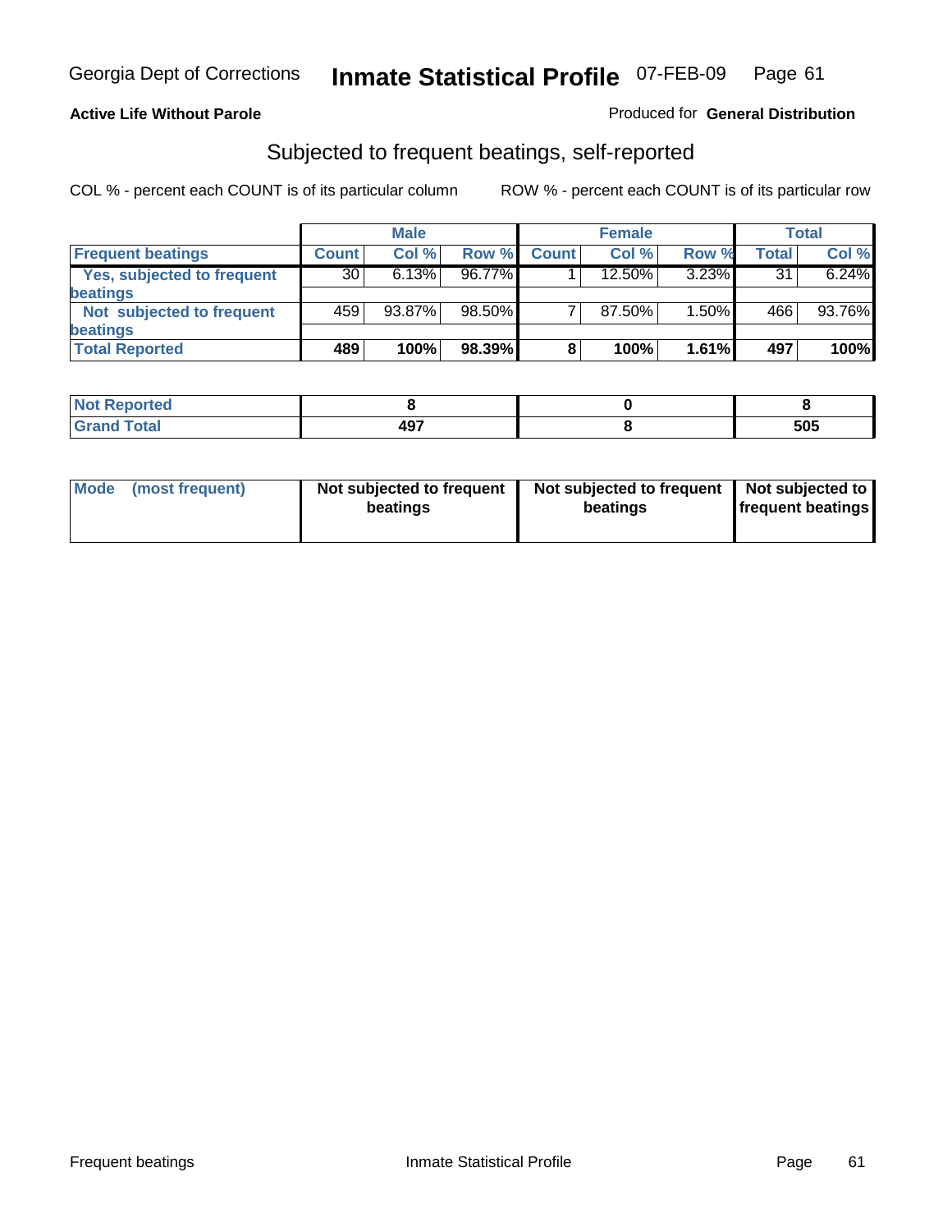Georgia Dept of Corrections **Inmate Statistical Profile** 07-FEB-09

**Active Life Without Parole**

Produced for **General Distribution**

## Subjected to frequent beatings, self-reported

COL % - percent each COUNT is of its particular column ROW % - percent each COUNT is of its particular row

| | Male | | | Female | | | Total | |
|---|---|---|---|---|---|---|---|---|
| **Frequent beatings** | **Count** | **Col %** | **Row %** | **Count** | **Col %** | **Row %** | **Total** | **Col %** |
| **Yes, subjected to frequent beatings** | 30 | 6.13% | 96.77% | 1 | 12.50% | 3.23% | 31 | 6.24% |
| **Not subjected to frequent beatings** | 459 | 93.87% | 98.50% | 7 | 87.50% | 1.50% | 466 | 93.76% |
| **Total Reported** | **489** | **100%** | **98.39%** | **8** | **100%** | **1.61%** | **497** | **100%** |

| | Male | Female | Total |
|---|---|---|---|
| **Not Reported** | **8** | **0** | **8** |
| **Grand Total** | **497** | **8** | **505** |

| | Male | Female | Total |
|---|---|---|---|
| **Mode (most frequent)** | **Not subjected to frequent beatings** | **Not subjected to frequent beatings** | **Not subjected to frequent beatings** |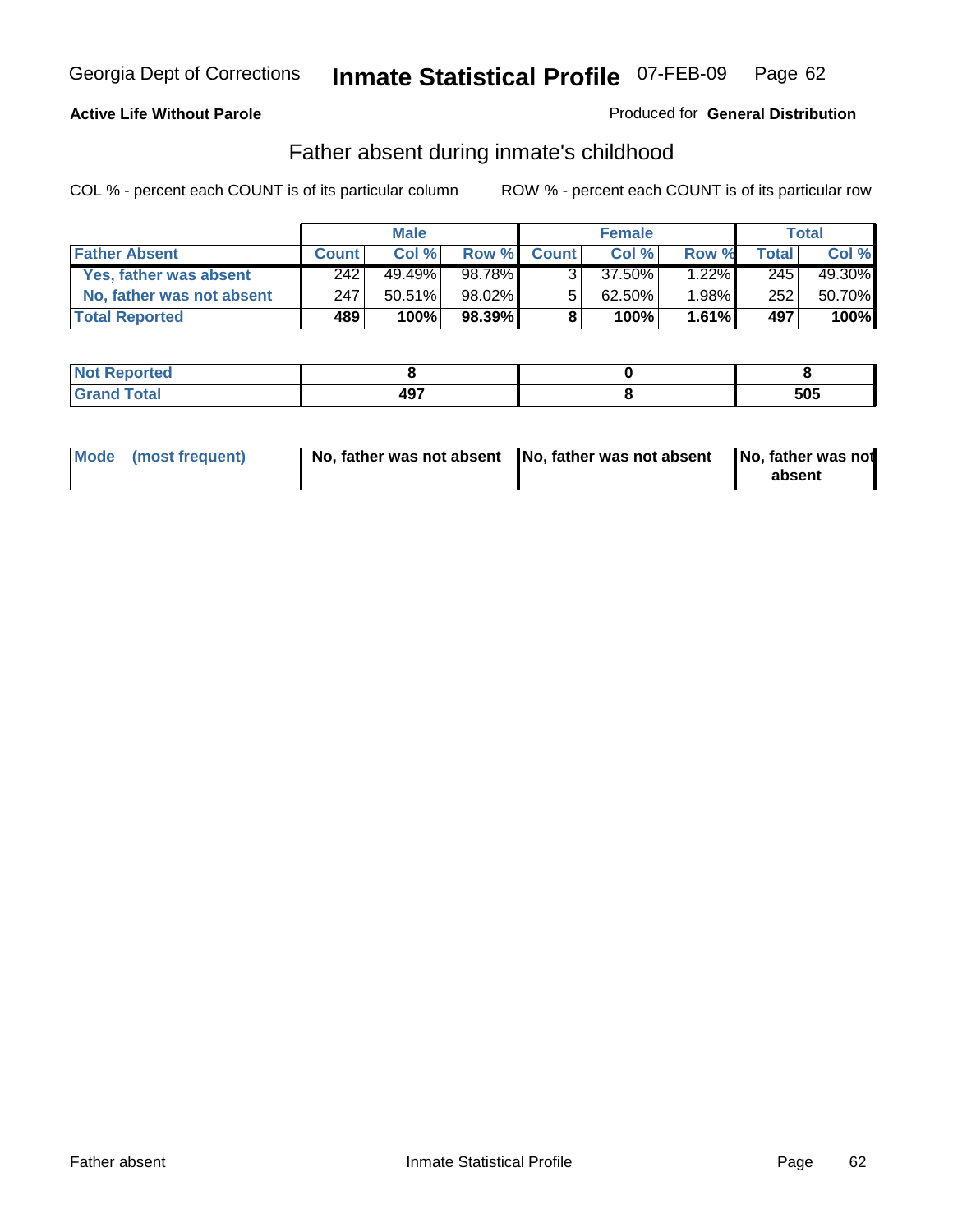Georgia Dept of Corrections **Inmate Statistical Profile** 07-FEB-09

**Active Life Without Parole** Produced for **General Distribution**

## Father absent during inmate's childhood

COL % - percent each COUNT is of its particular column ROW % - percent each COUNT is of its particular row

| | Male | | | Female | | | Total | |
|---|---|---|---|---|---|---|---|---|
| **Father Absent** | **Count** | **Col %** | **Row %** | **Count** | **Col %** | **Row %** | **Total** | **Col %** |
| **Yes, father was absent** | 242 | 49.49% | 98.78% | 3 | 37.50% | 1.22% | 245 | 49.30% |
| **No, father was not absent** | 247 | 50.51% | 98.02% | 5 | 62.50% | 1.98% | 252 | 50.70% |
| **Total Reported** | **489** | **100%** | **98.39%** | **8** | **100%** | **1.61%** | **497** | **100%** |

| | Male | Female | Total |
|---|---|---|---|
| **Not Reported** | **8** | **0** | **8** |
| **Grand Total** | **497** | **8** | **505** |

| | Male | Female | Total |
|---|---|---|---|
| **Mode (most frequent)** | **No, father was not absent** | **No, father was not absent** | **No, father was not absent** |

Father absent Inmate Statistical Profile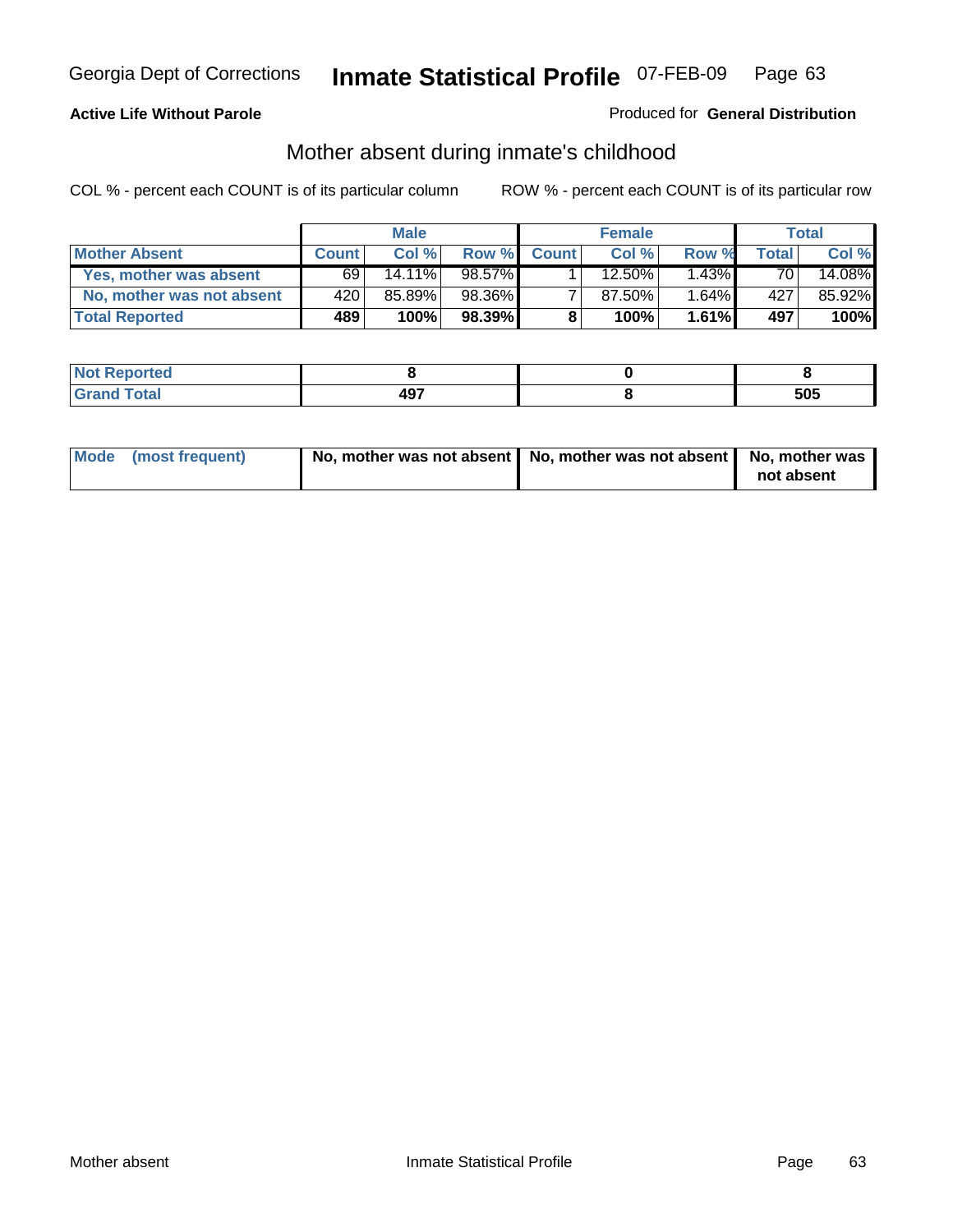Georgia Dept of Corrections **Inmate Statistical Profile** 07-FEB-09

**Active Life Without Parole**

Produced for **General Distribution**

## Mother absent during inmate's childhood

COL % - percent each COUNT is of its particular column

ROW % - percent each COUNT is of its particular row

| | Male | | | Female | | | Total | |
|---|---|---|---|---|---|---|---|---|
| Mother Absent | Count | Col % | Row % | Count | Col % | Row % | Total | Col % |
| Yes, mother was absent | 69 | 14.11% | 98.57% | 1 | 12.50% | 1.43% | 70 | 14.08% |
| No, mother was not absent | 420 | 85.89% | 98.36% | 7 | 87.50% | 1.64% | 427 | 85.92% |
| **Total Reported** | **489** | **100%** | **98.39%** | **8** | **100%** | **1.61%** | **497** | **100%** |

| | Male | Female | Total |
|---|---|---|---|
| Not Reported | 8 | 0 | 8 |
| Grand Total | 497 | 8 | 505 |

| | Male | Female | Total |
|---|---|---|---|
| Mode (most frequent) | No, mother was not absent | No, mother was not absent | No, mother was not absent |

Mother absent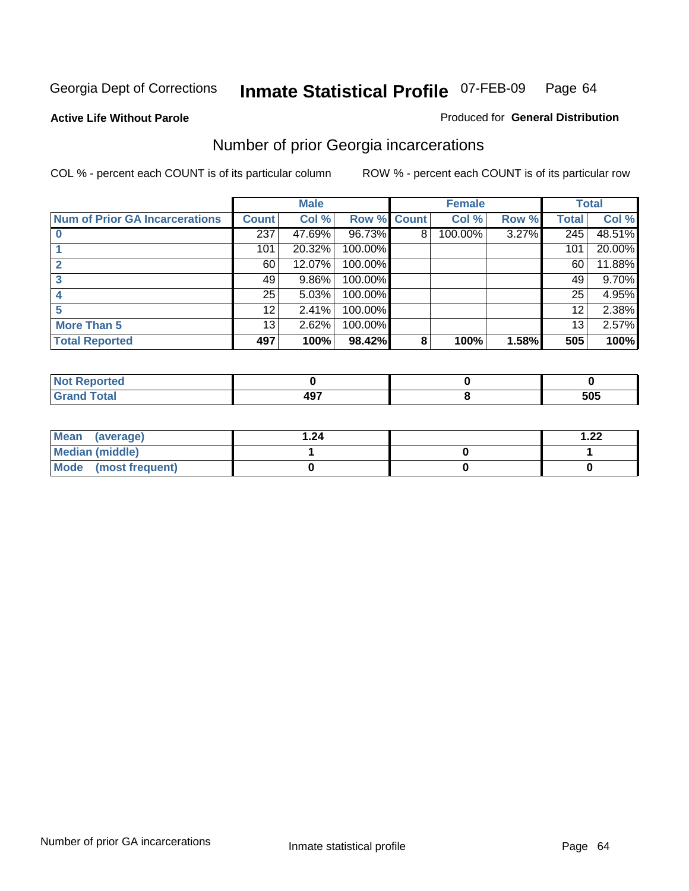Georgia Dept of Corrections **Inmate Statistical Profile** 07-FEB-09

**Active Life Without Parole**

Produced for **General Distribution**

## Number of prior Georgia incarcerations

COL % - percent each COUNT is of its particular column

ROW % - percent each COUNT is of its particular row

| | Male | | | Female | | | Total | |
|---|---|---|---|---|---|---|---|---|
| **Num of Prior GA Incarcerations** | **Count** | **Col %** | **Row %** | **Count** | **Col %** | **Row %** | **Total** | **Col %** |
| **0** | 237 | 47.69% | 96.73% | 8 | 100.00% | 3.27% | 245 | 48.51% |
| **1** | 101 | 20.32% | 100.00% | | | | 101 | 20.00% |
| **2** | 60 | 12.07% | 100.00% | | | | 60 | 11.88% |
| **3** | 49 | 9.86% | 100.00% | | | | 49 | 9.70% |
| **4** | 25 | 5.03% | 100.00% | | | | 25 | 4.95% |
| **5** | 12 | 2.41% | 100.00% | | | | 12 | 2.38% |
| **More Than 5** | 13 | 2.62% | 100.00% | | | | 13 | 2.57% |
| **Total Reported** | **497** | **100%** | **98.42%** | **8** | **100%** | **1.58%** | **505** | **100%** |

| | Male | Female | Total |
|---|---|---|---|
| **Not Reported** | **0** | **0** | **0** |
| **Grand Total** | **497** | **8** | **505** |

| | Male | Female | Total |
|---|---|---|---|
| **Mean (average)** | **1.24** | | **1.22** |
| **Median (middle)** | **1** | **0** | **1** |
| **Mode (most frequent)** | **0** | **0** | **0** |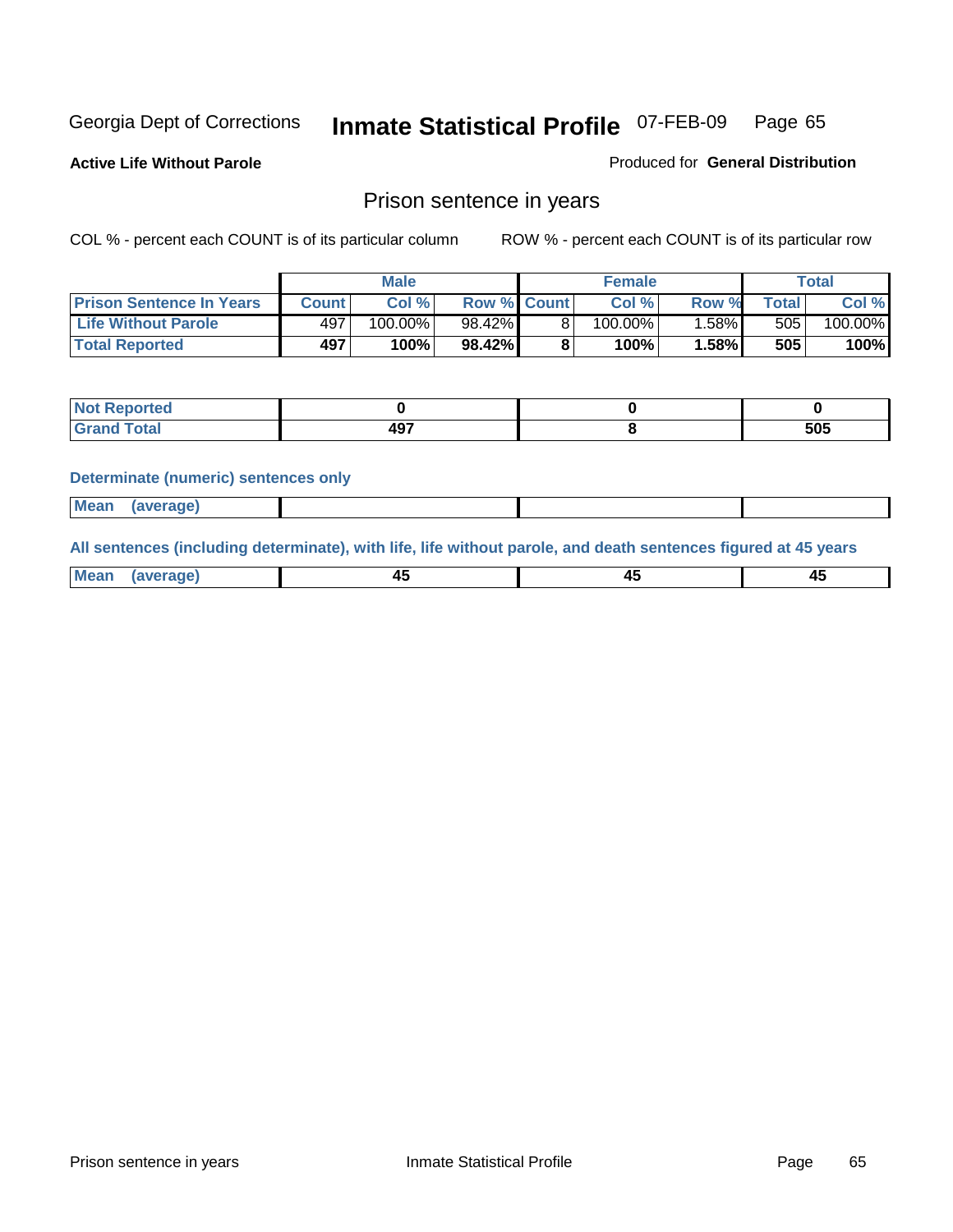Georgia Dept of Corrections **Inmate Statistical Profile** 07-FEB-09 Page 65

**Active Life Without Parole**

Produced for **General Distribution**

## Prison sentence in years

COL % - percent each COUNT is of its particular column

ROW % - percent each COUNT is of its particular row

| | Male | | | Female | | | Total | |
|---|---|---|---|---|---|---|---|---|
| **Prison Sentence In Years** | **Count** | **Col %** | **Row %** | **Count** | **Col %** | **Row %** | **Total** | **Col %** |
| Life Without Parole | 497 | 100.00% | 98.42% | 8 | 100.00% | 1.58% | 505 | 100.00% |
| **Total Reported** | **497** | **100%** | **98.42%** | **8** | **100%** | **1.58%** | **505** | **100%** |

| | Male | Female | Total |
|---|---|---|---|
| **Not Reported** | **0** | **0** | **0** |
| **Grand Total** | **497** | **8** | **505** |

**Determinate (numeric) sentences only**

| | Male | Female | Total |
|---|---|---|---|
| **Mean (average)** | | | |

**All sentences (including determinate), with life, life without parole, and death sentences figured at 45 years**

| | Male | Female | Total |
|---|---|---|---|
| **Mean (average)** | **45** | **45** | **45** |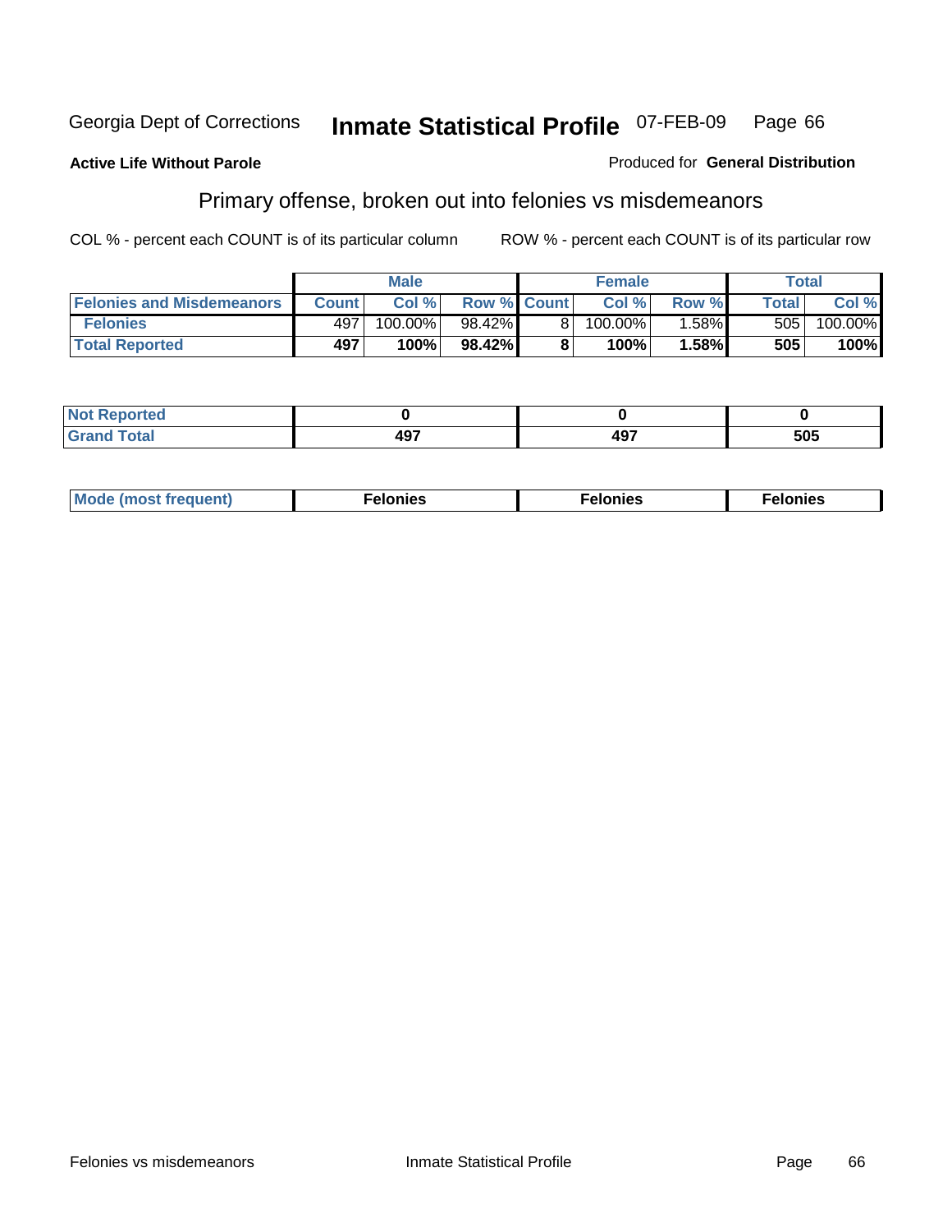Georgia Dept of Corrections **Inmate Statistical Profile** 07-FEB-09

**Active Life Without Parole**

Produced for **General Distribution**

## Primary offense, broken out into felonies vs misdemeanors

COL % - percent each COUNT is of its particular column ROW % - percent each COUNT is of its particular row

| | Male | | | Female | | | Total | |
|---|---|---|---|---|---|---|---|---|
| **Felonies and Misdemeanors** | **Count** | **Col %** | **Row %** | **Count** | **Col %** | **Row %** | **Total** | **Col %** |
| **Felonies** | 497 | 100.00% | 98.42% | 8 | 100.00% | 1.58% | 505 | 100.00% |
| **Total Reported** | **497** | **100%** | **98.42%** | **8** | **100%** | **1.58%** | **505** | **100%** |

| | | | |
|---|---|---|---|
| **Not Reported** | **0** | **0** | **0** |
| **Grand Total** | **497** | **497** | **505** |

| | | | |
|---|---|---|---|
| **Mode (most frequent)** | **Felonies** | **Felonies** | **Felonies** |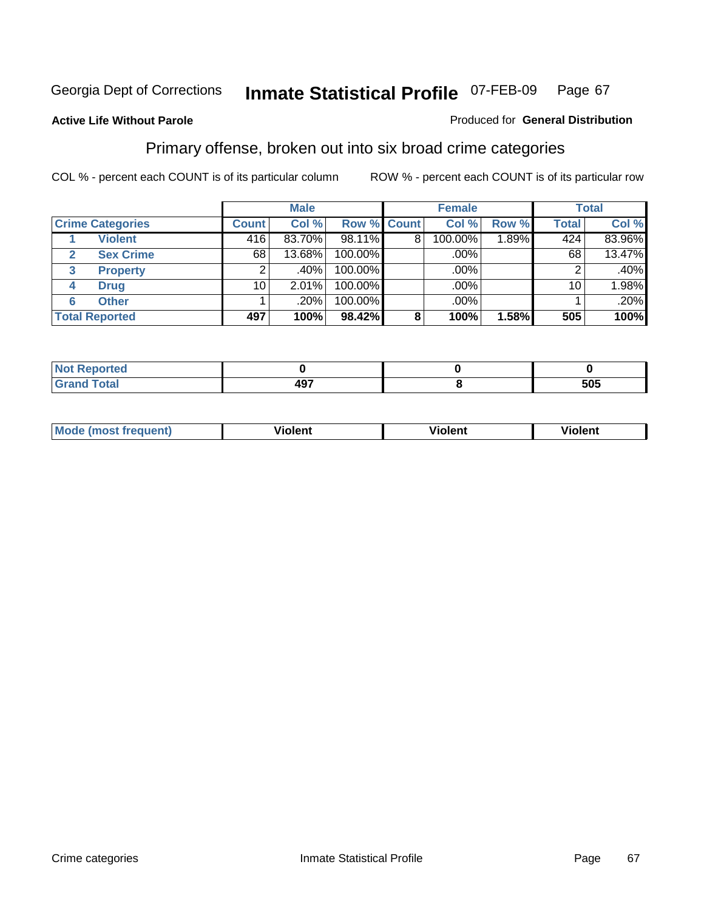Georgia Dept of Corrections **Inmate Statistical Profile** 07-FEB-09

**Active Life Without Parole**

Produced for **General Distribution**

## Primary offense, broken out into six broad crime categories

COL % - percent each COUNT is of its particular column

ROW % - percent each COUNT is of its particular row

| | | Male | | | Female | | | Total | |
|---|---|---|---|---|---|---|---|---|---|
| Crime Categories | | Count | Col % | Row % | Count | Col % | Row % | Total | Col % |
| 1 | Violent | 416 | 83.70% | 98.11% | 8 | 100.00% | 1.89% | 424 | 83.96% |
| 2 | Sex Crime | 68 | 13.68% | 100.00% | | .00% | | 68 | 13.47% |
| 3 | Property | 2 | .40% | 100.00% | | .00% | | 2 | .40% |
| 4 | Drug | 10 | 2.01% | 100.00% | | .00% | | 10 | 1.98% |
| 6 | Other | 1 | .20% | 100.00% | | .00% | | 1 | .20% |
| **Total Reported** | | **497** | **100%** | **98.42%** | **8** | **100%** | **1.58%** | **505** | **100%** |

| | Male | Female | Total |
|---|---|---|---|
| Not Reported | 0 | 0 | 0 |
| Grand Total | 497 | 8 | 505 |

| | Male | Female | Total |
|---|---|---|---|
| Mode (most frequent) | Violent | Violent | Violent |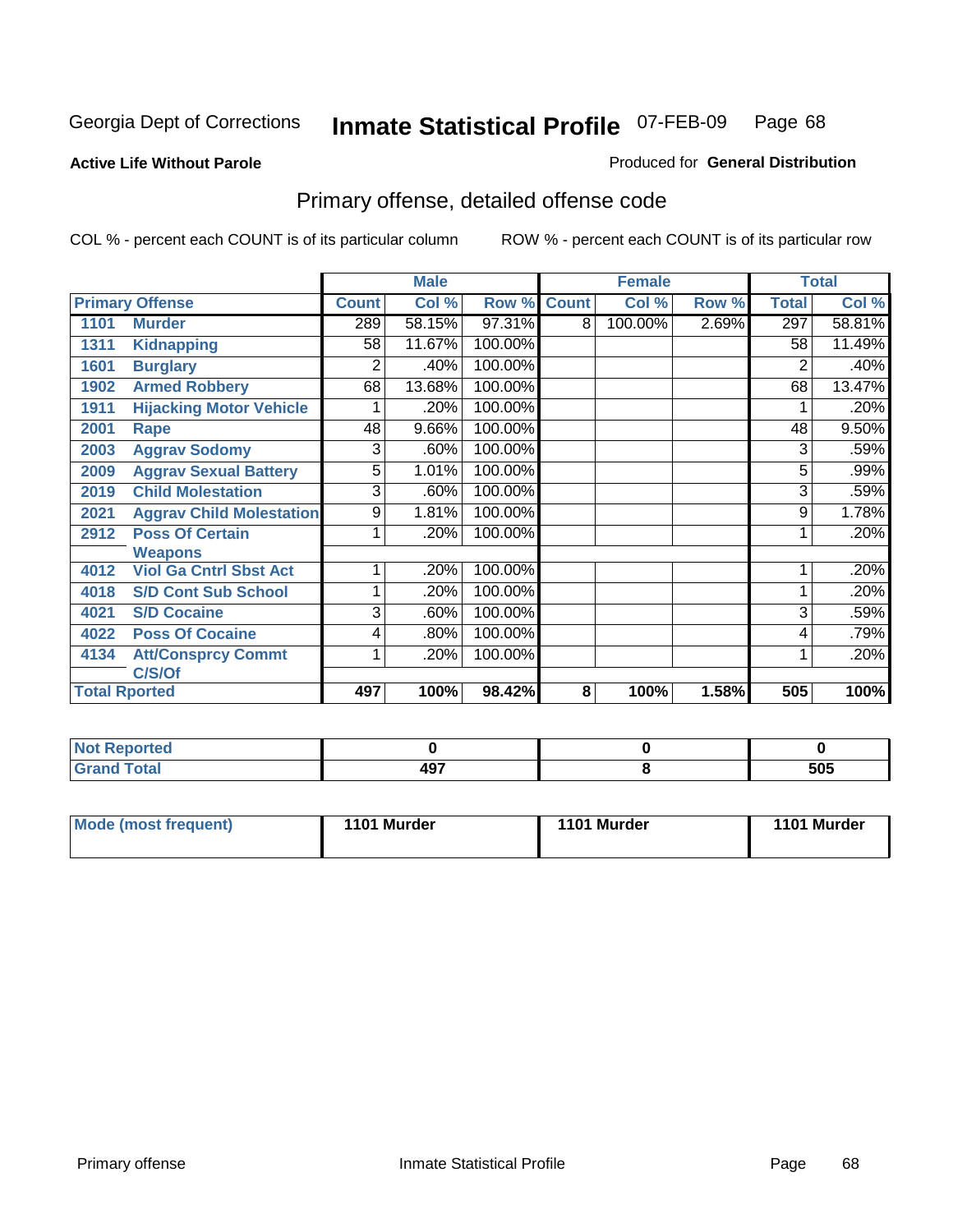Georgia Dept of Corrections **Inmate Statistical Profile** 07-FEB-09

**Active Life Without Parole**

Produced for **General Distribution**

## Primary offense, detailed offense code

COL % - percent each COUNT is of its particular column

ROW % - percent each COUNT is of its particular row

| Primary Offense | | Male | | | Female | | | Total | |
|---|---|---|---|---|---|---|---|---|---|
| | | Count | Col % | Row % | Count | Col % | Row % | Total | Col % |
| 1101 | Murder | 289 | 58.15% | 97.31% | 8 | 100.00% | 2.69% | 297 | 58.81% |
| 1311 | Kidnapping | 58 | 11.67% | 100.00% | | | | 58 | 11.49% |
| 1601 | Burglary | 2 | .40% | 100.00% | | | | 2 | .40% |
| 1902 | Armed Robbery | 68 | 13.68% | 100.00% | | | | 68 | 13.47% |
| 1911 | Hijacking Motor Vehicle | 1 | .20% | 100.00% | | | | 1 | .20% |
| 2001 | Rape | 48 | 9.66% | 100.00% | | | | 48 | 9.50% |
| 2003 | Aggrav Sodomy | 3 | .60% | 100.00% | | | | 3 | .59% |
| 2009 | Aggrav Sexual Battery | 5 | 1.01% | 100.00% | | | | 5 | .99% |
| 2019 | Child Molestation | 3 | .60% | 100.00% | | | | 3 | .59% |
| 2021 | Aggrav Child Molestation | 9 | 1.81% | 100.00% | | | | 9 | 1.78% |
| 2912 | Poss Of Certain Weapons | 1 | .20% | 100.00% | | | | 1 | .20% |
| 4012 | Viol Ga Cntrl Sbst Act | 1 | .20% | 100.00% | | | | 1 | .20% |
| 4018 | S/D Cont Sub School | 1 | .20% | 100.00% | | | | 1 | .20% |
| 4021 | S/D Cocaine | 3 | .60% | 100.00% | | | | 3 | .59% |
| 4022 | Poss Of Cocaine | 4 | .80% | 100.00% | | | | 4 | .79% |
| 4134 | Att/Consprcy Commt C/S/Of | 1 | .20% | 100.00% | | | | 1 | .20% |
| Total Rported | | 497 | 100% | 98.42% | 8 | 100% | 1.58% | 505 | 100% |

| | Male | Female | Total |
|---|---|---|---|
| Not Reported | 0 | 0 | 0 |
| Grand Total | 497 | 8 | 505 |

| | Male | Female | Total |
|---|---|---|---|
| Mode (most frequent) | 1101 Murder | 1101 Murder | 1101 Murder |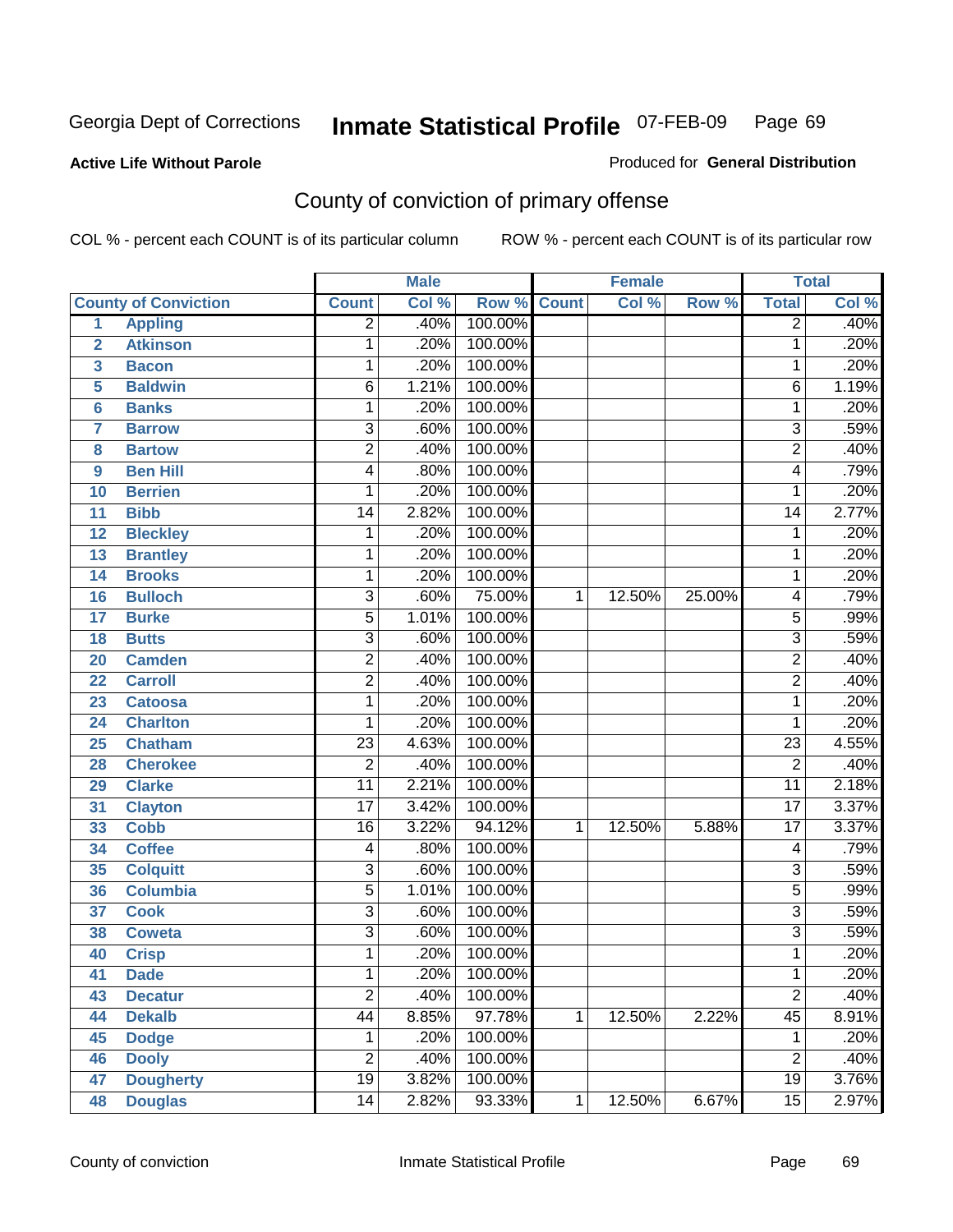Georgia Dept of Corrections **Inmate Statistical Profile** 07-FEB-09

**Active Life Without Parole**

Produced for **General Distribution**

## County of conviction of primary offense

COL % - percent each COUNT is of its particular column ROW % - percent each COUNT is of its particular row

| | | Male | | | Female | | | Total | |
|---|---|---|---|---|---|---|---|---|---|
| **County of Conviction** | | **Count** | **Col %** | **Row %** | **Count** | **Col %** | **Row %** | **Total** | **Col %** |
| 1 | Appling | 2 | .40% | 100.00% | | | | 2 | .40% |
| 2 | Atkinson | 1 | .20% | 100.00% | | | | 1 | .20% |
| 3 | Bacon | 1 | .20% | 100.00% | | | | 1 | .20% |
| 5 | Baldwin | 6 | 1.21% | 100.00% | | | | 6 | 1.19% |
| 6 | Banks | 1 | .20% | 100.00% | | | | 1 | .20% |
| 7 | Barrow | 3 | .60% | 100.00% | | | | 3 | .59% |
| 8 | Bartow | 2 | .40% | 100.00% | | | | 2 | .40% |
| 9 | Ben Hill | 4 | .80% | 100.00% | | | | 4 | .79% |
| 10 | Berrien | 1 | .20% | 100.00% | | | | 1 | .20% |
| 11 | Bibb | 14 | 2.82% | 100.00% | | | | 14 | 2.77% |
| 12 | Bleckley | 1 | .20% | 100.00% | | | | 1 | .20% |
| 13 | Brantley | 1 | .20% | 100.00% | | | | 1 | .20% |
| 14 | Brooks | 1 | .20% | 100.00% | | | | 1 | .20% |
| 16 | Bulloch | 3 | .60% | 75.00% | 1 | 12.50% | 25.00% | 4 | .79% |
| 17 | Burke | 5 | 1.01% | 100.00% | | | | 5 | .99% |
| 18 | Butts | 3 | .60% | 100.00% | | | | 3 | .59% |
| 20 | Camden | 2 | .40% | 100.00% | | | | 2 | .40% |
| 22 | Carroll | 2 | .40% | 100.00% | | | | 2 | .40% |
| 23 | Catoosa | 1 | .20% | 100.00% | | | | 1 | .20% |
| 24 | Charlton | 1 | .20% | 100.00% | | | | 1 | .20% |
| 25 | Chatham | 23 | 4.63% | 100.00% | | | | 23 | 4.55% |
| 28 | Cherokee | 2 | .40% | 100.00% | | | | 2 | .40% |
| 29 | Clarke | 11 | 2.21% | 100.00% | | | | 11 | 2.18% |
| 31 | Clayton | 17 | 3.42% | 100.00% | | | | 17 | 3.37% |
| 33 | Cobb | 16 | 3.22% | 94.12% | 1 | 12.50% | 5.88% | 17 | 3.37% |
| 34 | Coffee | 4 | .80% | 100.00% | | | | 4 | .79% |
| 35 | Colquitt | 3 | .60% | 100.00% | | | | 3 | .59% |
| 36 | Columbia | 5 | 1.01% | 100.00% | | | | 5 | .99% |
| 37 | Cook | 3 | .60% | 100.00% | | | | 3 | .59% |
| 38 | Coweta | 3 | .60% | 100.00% | | | | 3 | .59% |
| 40 | Crisp | 1 | .20% | 100.00% | | | | 1 | .20% |
| 41 | Dade | 1 | .20% | 100.00% | | | | 1 | .20% |
| 43 | Decatur | 2 | .40% | 100.00% | | | | 2 | .40% |
| 44 | Dekalb | 44 | 8.85% | 97.78% | 1 | 12.50% | 2.22% | 45 | 8.91% |
| 45 | Dodge | 1 | .20% | 100.00% | | | | 1 | .20% |
| 46 | Dooly | 2 | .40% | 100.00% | | | | 2 | .40% |
| 47 | Dougherty | 19 | 3.82% | 100.00% | | | | 19 | 3.76% |
| 48 | Douglas | 14 | 2.82% | 93.33% | 1 | 12.50% | 6.67% | 15 | 2.97% |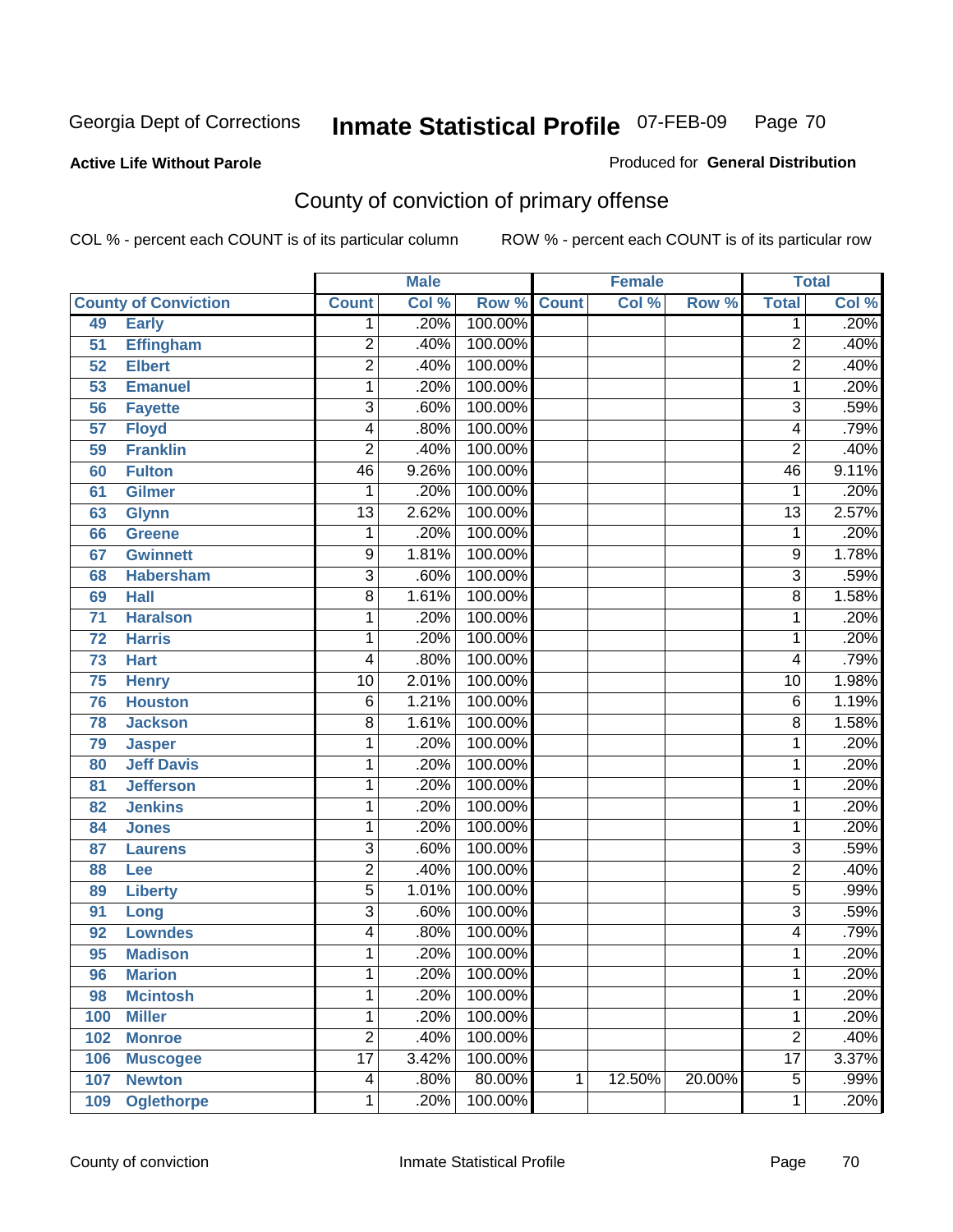Georgia Dept of Corrections **Inmate Statistical Profile** 07-FEB-09

**Active Life Without Parole**

Produced for **General Distribution**

## County of conviction of primary offense

COL % - percent each COUNT is of its particular column    ROW % - percent each COUNT is of its particular row

| County of Conviction | | Male | | | Female | | | Total | |
|---|---|---|---|---|---|---|---|---|---|
| | | Count | Col % | Row % | Count | Col % | Row % | Total | Col % |
| 49 | Early | 1 | .20% | 100.00% | | | | 1 | .20% |
| 51 | Effingham | 2 | .40% | 100.00% | | | | 2 | .40% |
| 52 | Elbert | 2 | .40% | 100.00% | | | | 2 | .40% |
| 53 | Emanuel | 1 | .20% | 100.00% | | | | 1 | .20% |
| 56 | Fayette | 3 | .60% | 100.00% | | | | 3 | .59% |
| 57 | Floyd | 4 | .80% | 100.00% | | | | 4 | .79% |
| 59 | Franklin | 2 | .40% | 100.00% | | | | 2 | .40% |
| 60 | Fulton | 46 | 9.26% | 100.00% | | | | 46 | 9.11% |
| 61 | Gilmer | 1 | .20% | 100.00% | | | | 1 | .20% |
| 63 | Glynn | 13 | 2.62% | 100.00% | | | | 13 | 2.57% |
| 66 | Greene | 1 | .20% | 100.00% | | | | 1 | .20% |
| 67 | Gwinnett | 9 | 1.81% | 100.00% | | | | 9 | 1.78% |
| 68 | Habersham | 3 | .60% | 100.00% | | | | 3 | .59% |
| 69 | Hall | 8 | 1.61% | 100.00% | | | | 8 | 1.58% |
| 71 | Haralson | 1 | .20% | 100.00% | | | | 1 | .20% |
| 72 | Harris | 1 | .20% | 100.00% | | | | 1 | .20% |
| 73 | Hart | 4 | .80% | 100.00% | | | | 4 | .79% |
| 75 | Henry | 10 | 2.01% | 100.00% | | | | 10 | 1.98% |
| 76 | Houston | 6 | 1.21% | 100.00% | | | | 6 | 1.19% |
| 78 | Jackson | 8 | 1.61% | 100.00% | | | | 8 | 1.58% |
| 79 | Jasper | 1 | .20% | 100.00% | | | | 1 | .20% |
| 80 | Jeff Davis | 1 | .20% | 100.00% | | | | 1 | .20% |
| 81 | Jefferson | 1 | .20% | 100.00% | | | | 1 | .20% |
| 82 | Jenkins | 1 | .20% | 100.00% | | | | 1 | .20% |
| 84 | Jones | 1 | .20% | 100.00% | | | | 1 | .20% |
| 87 | Laurens | 3 | .60% | 100.00% | | | | 3 | .59% |
| 88 | Lee | 2 | .40% | 100.00% | | | | 2 | .40% |
| 89 | Liberty | 5 | 1.01% | 100.00% | | | | 5 | .99% |
| 91 | Long | 3 | .60% | 100.00% | | | | 3 | .59% |
| 92 | Lowndes | 4 | .80% | 100.00% | | | | 4 | .79% |
| 95 | Madison | 1 | .20% | 100.00% | | | | 1 | .20% |
| 96 | Marion | 1 | .20% | 100.00% | | | | 1 | .20% |
| 98 | Mcintosh | 1 | .20% | 100.00% | | | | 1 | .20% |
| 100 | Miller | 1 | .20% | 100.00% | | | | 1 | .20% |
| 102 | Monroe | 2 | .40% | 100.00% | | | | 2 | .40% |
| 106 | Muscogee | 17 | 3.42% | 100.00% | | | | 17 | 3.37% |
| 107 | Newton | 4 | .80% | 80.00% | 1 | 12.50% | 20.00% | 5 | .99% |
| 109 | Oglethorpe | 1 | .20% | 100.00% | | | | 1 | .20% |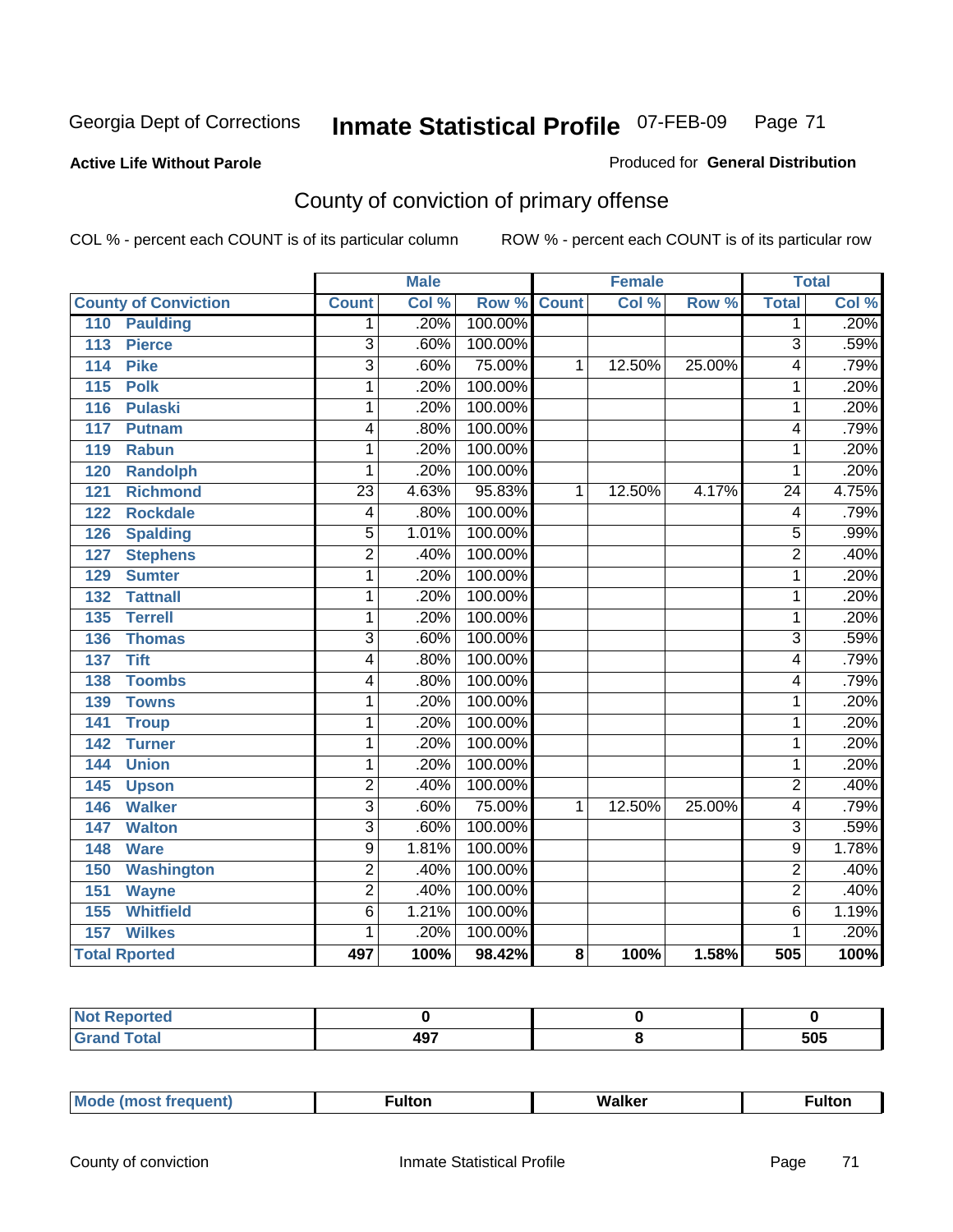Georgia Dept of Corrections **Inmate Statistical Profile** 07-FEB-09

**Active Life Without Parole**

Produced for **General Distribution**

## County of conviction of primary offense

COL % - percent each COUNT is of its particular column ROW % - percent each COUNT is of its particular row

| County of Conviction | Male | | | Female | | | Total | |
|---|---|---|---|---|---|---|---|---|
| | Count | Col % | Row % | Count | Col % | Row % | Total | Col % |
| 110 Paulding | 1 | .20% | 100.00% | | | | 1 | .20% |
| 113 Pierce | 3 | .60% | 100.00% | | | | 3 | .59% |
| 114 Pike | 3 | .60% | 75.00% | 1 | 12.50% | 25.00% | 4 | .79% |
| 115 Polk | 1 | .20% | 100.00% | | | | 1 | .20% |
| 116 Pulaski | 1 | .20% | 100.00% | | | | 1 | .20% |
| 117 Putnam | 4 | .80% | 100.00% | | | | 4 | .79% |
| 119 Rabun | 1 | .20% | 100.00% | | | | 1 | .20% |
| 120 Randolph | 1 | .20% | 100.00% | | | | 1 | .20% |
| 121 Richmond | 23 | 4.63% | 95.83% | 1 | 12.50% | 4.17% | 24 | 4.75% |
| 122 Rockdale | 4 | .80% | 100.00% | | | | 4 | .79% |
| 126 Spalding | 5 | 1.01% | 100.00% | | | | 5 | .99% |
| 127 Stephens | 2 | .40% | 100.00% | | | | 2 | .40% |
| 129 Sumter | 1 | .20% | 100.00% | | | | 1 | .20% |
| 132 Tattnall | 1 | .20% | 100.00% | | | | 1 | .20% |
| 135 Terrell | 1 | .20% | 100.00% | | | | 1 | .20% |
| 136 Thomas | 3 | .60% | 100.00% | | | | 3 | .59% |
| 137 Tift | 4 | .80% | 100.00% | | | | 4 | .79% |
| 138 Toombs | 4 | .80% | 100.00% | | | | 4 | .79% |
| 139 Towns | 1 | .20% | 100.00% | | | | 1 | .20% |
| 141 Troup | 1 | .20% | 100.00% | | | | 1 | .20% |
| 142 Turner | 1 | .20% | 100.00% | | | | 1 | .20% |
| 144 Union | 1 | .20% | 100.00% | | | | 1 | .20% |
| 145 Upson | 2 | .40% | 100.00% | | | | 2 | .40% |
| 146 Walker | 3 | .60% | 75.00% | 1 | 12.50% | 25.00% | 4 | .79% |
| 147 Walton | 3 | .60% | 100.00% | | | | 3 | .59% |
| 148 Ware | 9 | 1.81% | 100.00% | | | | 9 | 1.78% |
| 150 Washington | 2 | .40% | 100.00% | | | | 2 | .40% |
| 151 Wayne | 2 | .40% | 100.00% | | | | 2 | .40% |
| 155 Whitfield | 6 | 1.21% | 100.00% | | | | 6 | 1.19% |
| 157 Wilkes | 1 | .20% | 100.00% | | | | 1 | .20% |
| **Total Rported** | **497** | **100%** | **98.42%** | **8** | **100%** | **1.58%** | **505** | **100%** |

| | Male | Female | Total |
|---|---|---|---|
| Not Reported | 0 | 0 | 0 |
| Grand Total | 497 | 8 | 505 |

| | Male | Female | Total |
|---|---|---|---|
| Mode (most frequent) | Fulton | Walker | Fulton |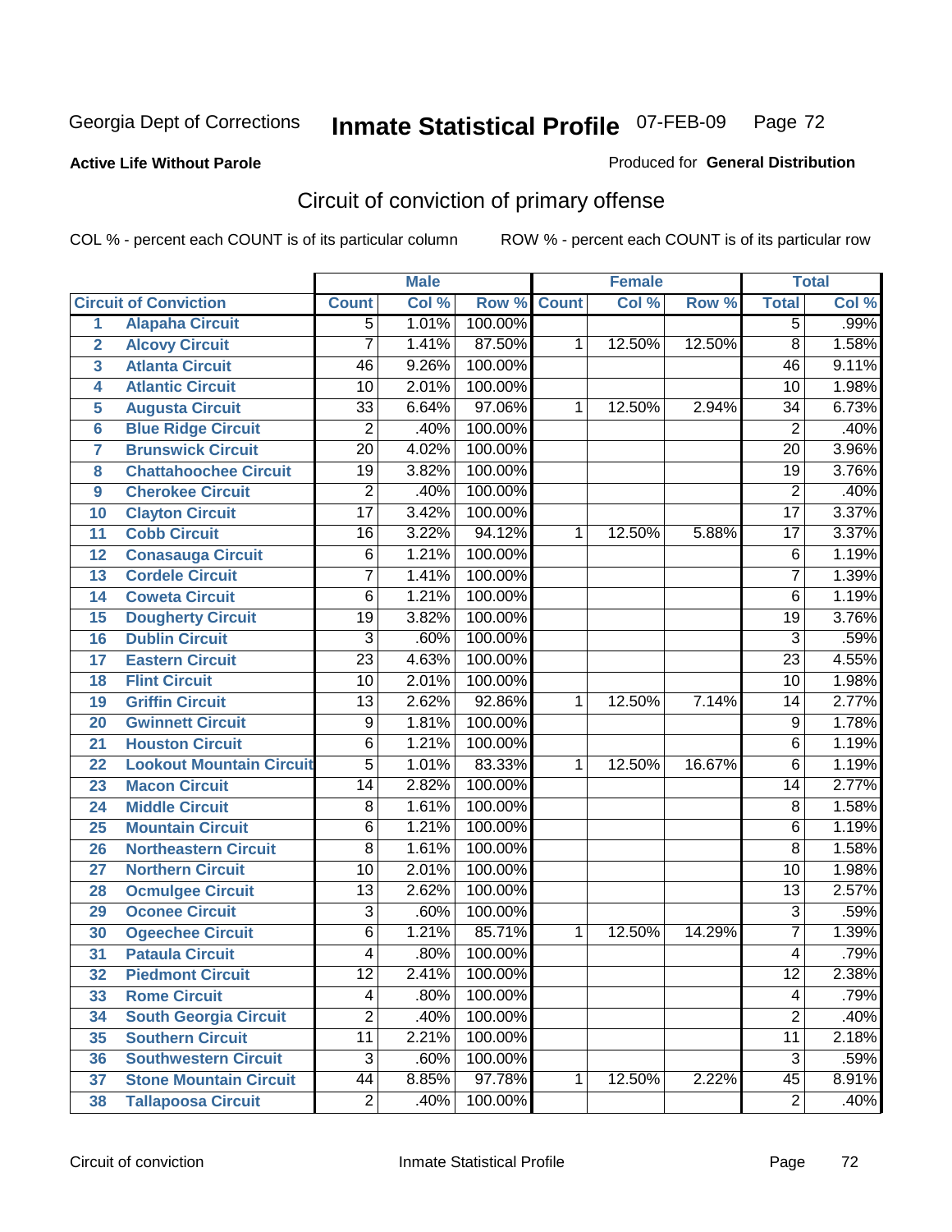**Active Life Without Parole**

Produced for **General Distribution**

## Circuit of conviction of primary offense

COL % - percent each COUNT is of its particular column ROW % - percent each COUNT is of its particular row

| | Circuit of Conviction | Male | | | Female | | | Total | |
|---|---|---|---|---|---|---|---|---|---|
| | | Count | Col % | Row % | Count | Col % | Row % | Total | Col % |
| 1 | Alapaha Circuit | 5 | 1.01% | 100.00% | | | | 5 | .99% |
| 2 | Alcovy Circuit | 7 | 1.41% | 87.50% | 1 | 12.50% | 12.50% | 8 | 1.58% |
| 3 | Atlanta Circuit | 46 | 9.26% | 100.00% | | | | 46 | 9.11% |
| 4 | Atlantic Circuit | 10 | 2.01% | 100.00% | | | | 10 | 1.98% |
| 5 | Augusta Circuit | 33 | 6.64% | 97.06% | 1 | 12.50% | 2.94% | 34 | 6.73% |
| 6 | Blue Ridge Circuit | 2 | .40% | 100.00% | | | | 2 | .40% |
| 7 | Brunswick Circuit | 20 | 4.02% | 100.00% | | | | 20 | 3.96% |
| 8 | Chattahoochee Circuit | 19 | 3.82% | 100.00% | | | | 19 | 3.76% |
| 9 | Cherokee Circuit | 2 | .40% | 100.00% | | | | 2 | .40% |
| 10 | Clayton Circuit | 17 | 3.42% | 100.00% | | | | 17 | 3.37% |
| 11 | Cobb Circuit | 16 | 3.22% | 94.12% | 1 | 12.50% | 5.88% | 17 | 3.37% |
| 12 | Conasauga Circuit | 6 | 1.21% | 100.00% | | | | 6 | 1.19% |
| 13 | Cordele Circuit | 7 | 1.41% | 100.00% | | | | 7 | 1.39% |
| 14 | Coweta Circuit | 6 | 1.21% | 100.00% | | | | 6 | 1.19% |
| 15 | Dougherty Circuit | 19 | 3.82% | 100.00% | | | | 19 | 3.76% |
| 16 | Dublin Circuit | 3 | .60% | 100.00% | | | | 3 | .59% |
| 17 | Eastern Circuit | 23 | 4.63% | 100.00% | | | | 23 | 4.55% |
| 18 | Flint Circuit | 10 | 2.01% | 100.00% | | | | 10 | 1.98% |
| 19 | Griffin Circuit | 13 | 2.62% | 92.86% | 1 | 12.50% | 7.14% | 14 | 2.77% |
| 20 | Gwinnett Circuit | 9 | 1.81% | 100.00% | | | | 9 | 1.78% |
| 21 | Houston Circuit | 6 | 1.21% | 100.00% | | | | 6 | 1.19% |
| 22 | Lookout Mountain Circuit | 5 | 1.01% | 83.33% | 1 | 12.50% | 16.67% | 6 | 1.19% |
| 23 | Macon Circuit | 14 | 2.82% | 100.00% | | | | 14 | 2.77% |
| 24 | Middle Circuit | 8 | 1.61% | 100.00% | | | | 8 | 1.58% |
| 25 | Mountain Circuit | 6 | 1.21% | 100.00% | | | | 6 | 1.19% |
| 26 | Northeastern Circuit | 8 | 1.61% | 100.00% | | | | 8 | 1.58% |
| 27 | Northern Circuit | 10 | 2.01% | 100.00% | | | | 10 | 1.98% |
| 28 | Ocmulgee Circuit | 13 | 2.62% | 100.00% | | | | 13 | 2.57% |
| 29 | Oconee Circuit | 3 | .60% | 100.00% | | | | 3 | .59% |
| 30 | Ogeechee Circuit | 6 | 1.21% | 85.71% | 1 | 12.50% | 14.29% | 7 | 1.39% |
| 31 | Pataula Circuit | 4 | .80% | 100.00% | | | | 4 | .79% |
| 32 | Piedmont Circuit | 12 | 2.41% | 100.00% | | | | 12 | 2.38% |
| 33 | Rome Circuit | 4 | .80% | 100.00% | | | | 4 | .79% |
| 34 | South Georgia Circuit | 2 | .40% | 100.00% | | | | 2 | .40% |
| 35 | Southern Circuit | 11 | 2.21% | 100.00% | | | | 11 | 2.18% |
| 36 | Southwestern Circuit | 3 | .60% | 100.00% | | | | 3 | .59% |
| 37 | Stone Mountain Circuit | 44 | 8.85% | 97.78% | 1 | 12.50% | 2.22% | 45 | 8.91% |
| 38 | Tallapoosa Circuit | 2 | .40% | 100.00% | | | | 2 | .40% |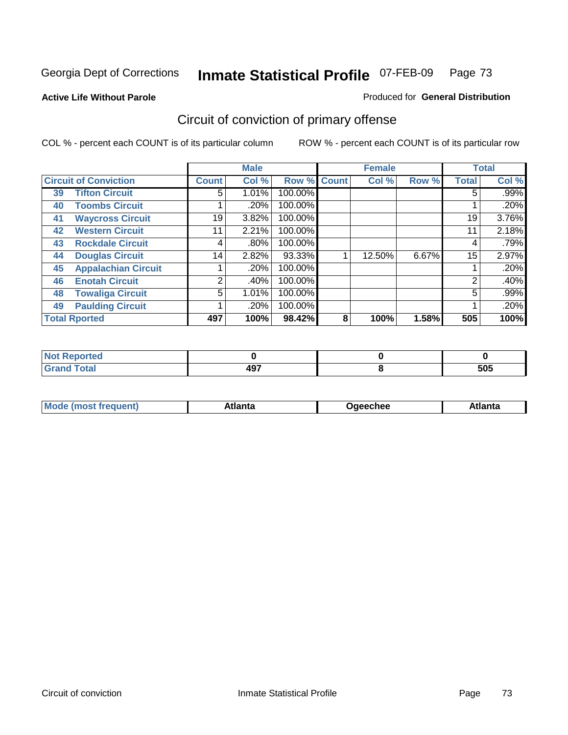Georgia Dept of Corrections **Inmate Statistical Profile** 07-FEB-09

**Active Life Without Parole**

Produced for **General Distribution**

## Circuit of conviction of primary offense

COL % - percent each COUNT is of its particular column

ROW % - percent each COUNT is of its particular row

| Circuit of Conviction | Male | | | Female | | | Total | |
|---|---|---|---|---|---|---|---|---|
| | Count | Col % | Row % | Count | Col % | Row % | Total | Col % |
| 39 Tifton Circuit | 5 | 1.01% | 100.00% | | | | 5 | .99% |
| 40 Toombs Circuit | 1 | .20% | 100.00% | | | | 1 | .20% |
| 41 Waycross Circuit | 19 | 3.82% | 100.00% | | | | 19 | 3.76% |
| 42 Western Circuit | 11 | 2.21% | 100.00% | | | | 11 | 2.18% |
| 43 Rockdale Circuit | 4 | .80% | 100.00% | | | | 4 | .79% |
| 44 Douglas Circuit | 14 | 2.82% | 93.33% | 1 | 12.50% | 6.67% | 15 | 2.97% |
| 45 Appalachian Circuit | 1 | .20% | 100.00% | | | | 1 | .20% |
| 46 Enotah Circuit | 2 | .40% | 100.00% | | | | 2 | .40% |
| 48 Towaliga Circuit | 5 | 1.01% | 100.00% | | | | 5 | .99% |
| 49 Paulding Circuit | 1 | .20% | 100.00% | | | | 1 | .20% |
| **Total Rported** | **497** | **100%** | **98.42%** | **8** | **100%** | **1.58%** | **505** | **100%** |

| | Male | Female | Total |
|---|---|---|---|
| Not Reported | 0 | 0 | 0 |
| Grand Total | 497 | 8 | 505 |

| | Male | Female | Total |
|---|---|---|---|
| Mode (most frequent) | Atlanta | Ogeechee | Atlanta |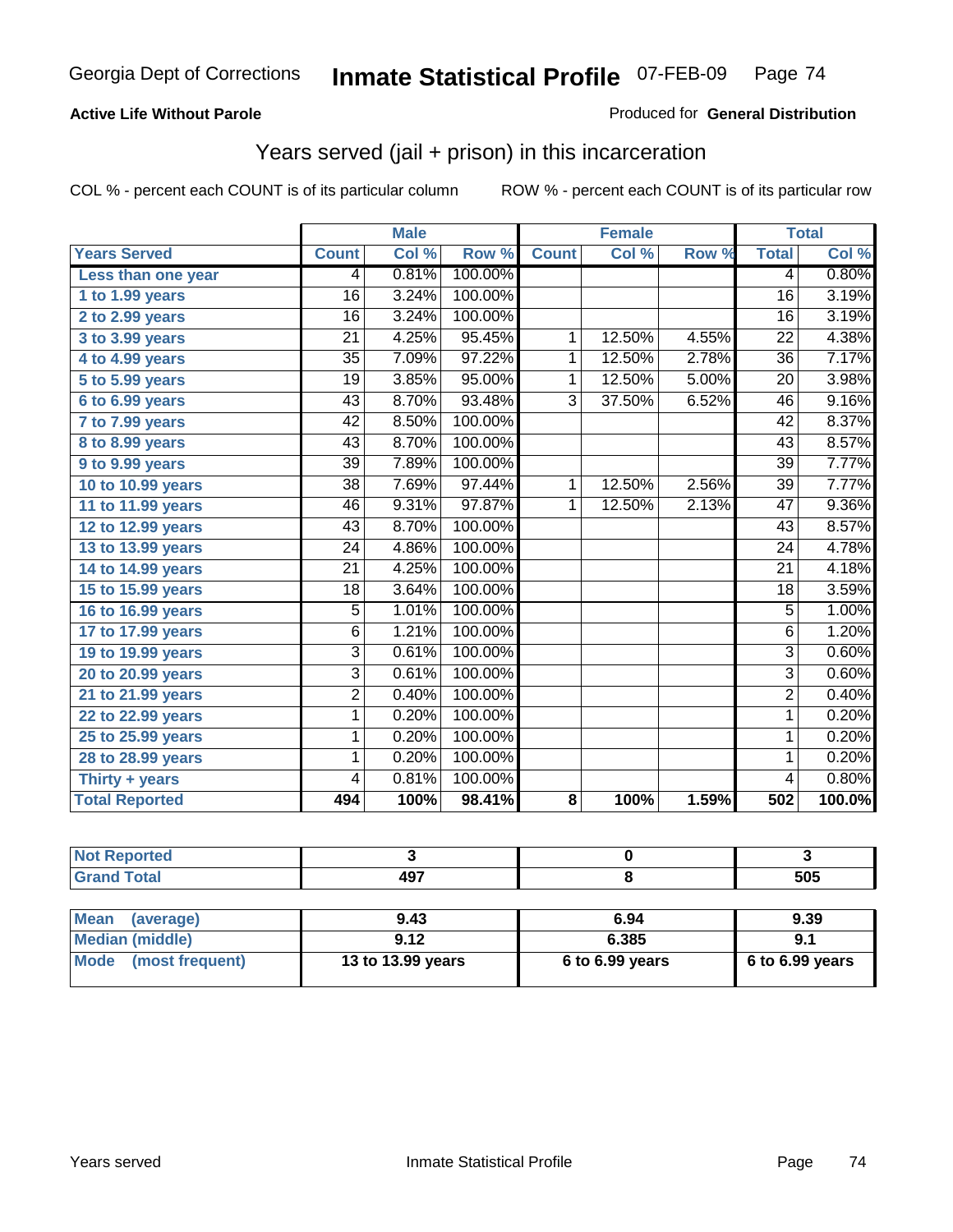Georgia Dept of Corrections **Inmate Statistical Profile** 07-FEB-09

**Active Life Without Parole**

Produced for **General Distribution**

## Years served (jail + prison) in this incarceration

COL % - percent each COUNT is of its particular column

ROW % - percent each COUNT is of its particular row

| | Male | | | Female | | | Total | |
|---|---|---|---|---|---|---|---|---|
| **Years Served** | **Count** | **Col %** | **Row %** | **Count** | **Col %** | **Row %** | **Total** | **Col %** |
| Less than one year | 4 | 0.81% | 100.00% | | | | 4 | 0.80% |
| 1 to 1.99 years | 16 | 3.24% | 100.00% | | | | 16 | 3.19% |
| 2 to 2.99 years | 16 | 3.24% | 100.00% | | | | 16 | 3.19% |
| 3 to 3.99 years | 21 | 4.25% | 95.45% | 1 | 12.50% | 4.55% | 22 | 4.38% |
| 4 to 4.99 years | 35 | 7.09% | 97.22% | 1 | 12.50% | 2.78% | 36 | 7.17% |
| 5 to 5.99 years | 19 | 3.85% | 95.00% | 1 | 12.50% | 5.00% | 20 | 3.98% |
| 6 to 6.99 years | 43 | 8.70% | 93.48% | 3 | 37.50% | 6.52% | 46 | 9.16% |
| 7 to 7.99 years | 42 | 8.50% | 100.00% | | | | 42 | 8.37% |
| 8 to 8.99 years | 43 | 8.70% | 100.00% | | | | 43 | 8.57% |
| 9 to 9.99 years | 39 | 7.89% | 100.00% | | | | 39 | 7.77% |
| 10 to 10.99 years | 38 | 7.69% | 97.44% | 1 | 12.50% | 2.56% | 39 | 7.77% |
| 11 to 11.99 years | 46 | 9.31% | 97.87% | 1 | 12.50% | 2.13% | 47 | 9.36% |
| 12 to 12.99 years | 43 | 8.70% | 100.00% | | | | 43 | 8.57% |
| 13 to 13.99 years | 24 | 4.86% | 100.00% | | | | 24 | 4.78% |
| 14 to 14.99 years | 21 | 4.25% | 100.00% | | | | 21 | 4.18% |
| 15 to 15.99 years | 18 | 3.64% | 100.00% | | | | 18 | 3.59% |
| 16 to 16.99 years | 5 | 1.01% | 100.00% | | | | 5 | 1.00% |
| 17 to 17.99 years | 6 | 1.21% | 100.00% | | | | 6 | 1.20% |
| 19 to 19.99 years | 3 | 0.61% | 100.00% | | | | 3 | 0.60% |
| 20 to 20.99 years | 3 | 0.61% | 100.00% | | | | 3 | 0.60% |
| 21 to 21.99 years | 2 | 0.40% | 100.00% | | | | 2 | 0.40% |
| 22 to 22.99 years | 1 | 0.20% | 100.00% | | | | 1 | 0.20% |
| 25 to 25.99 years | 1 | 0.20% | 100.00% | | | | 1 | 0.20% |
| 28 to 28.99 years | 1 | 0.20% | 100.00% | | | | 1 | 0.20% |
| Thirty + years | 4 | 0.81% | 100.00% | | | | 4 | 0.80% |
| **Total Reported** | **494** | **100%** | **98.41%** | **8** | **100%** | **1.59%** | **502** | **100.0%** |

| | Male | Female | Total |
|---|---|---|---|
| Not Reported | 3 | 0 | 3 |
| Grand Total | 497 | 8 | 505 |

| | Male | Female | Total |
|---|---|---|---|
| Mean (average) | 9.43 | 6.94 | 9.39 |
| Median (middle) | 9.12 | 6.385 | 9.1 |
| Mode (most frequent) | 13 to 13.99 years | 6 to 6.99 years | 6 to 6.99 years |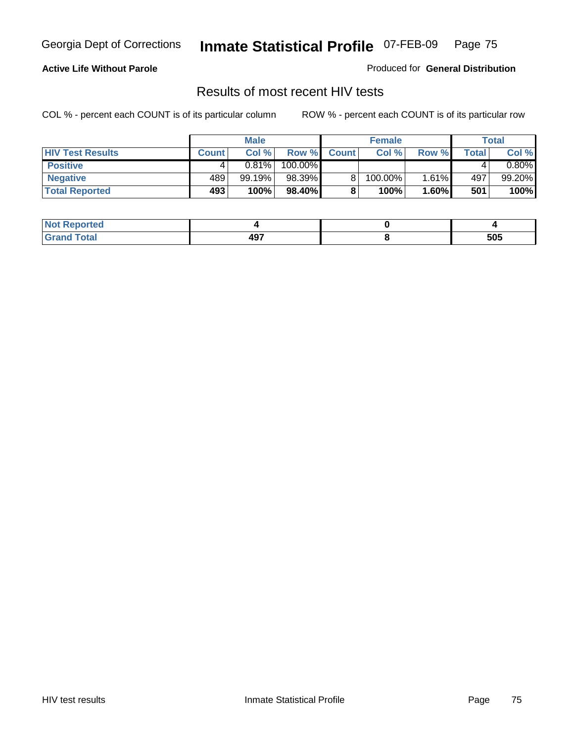Georgia Dept of Corrections **Inmate Statistical Profile** 07-FEB-09

**Active Life Without Parole**

Produced for **General Distribution**

## Results of most recent HIV tests

COL % - percent each COUNT is of its particular column

ROW % - percent each COUNT is of its particular row

| | Male | | | Female | | | Total | |
|---|---|---|---|---|---|---|---|---|
| **HIV Test Results** | **Count** | **Col %** | **Row %** | **Count** | **Col %** | **Row %** | **Total** | **Col %** |
| **Positive** | 4 | 0.81% | 100.00% | | | | 4 | 0.80% |
| **Negative** | 489 | 99.19% | 98.39% | 8 | 100.00% | 1.61% | 497 | 99.20% |
| **Total Reported** | **493** | **100%** | **98.40%** | **8** | **100%** | **1.60%** | **501** | **100%** |

| | Male | Female | Total |
|---|---|---|---|
| **Not Reported** | **4** | **0** | **4** |
| **Grand Total** | **497** | **8** | **505** |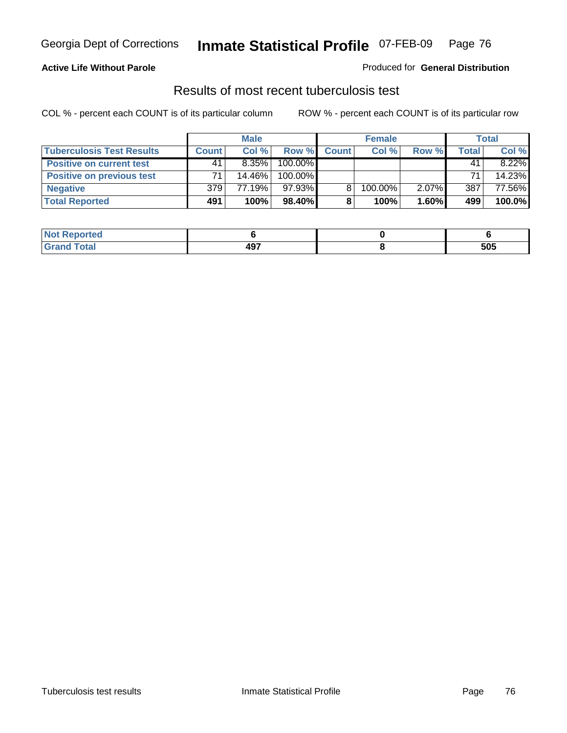Georgia Dept of Corrections **Inmate Statistical Profile** 07-FEB-09

**Active Life Without Parole**

Produced for **General Distribution**

## Results of most recent tuberculosis test

COL % - percent each COUNT is of its particular column    ROW % - percent each COUNT is of its particular row

| | Male | | | Female | | | Total | |
|---|---|---|---|---|---|---|---|---|
| **Tuberculosis Test Results** | **Count** | **Col %** | **Row %** | **Count** | **Col %** | **Row %** | **Total** | **Col %** |
| **Positive on current test** | 41 | 8.35% | 100.00% | | | | 41 | 8.22% |
| **Positive on previous test** | 71 | 14.46% | 100.00% | | | | 71 | 14.23% |
| **Negative** | 379 | 77.19% | 97.93% | 8 | 100.00% | 2.07% | 387 | 77.56% |
| **Total Reported** | **491** | **100%** | **98.40%** | **8** | **100%** | **1.60%** | **499** | **100.0%** |

| | Male | Female | Total |
|---|---|---|---|
| **Not Reported** | **6** | **0** | **6** |
| **Grand Total** | **497** | **8** | **505** |

Tuberculosis test results    Inmate Statistical Profile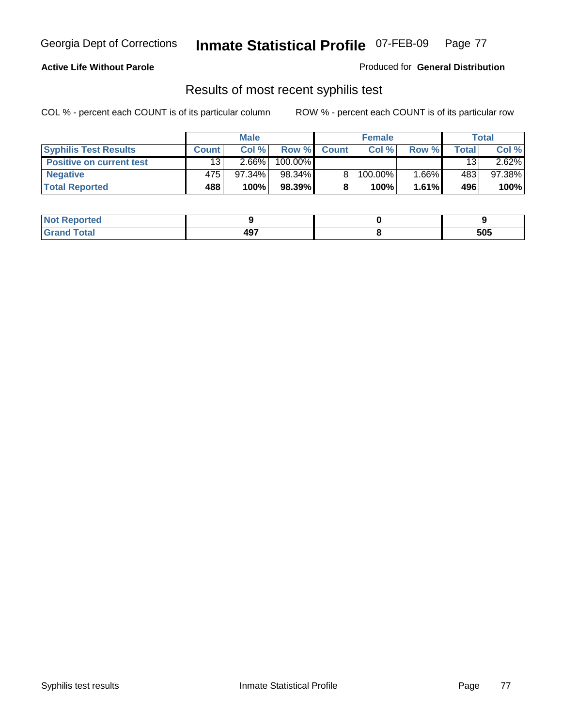**Active Life Without Parole**

Produced for **General Distribution**

## Results of most recent syphilis test

COL % - percent each COUNT is of its particular column        ROW % - percent each COUNT is of its particular row

| | Male | | | Female | | | Total | |
|---|---|---|---|---|---|---|---|---|
| **Syphilis Test Results** | **Count** | **Col %** | **Row %** | **Count** | **Col %** | **Row %** | **Total** | **Col %** |
| **Positive on current test** | 13 | 2.66% | 100.00% | | | | 13 | 2.62% |
| **Negative** | 475 | 97.34% | 98.34% | 8 | 100.00% | 1.66% | 483 | 97.38% |
| **Total Reported** | **488** | **100%** | **98.39%** | **8** | **100%** | **1.61%** | **496** | **100%** |

| | Male | Female | Total |
|---|---|---|---|
| **Not Reported** | **9** | **0** | **9** |
| **Grand Total** | **497** | **8** | **505** |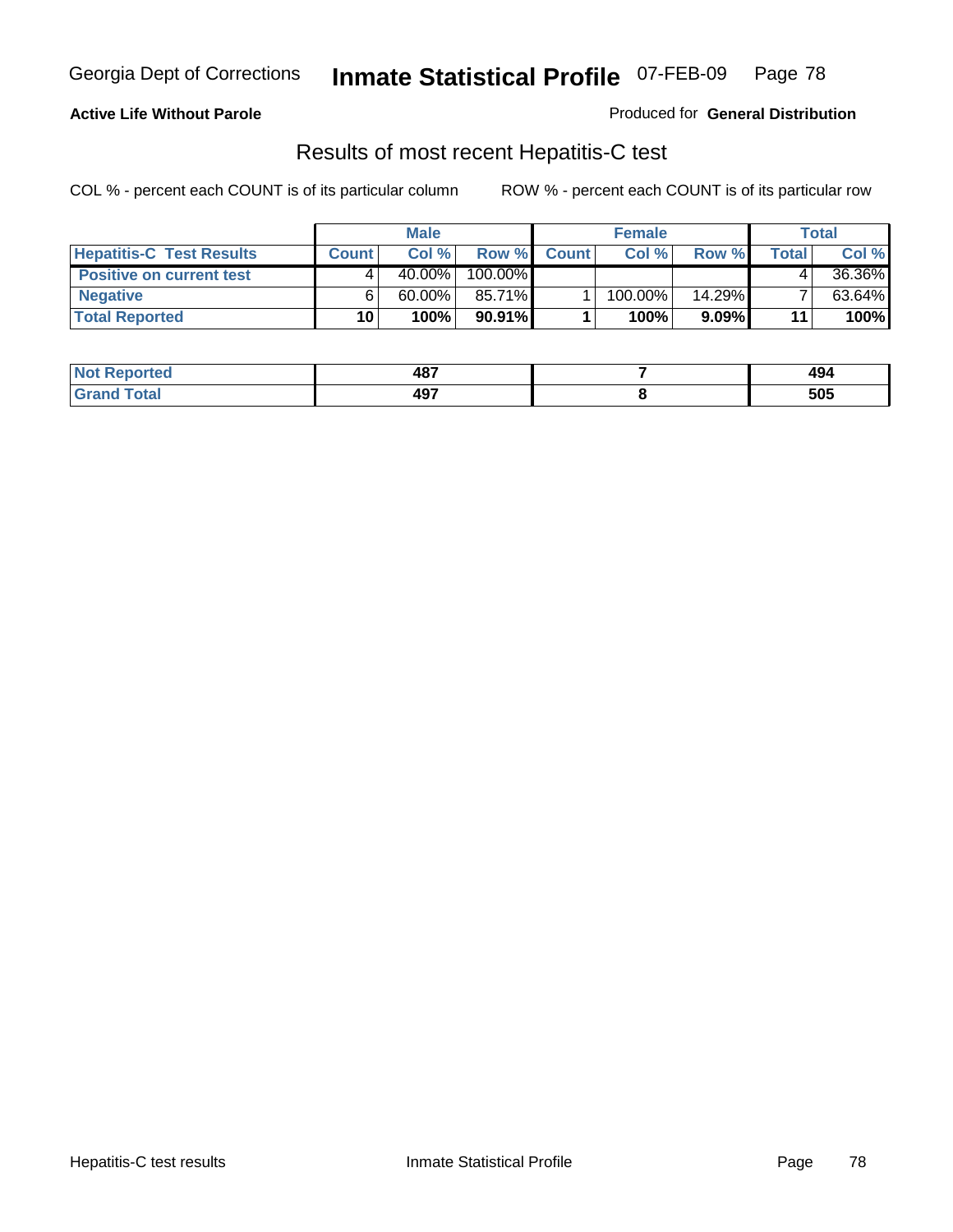**Active Life Without Parole**

Produced for **General Distribution**

## Results of most recent Hepatitis-C test

COL % - percent each COUNT is of its particular column

ROW % - percent each COUNT is of its particular row

| | Male | | | Female | | | Total | |
|---|---|---|---|---|---|---|---|---|
| **Hepatitis-C Test Results** | **Count** | **Col %** | **Row %** | **Count** | **Col %** | **Row %** | **Total** | **Col %** |
| **Positive on current test** | 4 | 40.00% | 100.00% | | | | 4 | 36.36% |
| **Negative** | 6 | 60.00% | 85.71% | 1 | 100.00% | 14.29% | 7 | 63.64% |
| **Total Reported** | **10** | **100%** | **90.91%** | **1** | **100%** | **9.09%** | **11** | **100%** |

| | Male | Female | Total |
|---|---|---|---|
| **Not Reported** | **487** | **7** | **494** |
| **Grand Total** | **497** | **8** | **505** |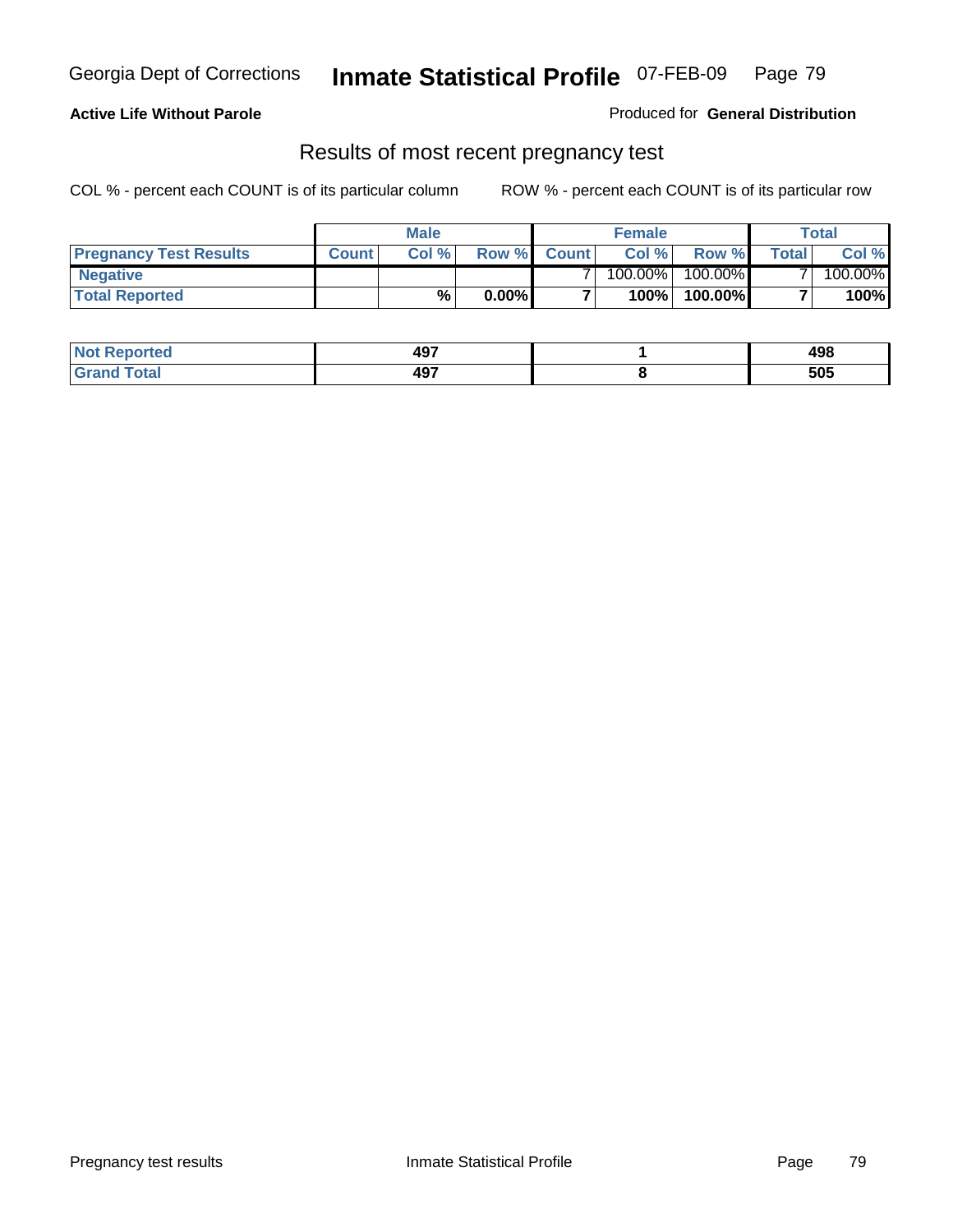Georgia Dept of Corrections **Inmate Statistical Profile** 07-FEB-09

**Active Life Without Parole**

Produced for **General Distribution**

## Results of most recent pregnancy test

COL % - percent each COUNT is of its particular column ROW % - percent each COUNT is of its particular row

| | Male | | | Female | | | Total | |
|---|---|---|---|---|---|---|---|---|
| **Pregnancy Test Results** | **Count** | **Col %** | **Row %** | **Count** | **Col %** | **Row %** | **Total** | **Col %** |
| **Negative** | | | | 7 | 100.00% | 100.00% | 7 | 100.00% |
| **Total Reported** | | **%** | **0.00%** | **7** | **100%** | **100.00%** | **7** | **100%** |

| | Male | Female | Total |
|---|---|---|---|
| **Not Reported** | **497** | **1** | **498** |
| **Grand Total** | **497** | **8** | **505** |

Pregnancy test results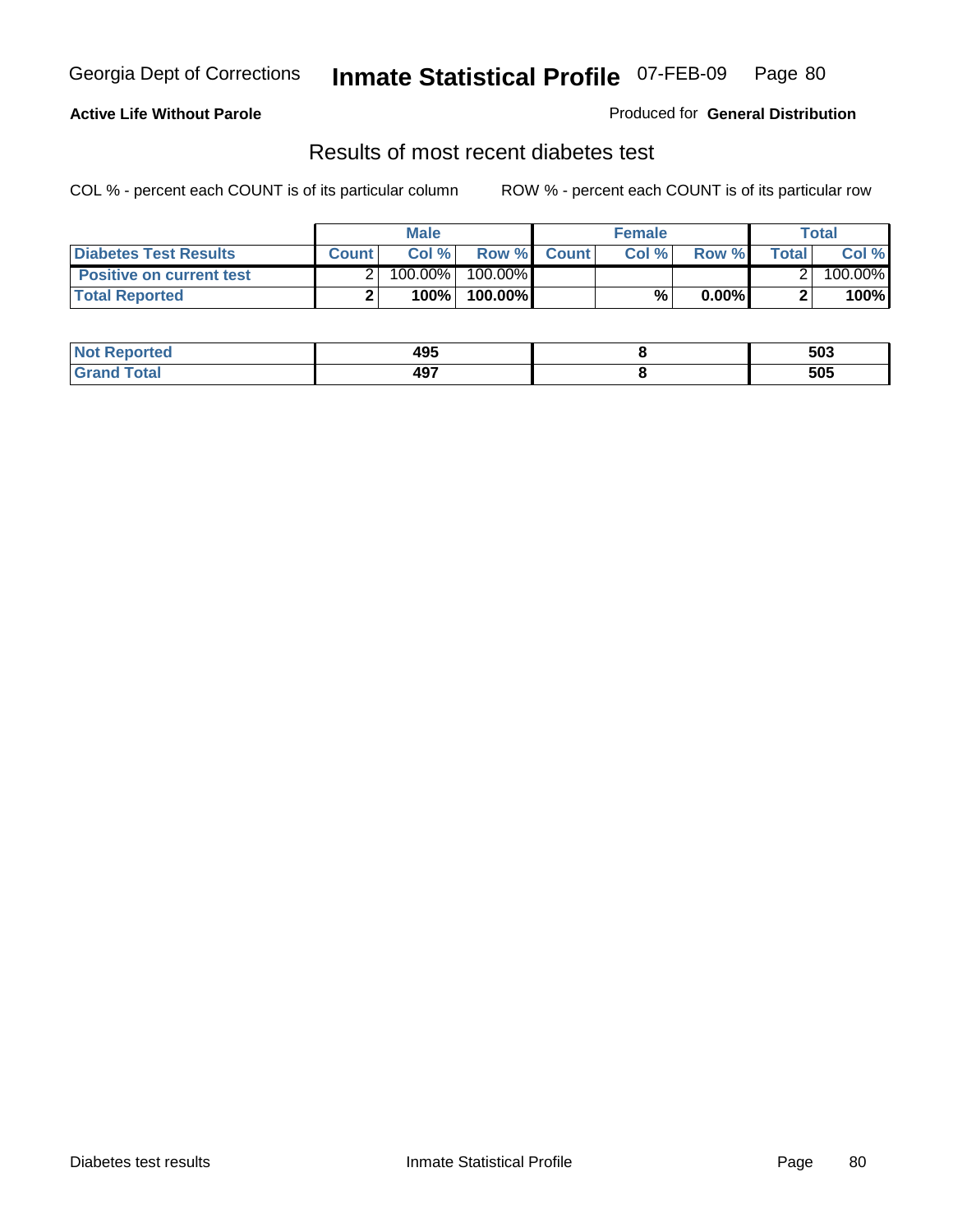**Active Life Without Parole**

Produced for **General Distribution**

## Results of most recent diabetes test

COL % - percent each COUNT is of its particular column

ROW % - percent each COUNT is of its particular row

| | Male | | | Female | | | Total | |
|---|---|---|---|---|---|---|---|---|
| **Diabetes Test Results** | **Count** | **Col %** | **Row %** | **Count** | **Col %** | **Row %** | **Total** | **Col %** |
| **Positive on current test** | 2 | 100.00% | 100.00% | | | | 2 | 100.00% |
| **Total Reported** | **2** | **100%** | **100.00%** | | **%** | **0.00%** | **2** | **100%** |

| | Male | Female | Total |
|---|---|---|---|
| **Not Reported** | **495** | **8** | **503** |
| **Grand Total** | **497** | **8** | **505** |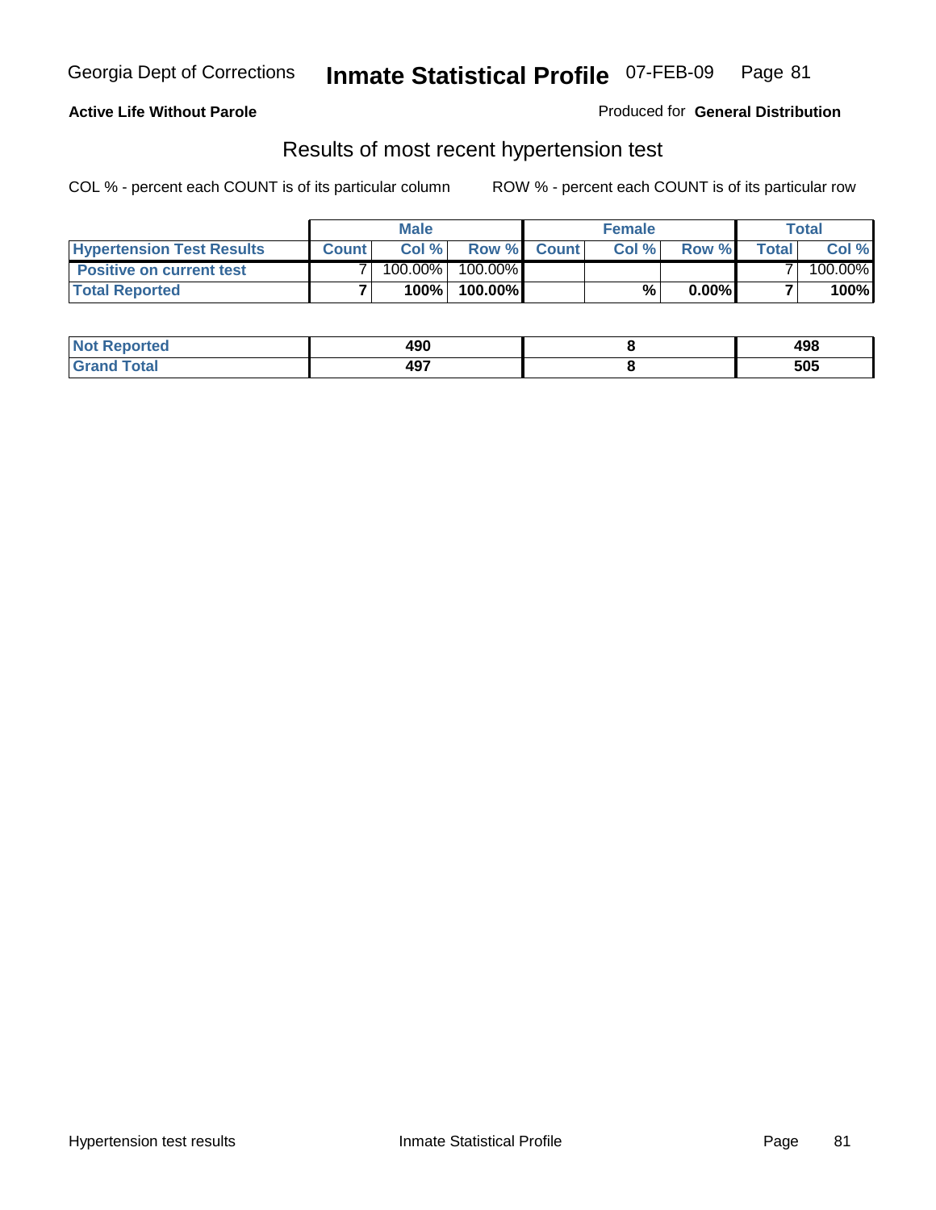Georgia Dept of Corrections **Inmate Statistical Profile** 07-FEB-09

**Active Life Without Parole**

Produced for **General Distribution**

## Results of most recent hypertension test

COL % - percent each COUNT is of its particular column        ROW % - percent each COUNT is of its particular row

| | Male | | | Female | | | Total | |
|---|---|---|---|---|---|---|---|---|
| **Hypertension Test Results** | **Count** | **Col %** | **Row %** | **Count** | **Col %** | **Row %** | **Total** | **Col %** |
| **Positive on current test** | 7 | 100.00% | 100.00% | | | | 7 | 100.00% |
| **Total Reported** | **7** | **100%** | **100.00%** | | **%** | **0.00%** | **7** | **100%** |

| | Male | Female | Total |
|---|---|---|---|
| **Not Reported** | **490** | **8** | **498** |
| **Grand Total** | **497** | **8** | **505** |

Hypertension test results        Inmate Statistical Profile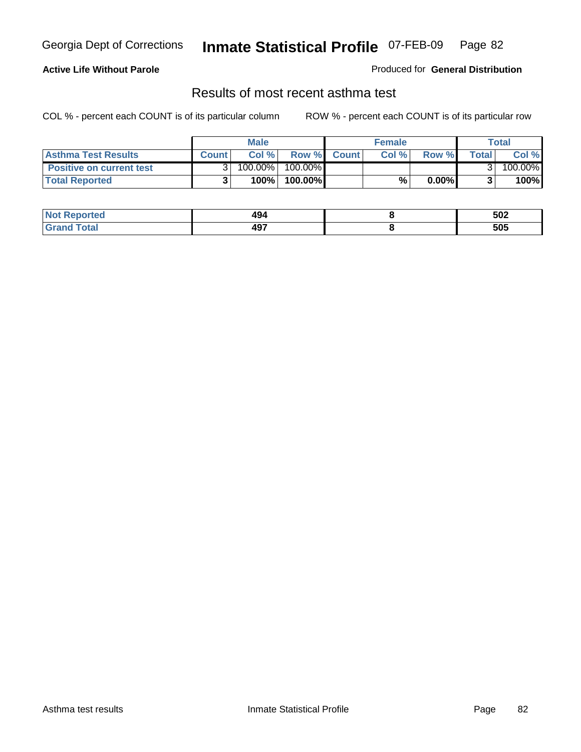Georgia Dept of Corrections **Inmate Statistical Profile** 07-FEB-09 Page 82

**Active Life Without Parole**

Produced for **General Distribution**

## Results of most recent asthma test

COL % - percent each COUNT is of its particular column

ROW % - percent each COUNT is of its particular row

| | Male | | | Female | | | Total | |
|---|---|---|---|---|---|---|---|---|
| **Asthma Test Results** | **Count** | **Col %** | **Row %** | **Count** | **Col %** | **Row %** | **Total** | **Col %** |
| **Positive on current test** | 3 | 100.00% | 100.00% | | | | 3 | 100.00% |
| **Total Reported** | **3** | **100%** | **100.00%** | | **%** | **0.00%** | **3** | **100%** |

| | Male | Female | Total |
|---|---|---|---|
| **Not Reported** | **494** | **8** | **502** |
| **Grand Total** | **497** | **8** | **505** |